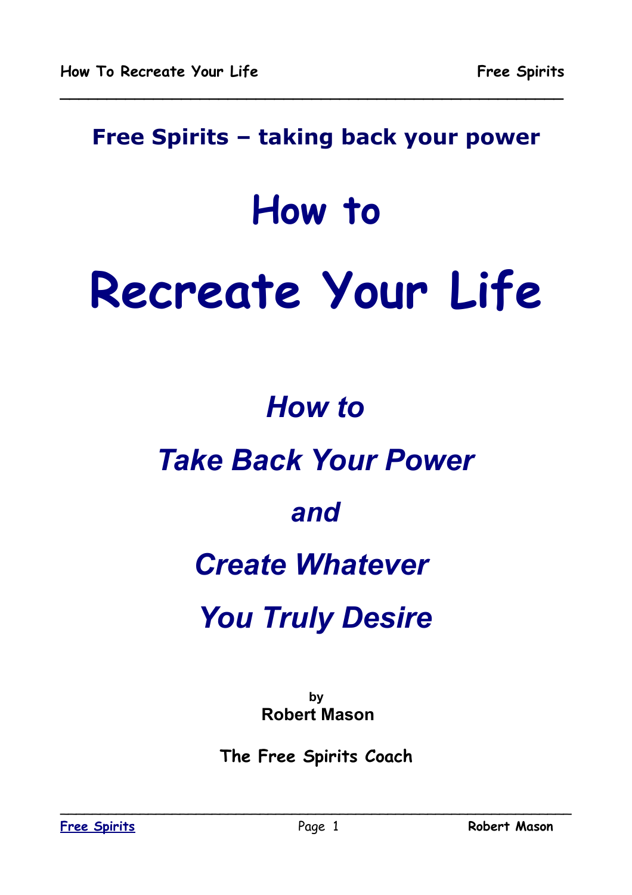**Free Spirits – taking back your power**

# How to

# Recreate Your Life

## *How to*

## *Take Back Your Power*

## *and*

## *Create Whatever*

## *You Truly Desire*

**by**
**Robert Mason**

**The Free Spirits Coach**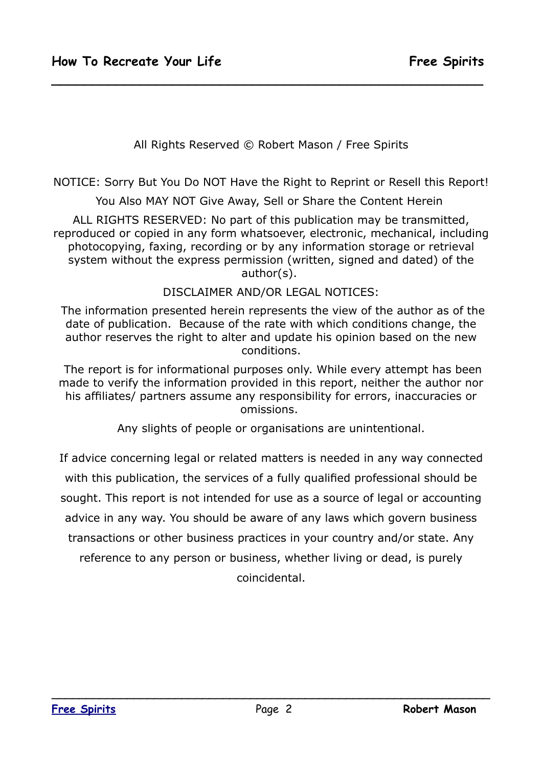All Rights Reserved © Robert Mason / Free Spirits

NOTICE: Sorry But You Do NOT Have the Right to Reprint or Resell this Report!

You Also MAY NOT Give Away, Sell or Share the Content Herein

ALL RIGHTS RESERVED: No part of this publication may be transmitted, reproduced or copied in any form whatsoever, electronic, mechanical, including photocopying, faxing, recording or by any information storage or retrieval system without the express permission (written, signed and dated) of the author(s).

DISCLAIMER AND/OR LEGAL NOTICES:

The information presented herein represents the view of the author as of the date of publication. Because of the rate with which conditions change, the author reserves the right to alter and update his opinion based on the new conditions.

The report is for informational purposes only. While every attempt has been made to verify the information provided in this report, neither the author nor his affiliates/ partners assume any responsibility for errors, inaccuracies or omissions.

Any slights of people or organisations are unintentional.

If advice concerning legal or related matters is needed in any way connected with this publication, the services of a fully qualified professional should be sought. This report is not intended for use as a source of legal or accounting advice in any way. You should be aware of any laws which govern business transactions or other business practices in your country and/or state. Any reference to any person or business, whether living or dead, is purely coincidental.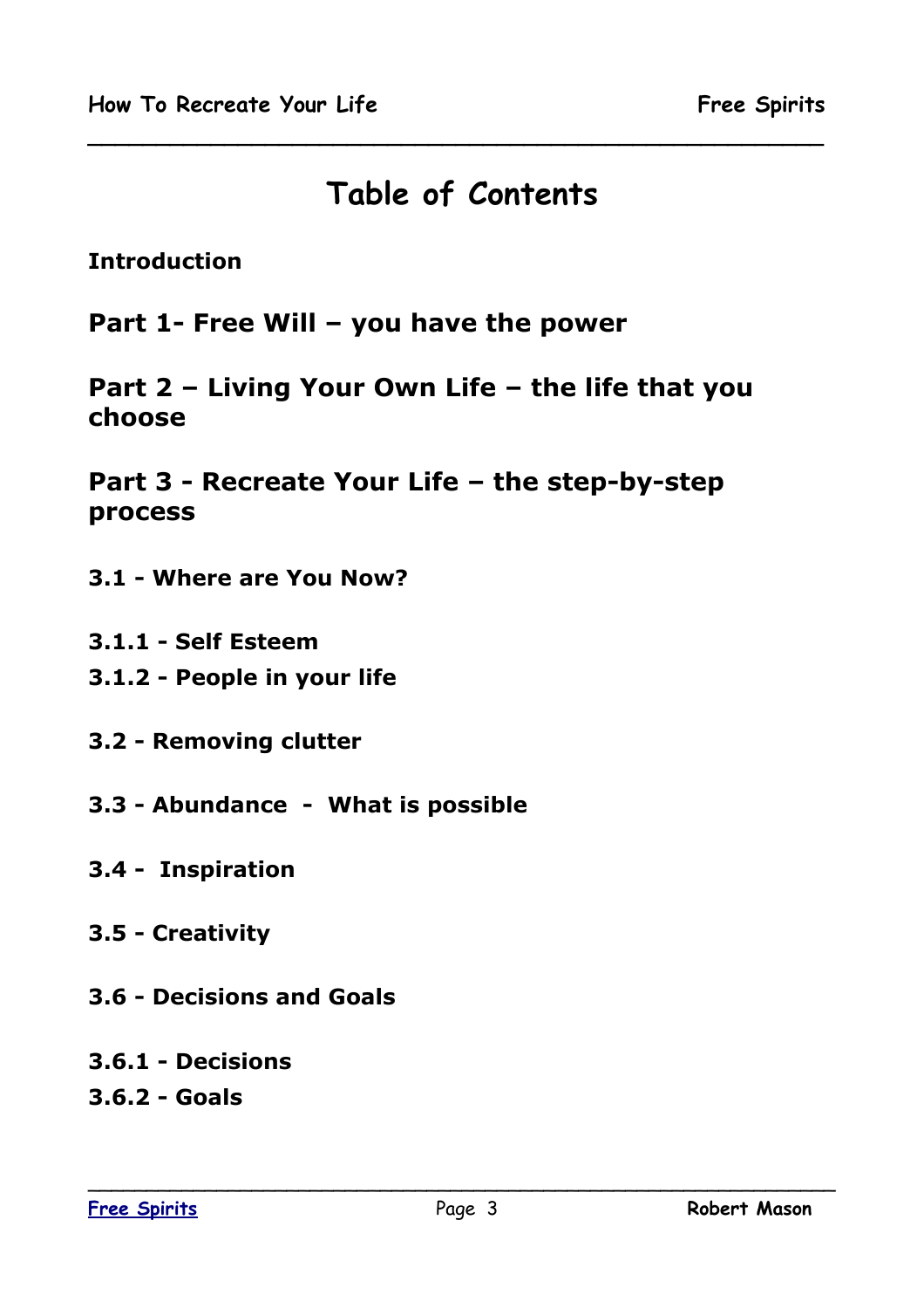# Table of Contents

**Introduction**

**Part 1- Free Will – you have the power**

**Part 2 – Living Your Own Life – the life that you choose**

**Part 3 - Recreate Your Life – the step-by-step process**

**3.1 - Where are You Now?**

**3.1.1 - Self Esteem**
**3.1.2 - People in your life**

**3.2 - Removing clutter**

**3.3 - Abundance - What is possible**

**3.4 - Inspiration**

**3.5 - Creativity**

**3.6 - Decisions and Goals**

**3.6.1 - Decisions**
**3.6.2 - Goals**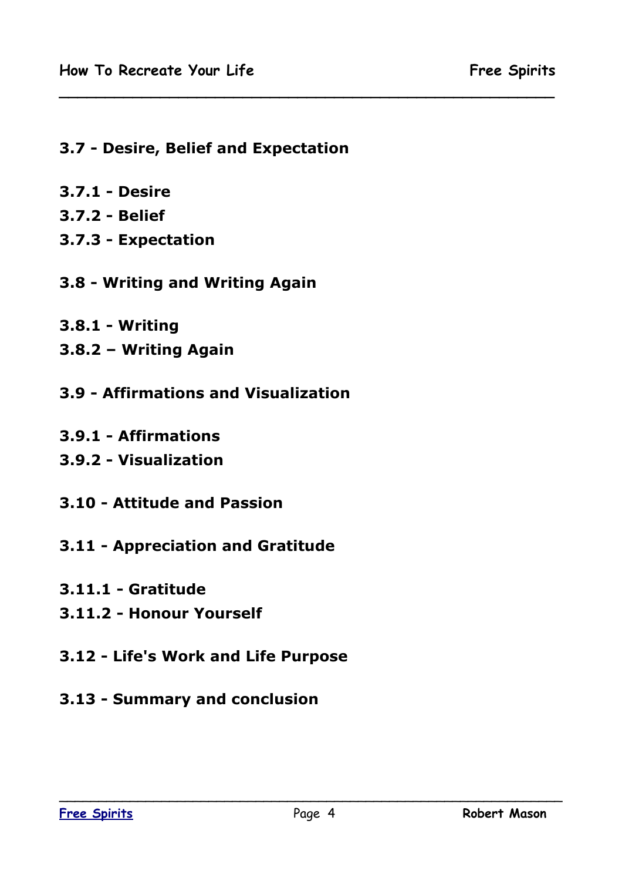**3.7 - Desire, Belief and Expectation**

**3.7.1 - Desire**
**3.7.2 - Belief**
**3.7.3 - Expectation**

**3.8 - Writing and Writing Again**

**3.8.1 - Writing**
**3.8.2 – Writing Again**

**3.9 - Affirmations and Visualization**

**3.9.1 - Affirmations**
**3.9.2 - Visualization**

**3.10 - Attitude and Passion**

**3.11 - Appreciation and Gratitude**

**3.11.1 - Gratitude**
**3.11.2 - Honour Yourself**

**3.12 - Life's Work and Life Purpose**

**3.13 - Summary and conclusion**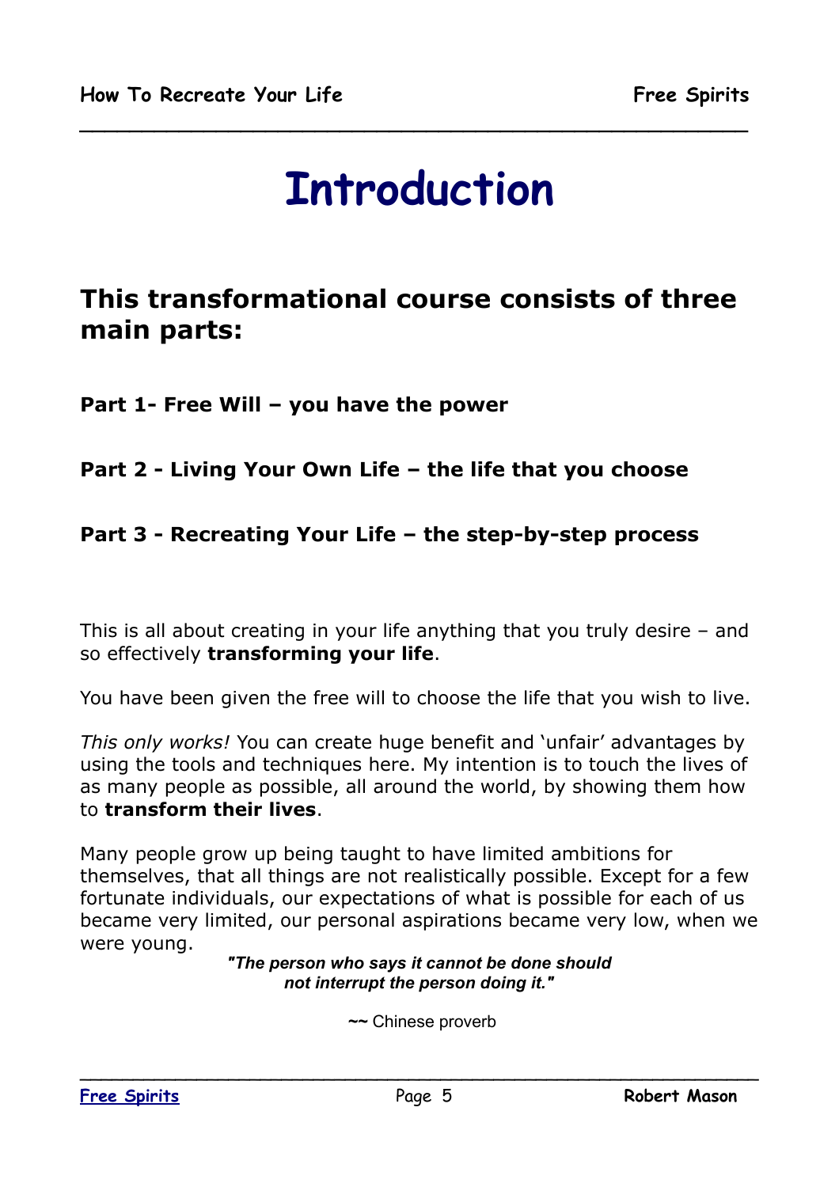# Introduction

## This transformational course consists of three main parts:

**Part 1- Free Will – you have the power**

**Part 2 - Living Your Own Life – the life that you choose**

**Part 3 - Recreating Your Life – the step-by-step process**

This is all about creating in your life anything that you truly desire – and so effectively **transforming your life**.

You have been given the free will to choose the life that you wish to live.

*This only works!* You can create huge benefit and 'unfair' advantages by using the tools and techniques here. My intention is to touch the lives of as many people as possible, all around the world, by showing them how to **transform their lives**.

Many people grow up being taught to have limited ambitions for themselves, that all things are not realistically possible. Except for a few fortunate individuals, our expectations of what is possible for each of us became very limited, our personal aspirations became very low, when we were young.

***"The person who says it cannot be done should not interrupt the person doing it."***

**~~** Chinese proverb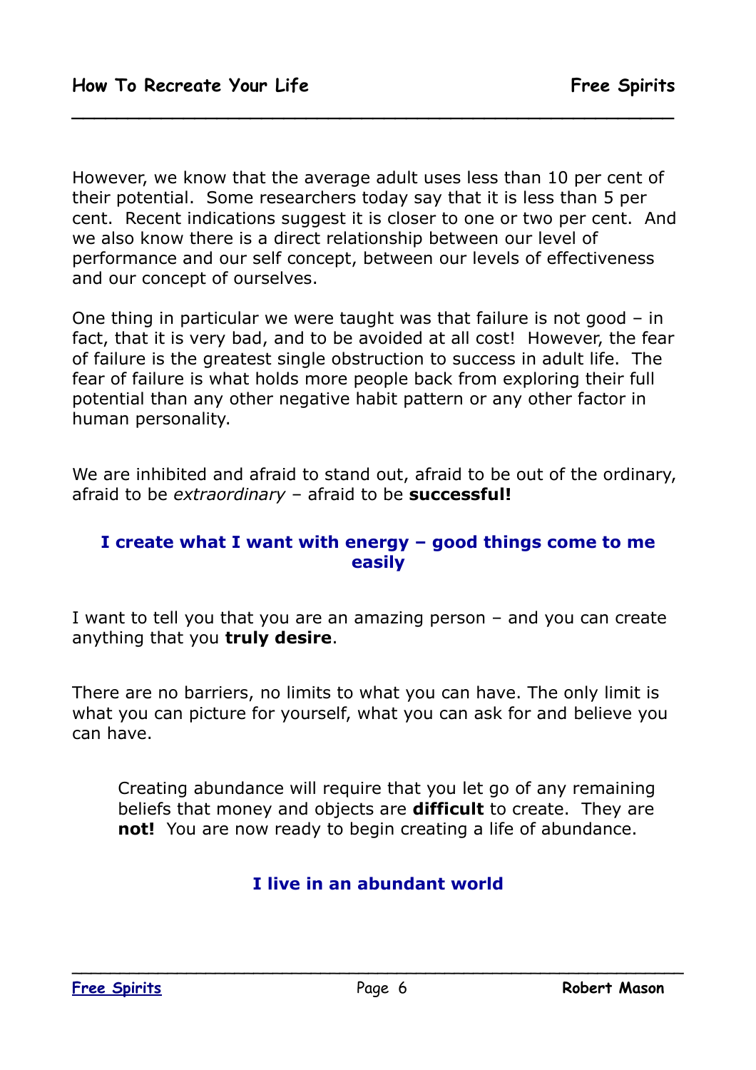However, we know that the average adult uses less than 10 per cent of their potential. Some researchers today say that it is less than 5 per cent. Recent indications suggest it is closer to one or two per cent. And we also know there is a direct relationship between our level of performance and our self concept, between our levels of effectiveness and our concept of ourselves.

One thing in particular we were taught was that failure is not good – in fact, that it is very bad, and to be avoided at all cost! However, the fear of failure is the greatest single obstruction to success in adult life. The fear of failure is what holds more people back from exploring their full potential than any other negative habit pattern or any other factor in human personality.

We are inhibited and afraid to stand out, afraid to be out of the ordinary, afraid to be *extraordinary* – afraid to be **successful!**

**I create what I want with energy – good things come to me easily**

I want to tell you that you are an amazing person – and you can create anything that you **truly desire**.

There are no barriers, no limits to what you can have. The only limit is what you can picture for yourself, what you can ask for and believe you can have.

> Creating abundance will require that you let go of any remaining beliefs that money and objects are **difficult** to create. They are **not!** You are now ready to begin creating a life of abundance.

**I live in an abundant world**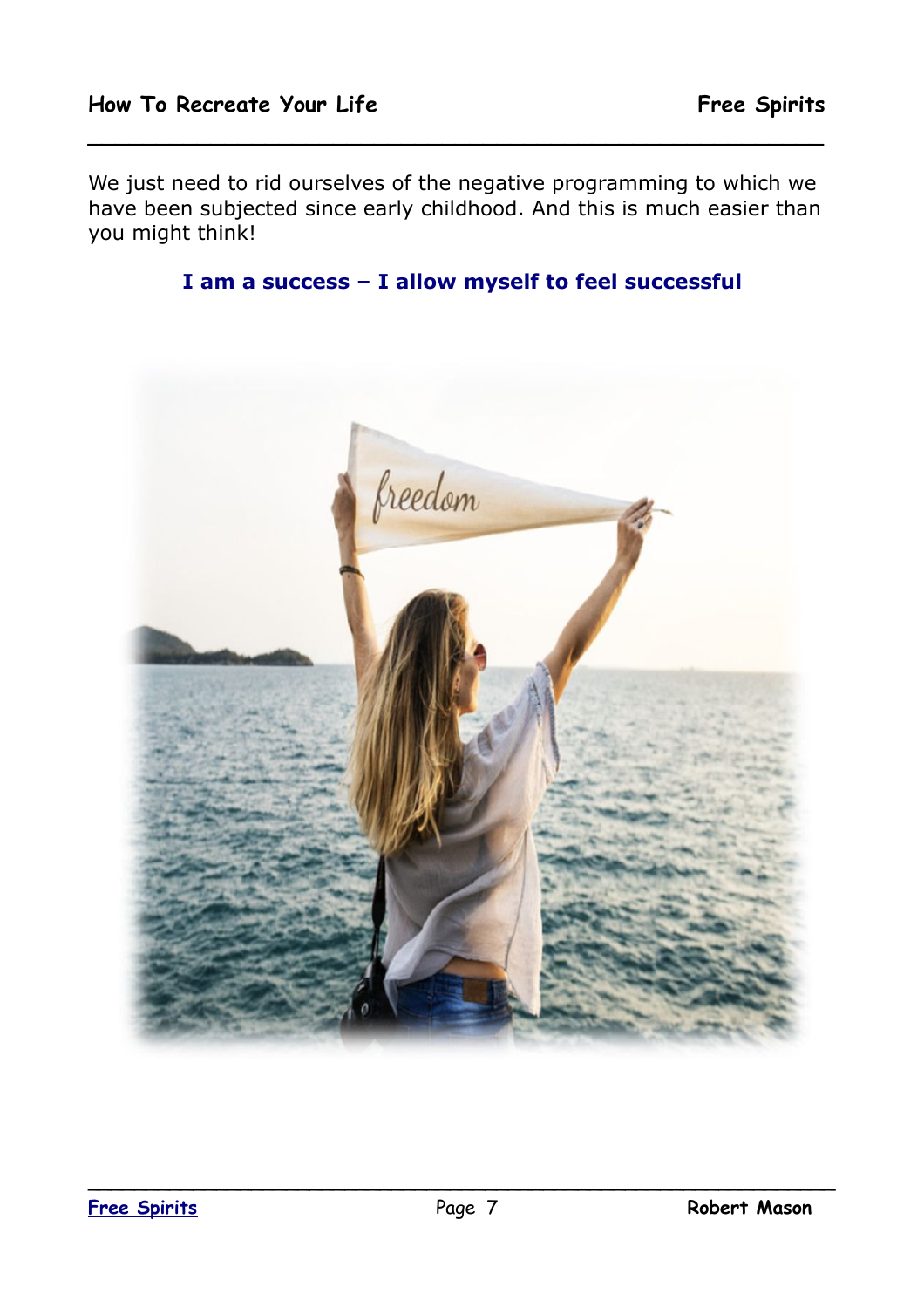We just need to rid ourselves of the negative programming to which we have been subjected since early childhood. And this is much easier than you might think!

**I am a success – I allow myself to feel successful**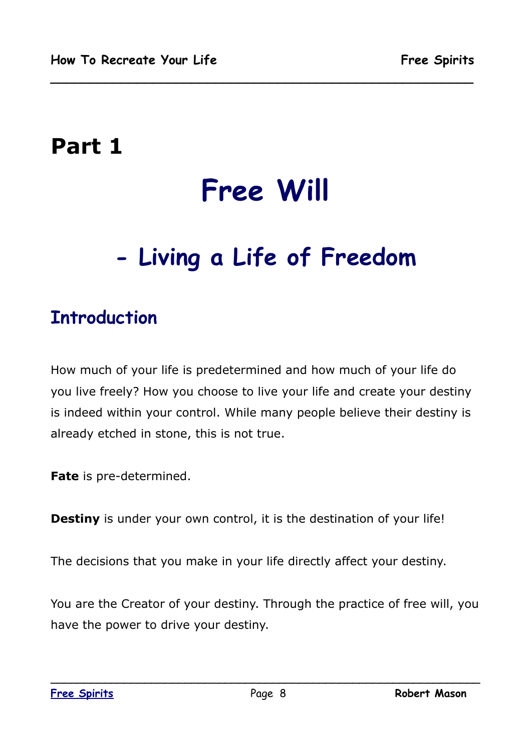# Part 1

# Free Will

## - Living a Life of Freedom

### Introduction

How much of your life is predetermined and how much of your life do you live freely? How you choose to live your life and create your destiny is indeed within your control. While many people believe their destiny is already etched in stone, this is not true.

**Fate** is pre-determined.

**Destiny** is under your own control, it is the destination of your life!

The decisions that you make in your life directly affect your destiny.

You are the Creator of your destiny. Through the practice of free will, you have the power to drive your destiny.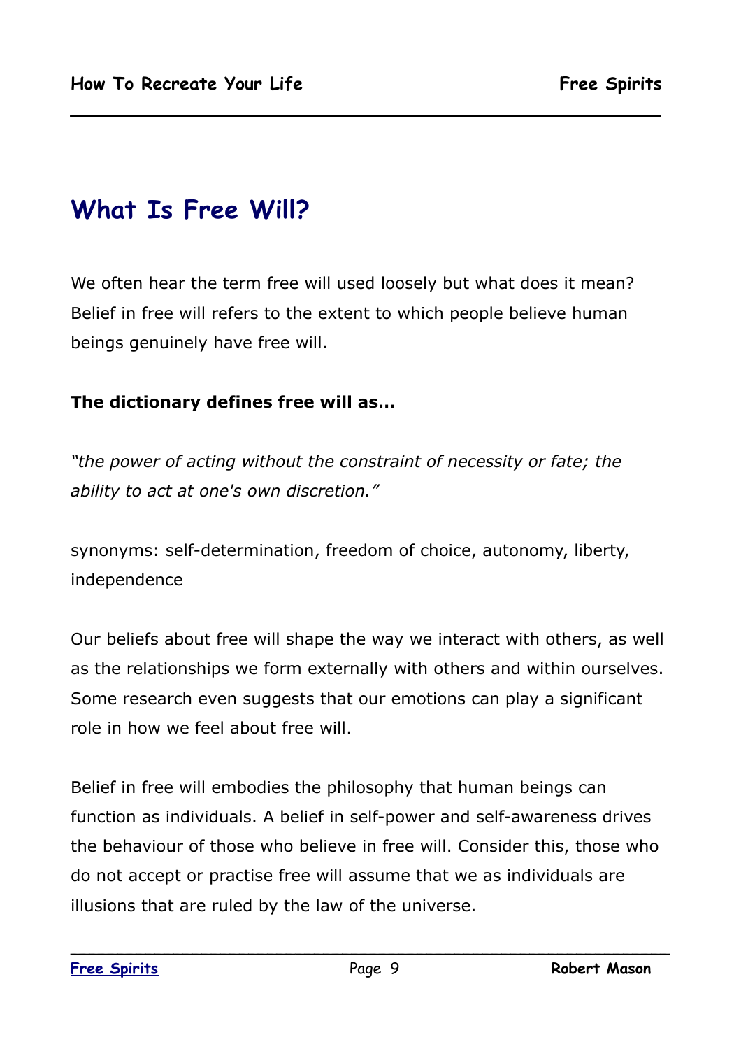# What Is Free Will?

We often hear the term free will used loosely but what does it mean? Belief in free will refers to the extent to which people believe human beings genuinely have free will.

**The dictionary defines free will as…**

*"the power of acting without the constraint of necessity or fate; the ability to act at one's own discretion."*

synonyms: self-determination, freedom of choice, autonomy, liberty, independence

Our beliefs about free will shape the way we interact with others, as well as the relationships we form externally with others and within ourselves. Some research even suggests that our emotions can play a significant role in how we feel about free will.

Belief in free will embodies the philosophy that human beings can function as individuals. A belief in self-power and self-awareness drives the behaviour of those who believe in free will. Consider this, those who do not accept or practise free will assume that we as individuals are illusions that are ruled by the law of the universe.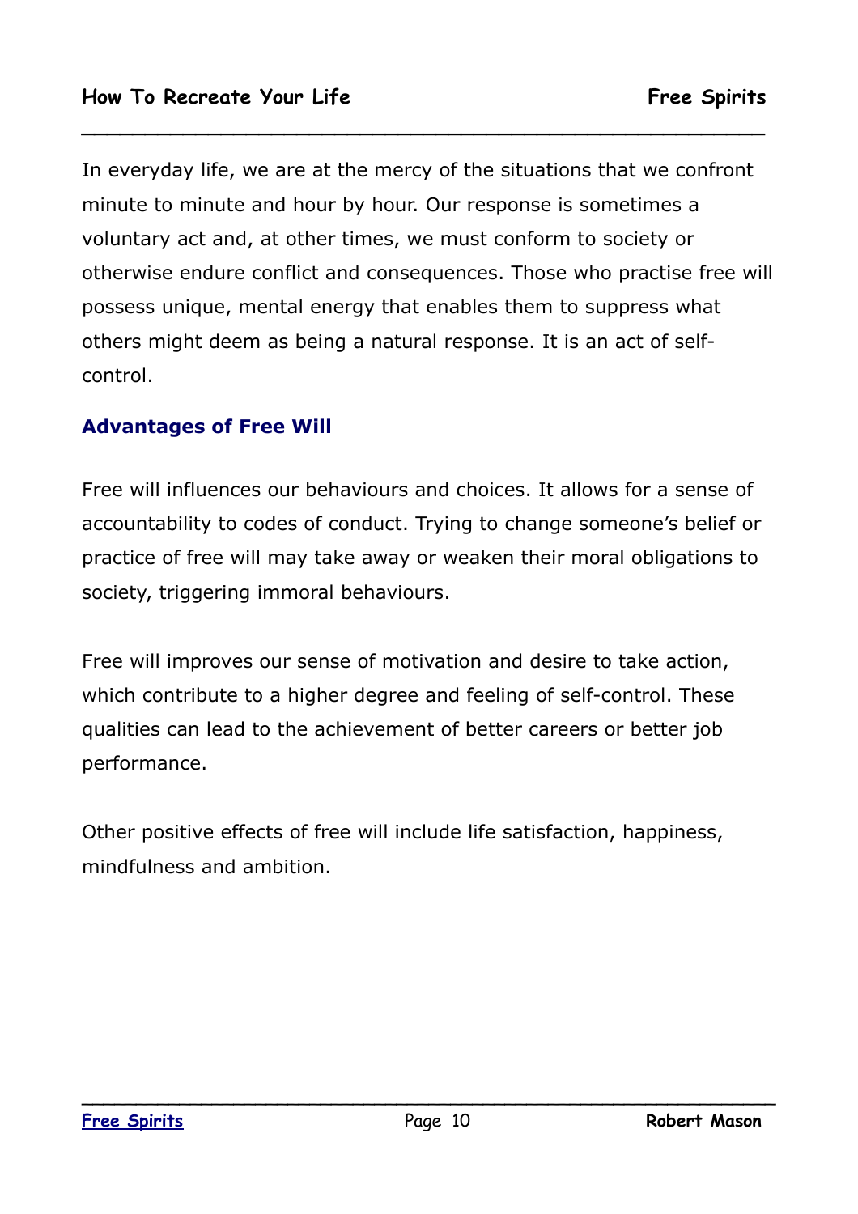In everyday life, we are at the mercy of the situations that we confront minute to minute and hour by hour. Our response is sometimes a voluntary act and, at other times, we must conform to society or otherwise endure conflict and consequences. Those who practise free will possess unique, mental energy that enables them to suppress what others might deem as being a natural response. It is an act of self-control.

## Advantages of Free Will

Free will influences our behaviours and choices. It allows for a sense of accountability to codes of conduct. Trying to change someone's belief or practice of free will may take away or weaken their moral obligations to society, triggering immoral behaviours.

Free will improves our sense of motivation and desire to take action, which contribute to a higher degree and feeling of self-control. These qualities can lead to the achievement of better careers or better job performance.

Other positive effects of free will include life satisfaction, happiness, mindfulness and ambition.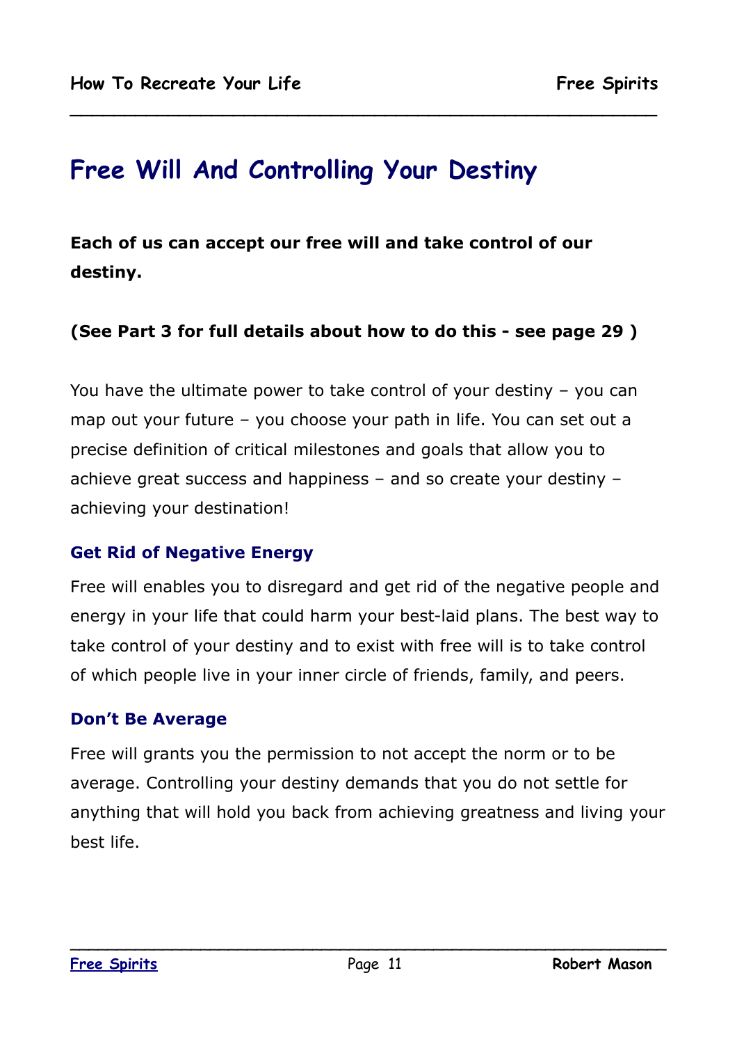# Free Will And Controlling Your Destiny

**Each of us can accept our free will and take control of our destiny.**

**(See Part 3 for full details about how to do this - see page 29 )**

You have the ultimate power to take control of your destiny – you can map out your future – you choose your path in life. You can set out a precise definition of critical milestones and goals that allow you to achieve great success and happiness – and so create your destiny – achieving your destination!

### Get Rid of Negative Energy

Free will enables you to disregard and get rid of the negative people and energy in your life that could harm your best-laid plans. The best way to take control of your destiny and to exist with free will is to take control of which people live in your inner circle of friends, family, and peers.

### Don't Be Average

Free will grants you the permission to not accept the norm or to be average. Controlling your destiny demands that you do not settle for anything that will hold you back from achieving greatness and living your best life.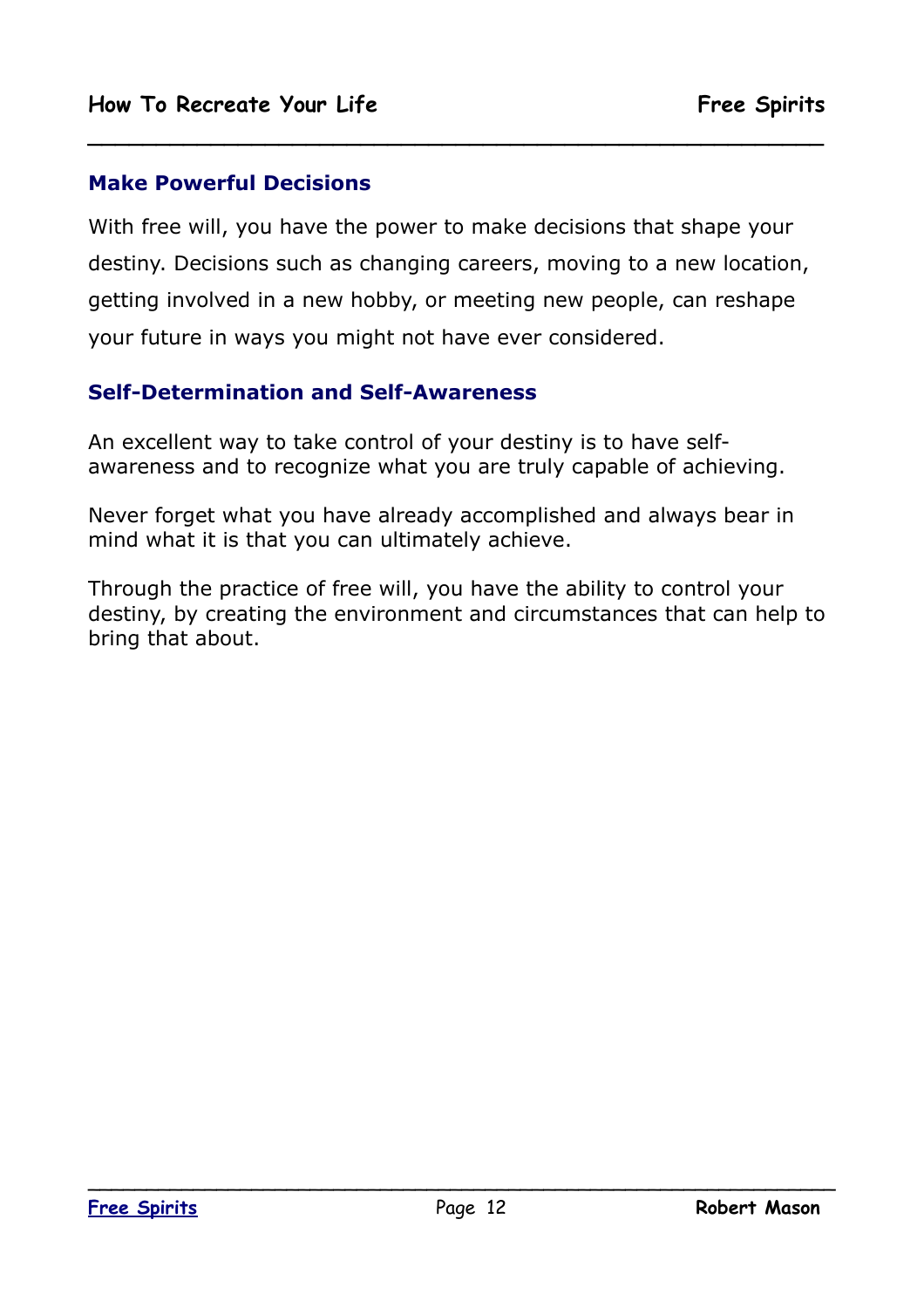## Make Powerful Decisions

With free will, you have the power to make decisions that shape your destiny. Decisions such as changing careers, moving to a new location, getting involved in a new hobby, or meeting new people, can reshape your future in ways you might not have ever considered.

## Self-Determination and Self-Awareness

An excellent way to take control of your destiny is to have self-awareness and to recognize what you are truly capable of achieving.

Never forget what you have already accomplished and always bear in mind what it is that you can ultimately achieve.

Through the practice of free will, you have the ability to control your destiny, by creating the environment and circumstances that can help to bring that about.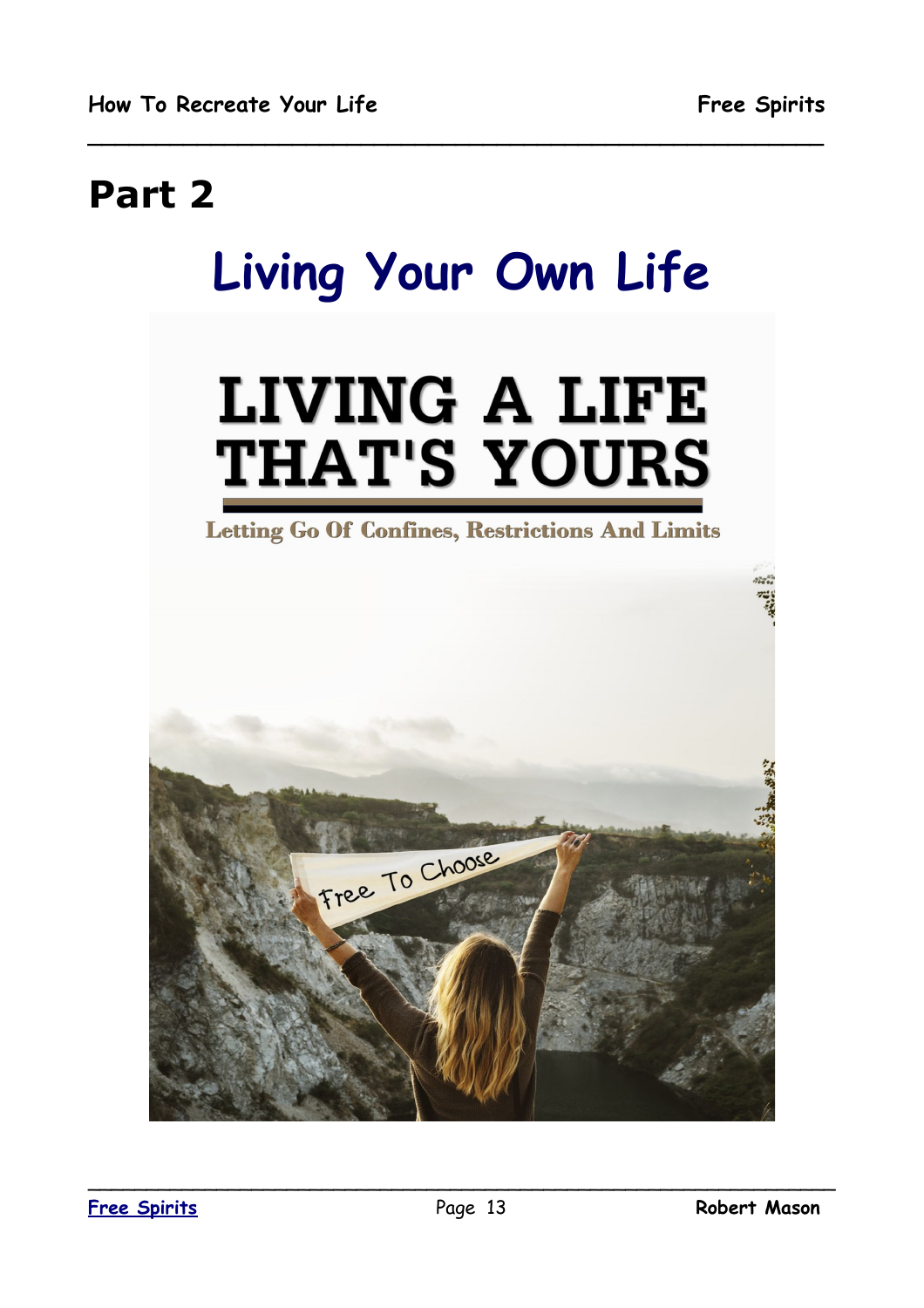# Part 2

## Living Your Own Life

LIVING A LIFE THAT'S YOURS

Letting Go Of Confines, Restrictions And Limits

Free To Choose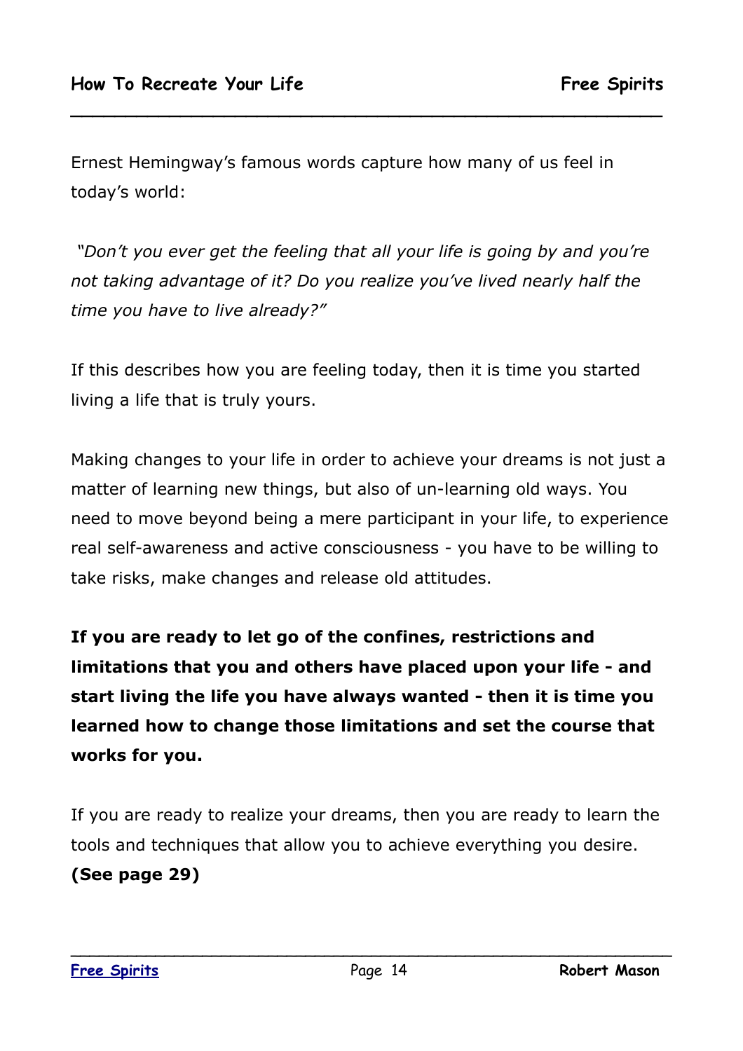Ernest Hemingway's famous words capture how many of us feel in today's world:

*"Don't you ever get the feeling that all your life is going by and you're not taking advantage of it? Do you realize you've lived nearly half the time you have to live already?"*

If this describes how you are feeling today, then it is time you started living a life that is truly yours.

Making changes to your life in order to achieve your dreams is not just a matter of learning new things, but also of un-learning old ways. You need to move beyond being a mere participant in your life, to experience real self-awareness and active consciousness - you have to be willing to take risks, make changes and release old attitudes.

**If you are ready to let go of the confines, restrictions and limitations that you and others have placed upon your life - and start living the life you have always wanted - then it is time you learned how to change those limitations and set the course that works for you.**

If you are ready to realize your dreams, then you are ready to learn the tools and techniques that allow you to achieve everything you desire. **(See page 29)**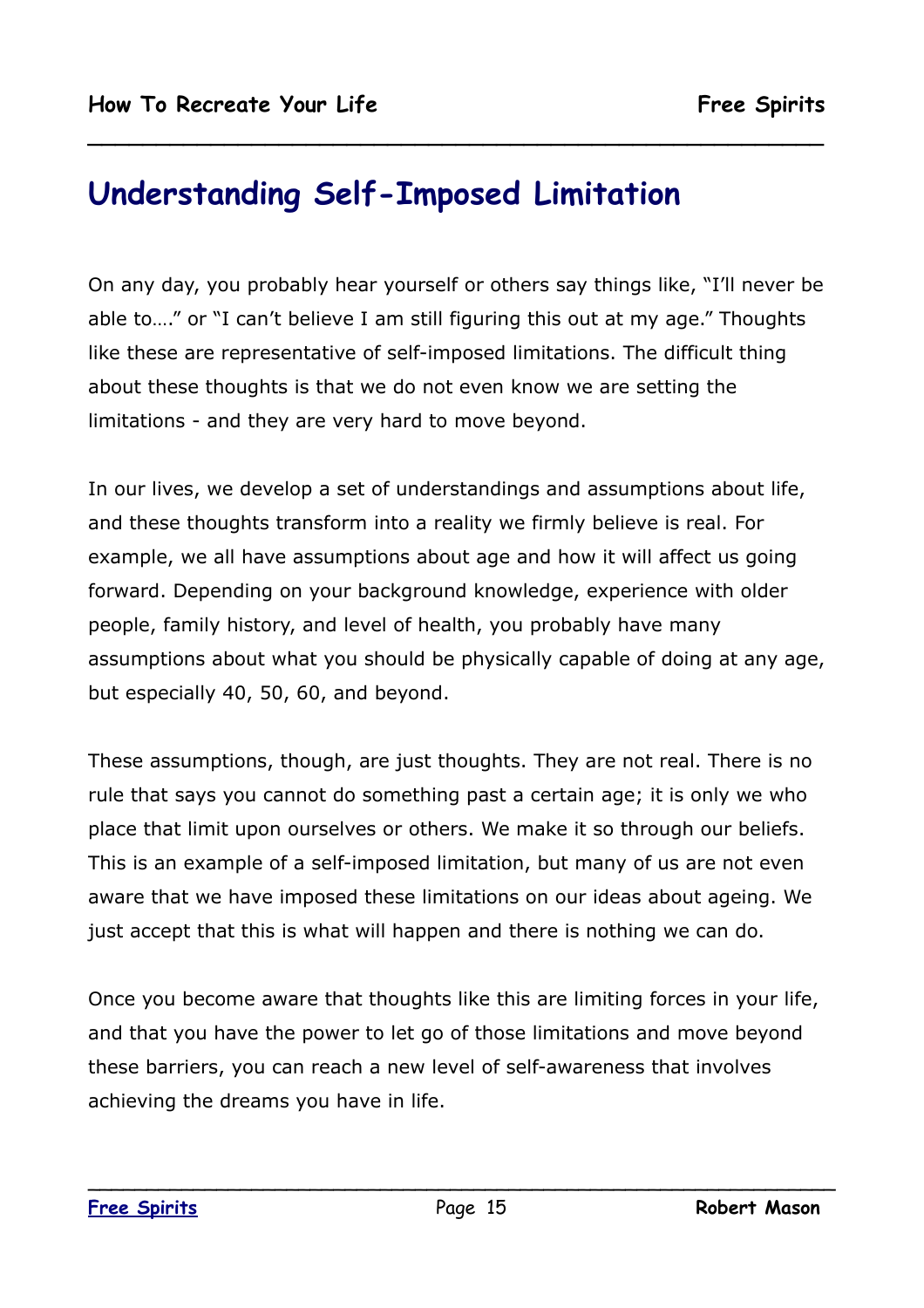# Understanding Self-Imposed Limitation

On any day, you probably hear yourself or others say things like, "I'll never be able to…." or "I can't believe I am still figuring this out at my age." Thoughts like these are representative of self-imposed limitations. The difficult thing about these thoughts is that we do not even know we are setting the limitations - and they are very hard to move beyond.

In our lives, we develop a set of understandings and assumptions about life, and these thoughts transform into a reality we firmly believe is real. For example, we all have assumptions about age and how it will affect us going forward. Depending on your background knowledge, experience with older people, family history, and level of health, you probably have many assumptions about what you should be physically capable of doing at any age, but especially 40, 50, 60, and beyond.

These assumptions, though, are just thoughts. They are not real. There is no rule that says you cannot do something past a certain age; it is only we who place that limit upon ourselves or others. We make it so through our beliefs. This is an example of a self-imposed limitation, but many of us are not even aware that we have imposed these limitations on our ideas about ageing. We just accept that this is what will happen and there is nothing we can do.

Once you become aware that thoughts like this are limiting forces in your life, and that you have the power to let go of those limitations and move beyond these barriers, you can reach a new level of self-awareness that involves achieving the dreams you have in life.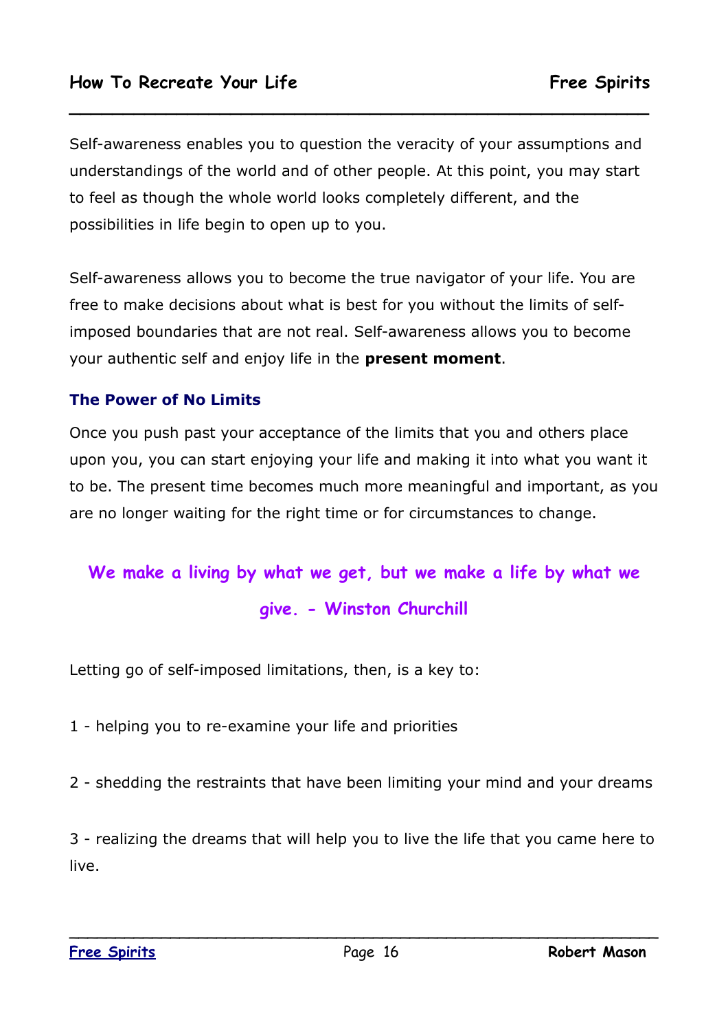Self-awareness enables you to question the veracity of your assumptions and understandings of the world and of other people. At this point, you may start to feel as though the whole world looks completely different, and the possibilities in life begin to open up to you.

Self-awareness allows you to become the true navigator of your life. You are free to make decisions about what is best for you without the limits of self-imposed boundaries that are not real. Self-awareness allows you to become your authentic self and enjoy life in the **present moment**.

### The Power of No Limits

Once you push past your acceptance of the limits that you and others place upon you, you can start enjoying your life and making it into what you want it to be. The present time becomes much more meaningful and important, as you are no longer waiting for the right time or for circumstances to change.

**We make a living by what we get, but we make a life by what we give. - Winston Churchill**

Letting go of self-imposed limitations, then, is a key to:

1 - helping you to re-examine your life and priorities

2 - shedding the restraints that have been limiting your mind and your dreams

3 - realizing the dreams that will help you to live the life that you came here to live.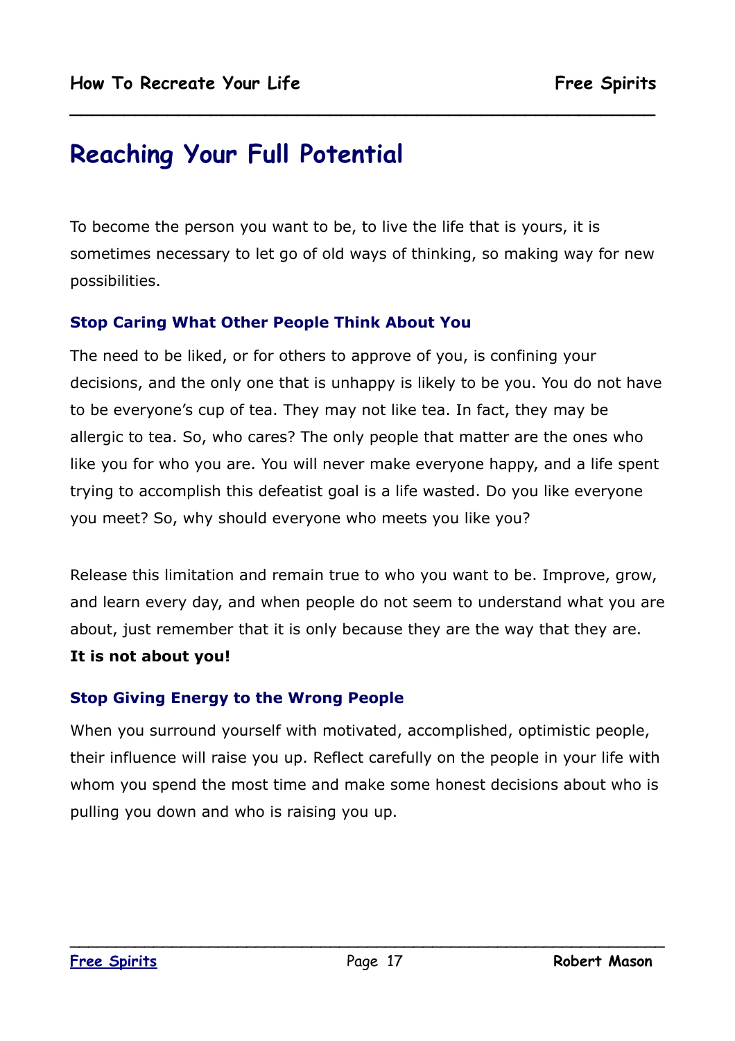# Reaching Your Full Potential

To become the person you want to be, to live the life that is yours, it is sometimes necessary to let go of old ways of thinking, so making way for new possibilities.

### Stop Caring What Other People Think About You

The need to be liked, or for others to approve of you, is confining your decisions, and the only one that is unhappy is likely to be you. You do not have to be everyone's cup of tea. They may not like tea. In fact, they may be allergic to tea. So, who cares? The only people that matter are the ones who like you for who you are. You will never make everyone happy, and a life spent trying to accomplish this defeatist goal is a life wasted. Do you like everyone you meet? So, why should everyone who meets you like you?

Release this limitation and remain true to who you want to be. Improve, grow, and learn every day, and when people do not seem to understand what you are about, just remember that it is only because they are the way that they are.
**It is not about you!**

### Stop Giving Energy to the Wrong People

When you surround yourself with motivated, accomplished, optimistic people, their influence will raise you up. Reflect carefully on the people in your life with whom you spend the most time and make some honest decisions about who is pulling you down and who is raising you up.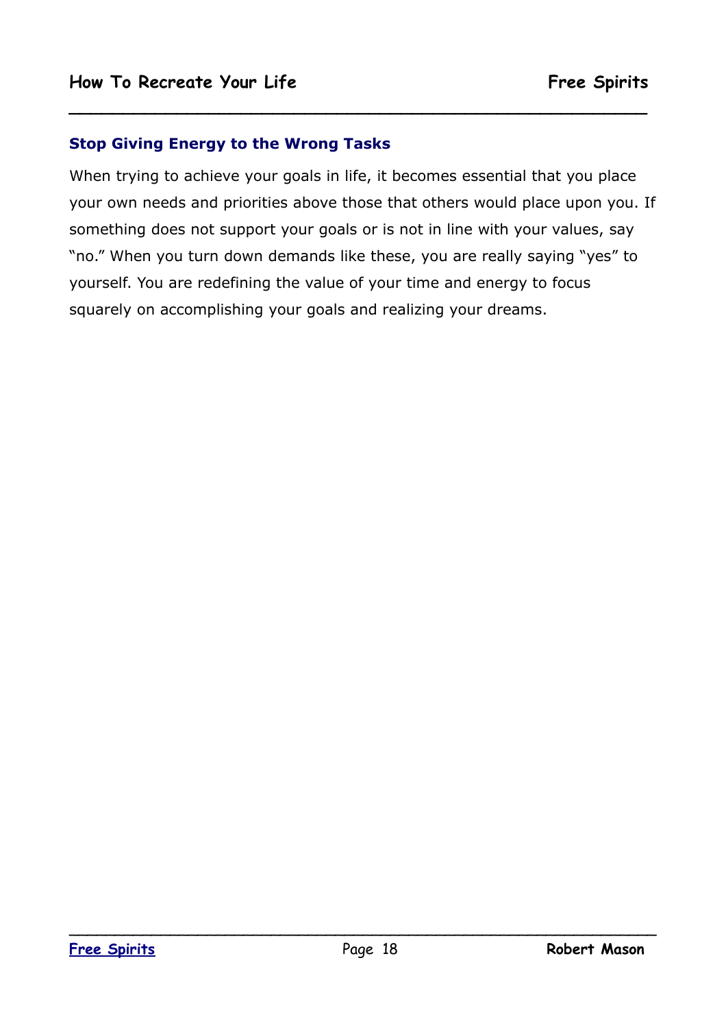### Stop Giving Energy to the Wrong Tasks

When trying to achieve your goals in life, it becomes essential that you place your own needs and priorities above those that others would place upon you. If something does not support your goals or is not in line with your values, say "no." When you turn down demands like these, you are really saying "yes" to yourself. You are redefining the value of your time and energy to focus squarely on accomplishing your goals and realizing your dreams.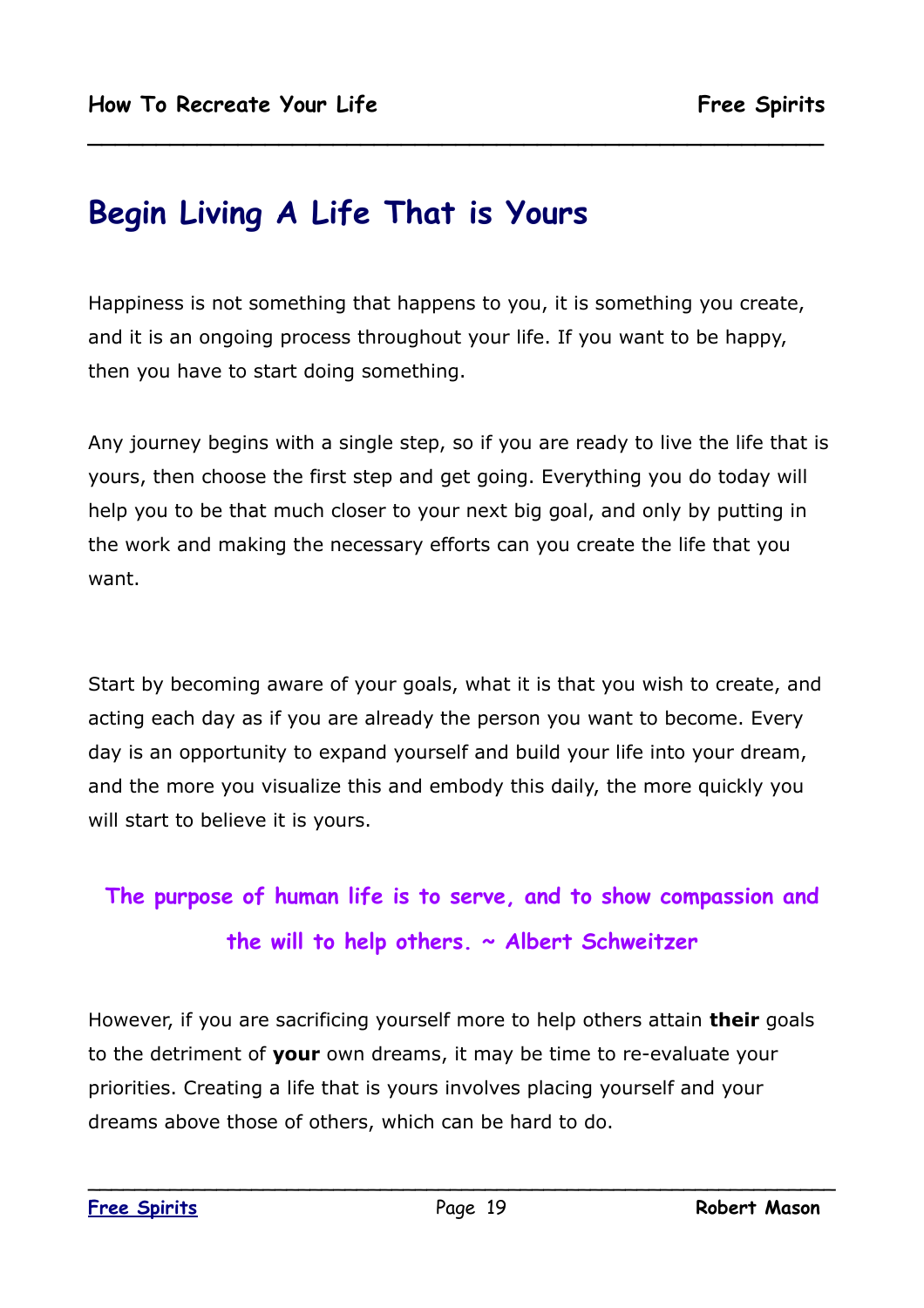# Begin Living A Life That is Yours

Happiness is not something that happens to you, it is something you create, and it is an ongoing process throughout your life. If you want to be happy, then you have to start doing something.

Any journey begins with a single step, so if you are ready to live the life that is yours, then choose the first step and get going. Everything you do today will help you to be that much closer to your next big goal, and only by putting in the work and making the necessary efforts can you create the life that you want.

Start by becoming aware of your goals, what it is that you wish to create, and acting each day as if you are already the person you want to become. Every day is an opportunity to expand yourself and build your life into your dream, and the more you visualize this and embody this daily, the more quickly you will start to believe it is yours.

**The purpose of human life is to serve, and to show compassion and the will to help others. ~ Albert Schweitzer**

However, if you are sacrificing yourself more to help others attain **their** goals to the detriment of **your** own dreams, it may be time to re-evaluate your priorities. Creating a life that is yours involves placing yourself and your dreams above those of others, which can be hard to do.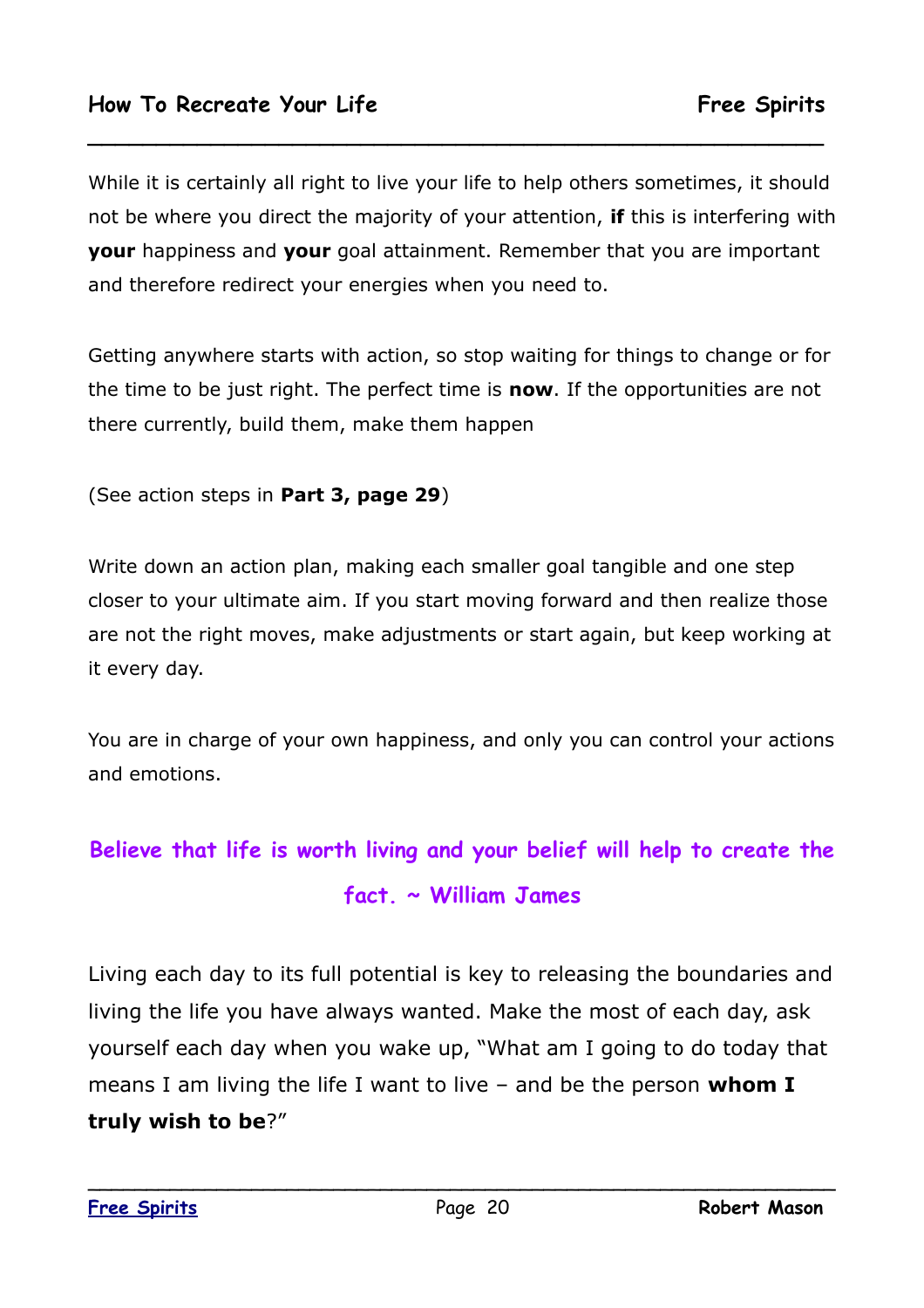While it is certainly all right to live your life to help others sometimes, it should not be where you direct the majority of your attention, **if** this is interfering with **your** happiness and **your** goal attainment. Remember that you are important and therefore redirect your energies when you need to.

Getting anywhere starts with action, so stop waiting for things to change or for the time to be just right. The perfect time is **now**. If the opportunities are not there currently, build them, make them happen

(See action steps in **Part 3, page 29**)

Write down an action plan, making each smaller goal tangible and one step closer to your ultimate aim. If you start moving forward and then realize those are not the right moves, make adjustments or start again, but keep working at it every day.

You are in charge of your own happiness, and only you can control your actions and emotions.

**Believe that life is worth living and your belief will help to create the fact. ~ William James**

Living each day to its full potential is key to releasing the boundaries and living the life you have always wanted. Make the most of each day, ask yourself each day when you wake up, "What am I going to do today that means I am living the life I want to live – and be the person **whom I truly wish to be**?"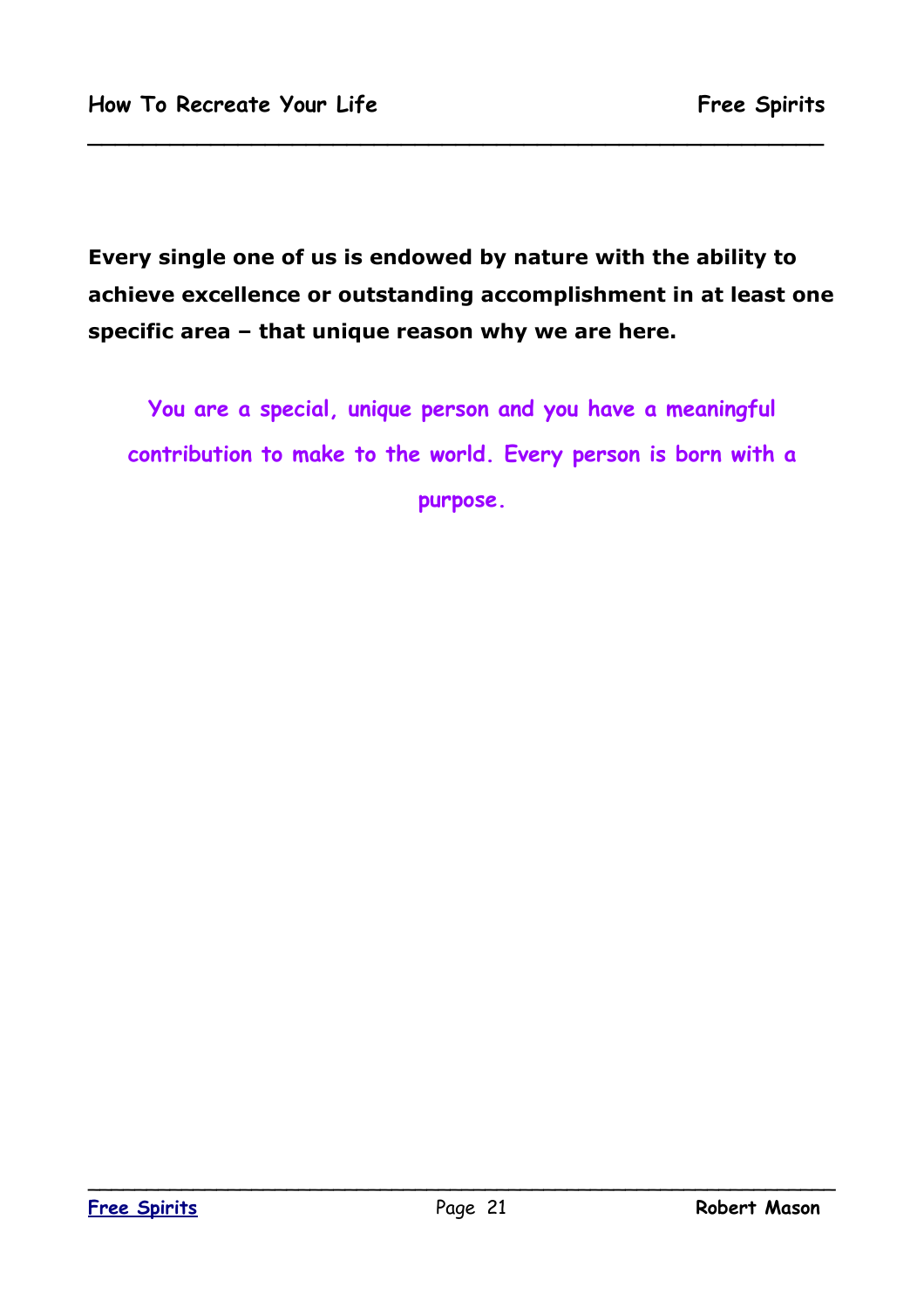**Every single one of us is endowed by nature with the ability to achieve excellence or outstanding accomplishment in at least one specific area – that unique reason why we are here.**

**You are a special, unique person and you have a meaningful contribution to make to the world. Every person is born with a purpose.**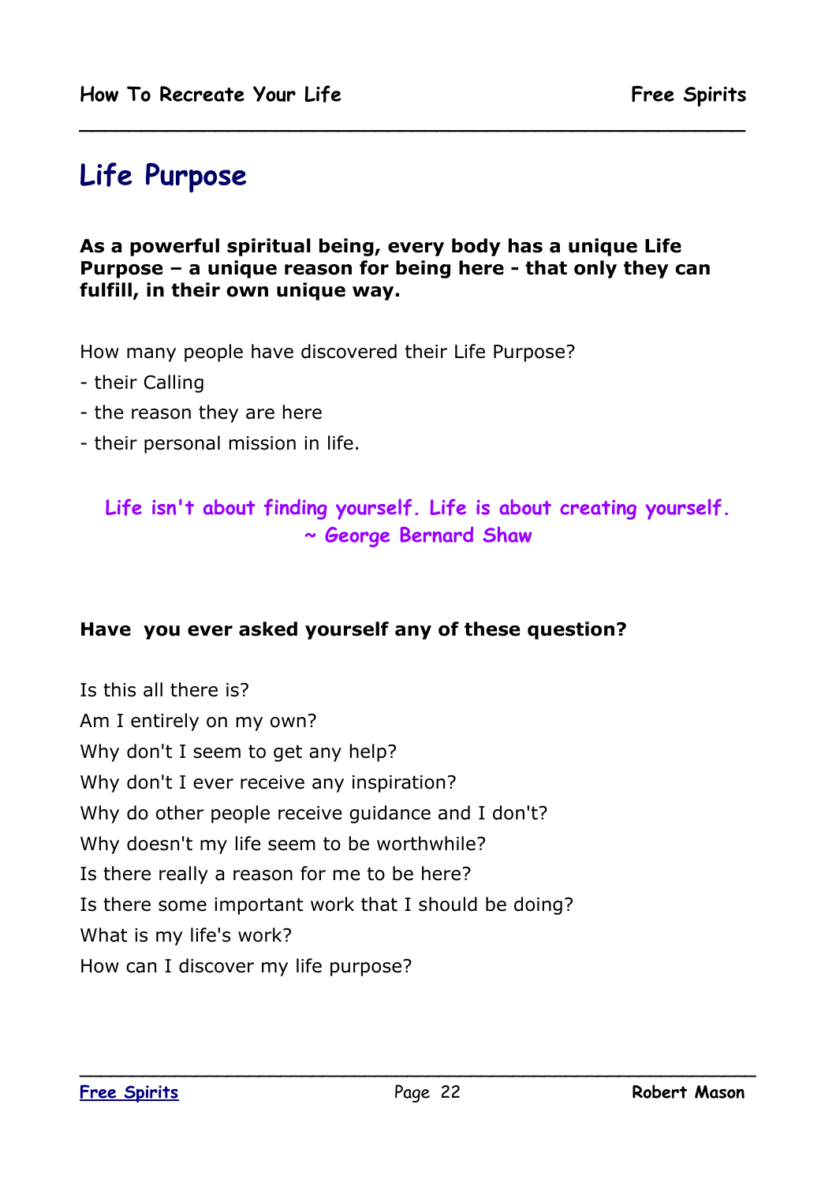# Life Purpose

**As a powerful spiritual being, every body has a unique Life Purpose – a unique reason for being here - that only they can fulfill, in their own unique way.**

How many people have discovered their Life Purpose?

- their Calling
- the reason they are here
- their personal mission in life.

*Life isn't about finding yourself. Life is about creating yourself.*
*~ George Bernard Shaw*

**Have you ever asked yourself any of these question?**

Is this all there is?
Am I entirely on my own?
Why don't I seem to get any help?
Why don't I ever receive any inspiration?
Why do other people receive guidance and I don't?
Why doesn't my life seem to be worthwhile?
Is there really a reason for me to be here?
Is there some important work that I should be doing?
What is my life's work?
How can I discover my life purpose?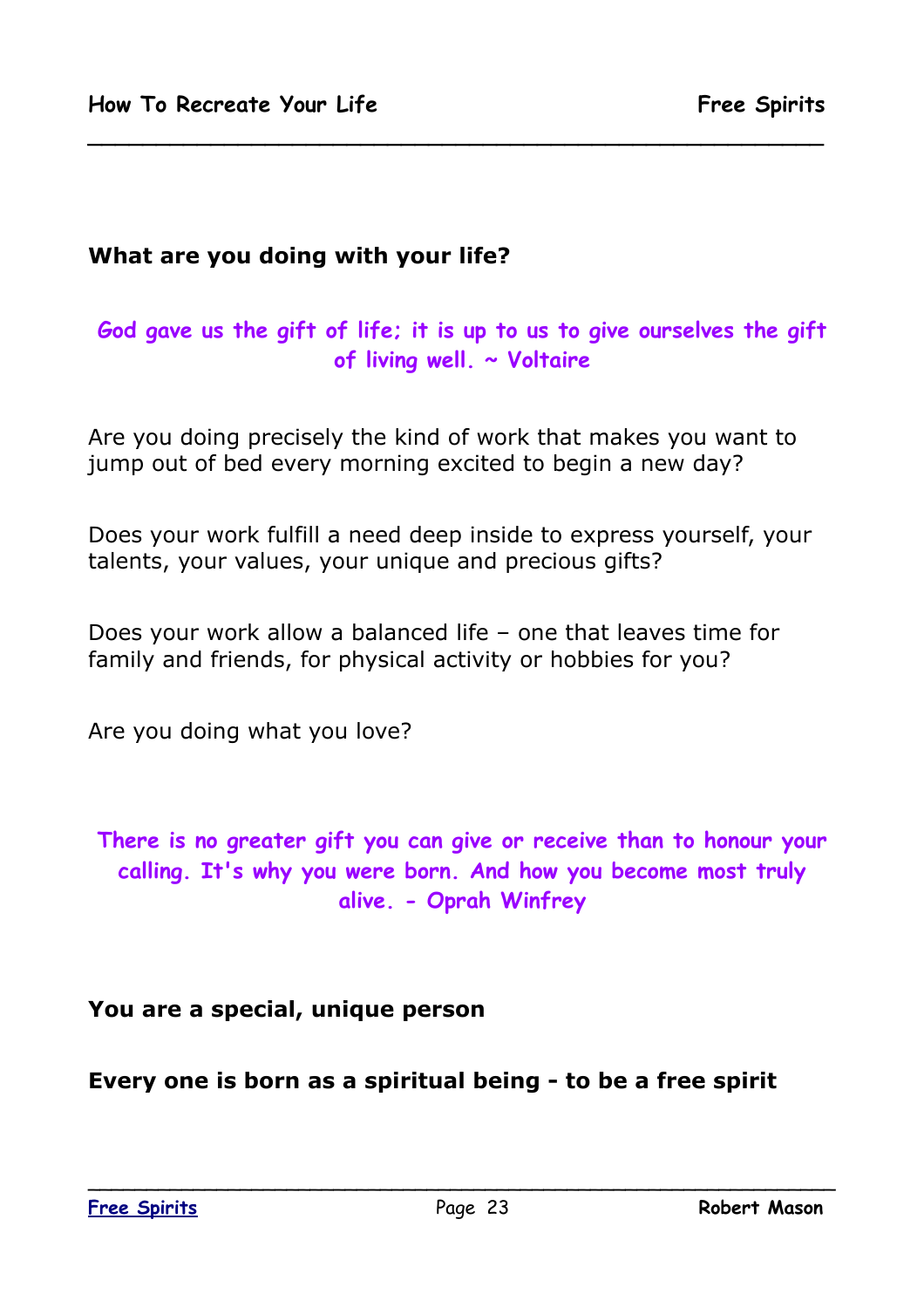**What are you doing with your life?**

**God gave us the gift of life; it is up to us to give ourselves the gift of living well. ~ Voltaire**

Are you doing precisely the kind of work that makes you want to jump out of bed every morning excited to begin a new day?

Does your work fulfill a need deep inside to express yourself, your talents, your values, your unique and precious gifts?

Does your work allow a balanced life – one that leaves time for family and friends, for physical activity or hobbies for you?

Are you doing what you love?

**There is no greater gift you can give or receive than to honour your calling. It's why you were born. And how you become most truly alive. - Oprah Winfrey**

**You are a special, unique person**

**Every one is born as a spiritual being - to be a free spirit**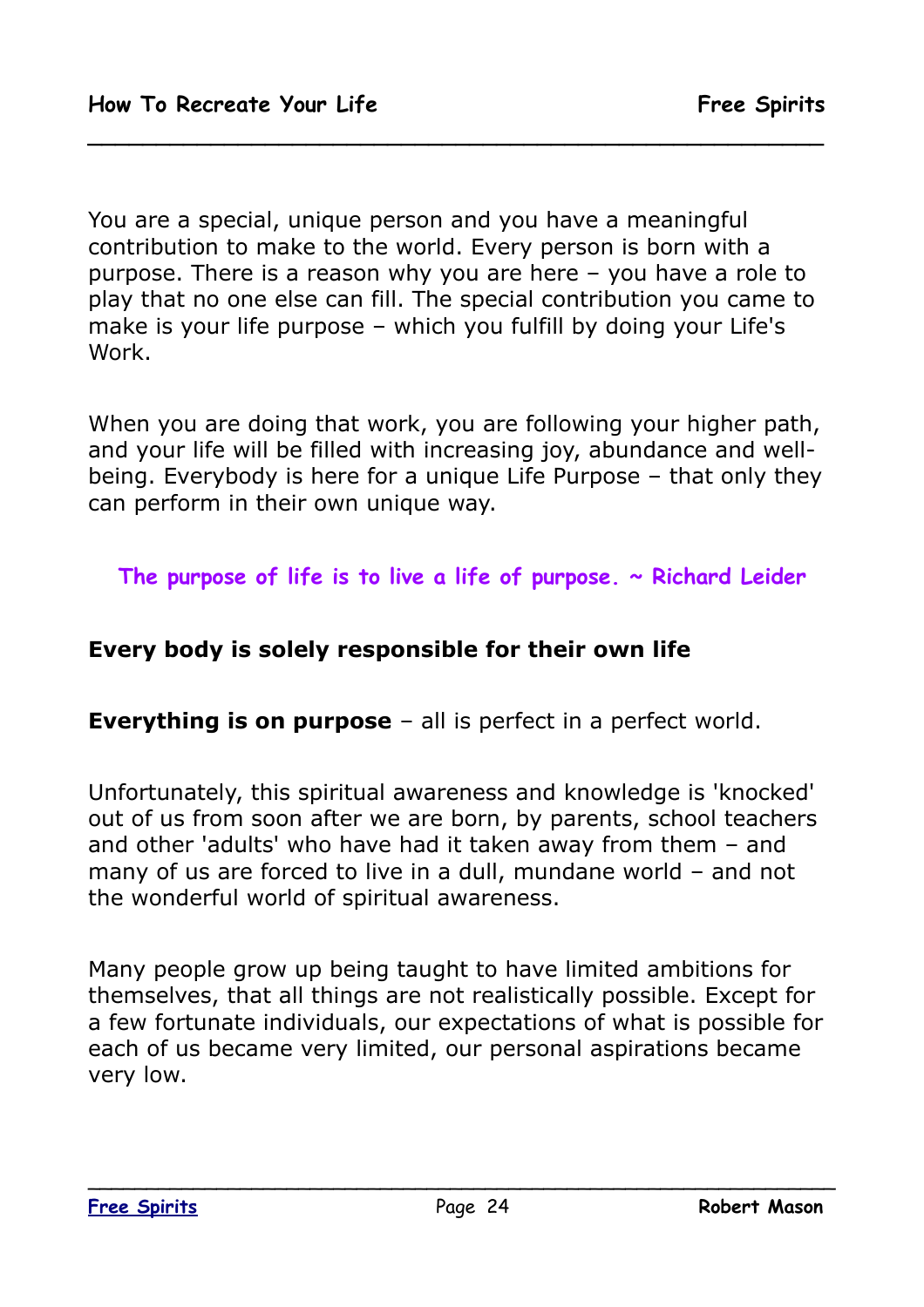You are a special, unique person and you have a meaningful contribution to make to the world. Every person is born with a purpose. There is a reason why you are here – you have a role to play that no one else can fill. The special contribution you came to make is your life purpose – which you fulfill by doing your Life's Work.

When you are doing that work, you are following your higher path, and your life will be filled with increasing joy, abundance and well-being. Everybody is here for a unique Life Purpose – that only they can perform in their own unique way.

**The purpose of life is to live a life of purpose. ~ Richard Leider**

**Every body is solely responsible for their own life**

**Everything is on purpose** – all is perfect in a perfect world.

Unfortunately, this spiritual awareness and knowledge is 'knocked' out of us from soon after we are born, by parents, school teachers and other 'adults' who have had it taken away from them – and many of us are forced to live in a dull, mundane world – and not the wonderful world of spiritual awareness.

Many people grow up being taught to have limited ambitions for themselves, that all things are not realistically possible. Except for a few fortunate individuals, our expectations of what is possible for each of us became very limited, our personal aspirations became very low.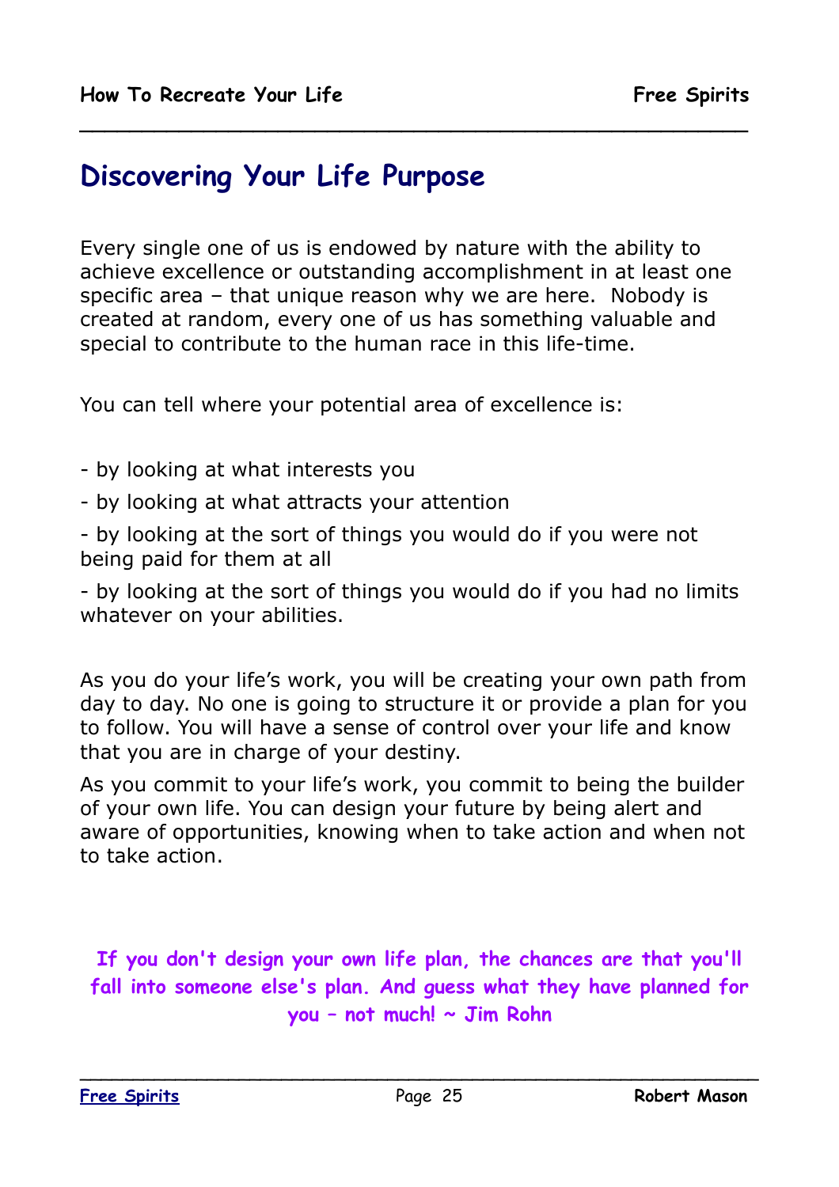## Discovering Your Life Purpose

Every single one of us is endowed by nature with the ability to achieve excellence or outstanding accomplishment in at least one specific area – that unique reason why we are here. Nobody is created at random, every one of us has something valuable and special to contribute to the human race in this life-time.

You can tell where your potential area of excellence is:

- by looking at what interests you
- by looking at what attracts your attention
- by looking at the sort of things you would do if you were not being paid for them at all
- by looking at the sort of things you would do if you had no limits whatever on your abilities.

As you do your life's work, you will be creating your own path from day to day. No one is going to structure it or provide a plan for you to follow. You will have a sense of control over your life and know that you are in charge of your destiny.

As you commit to your life's work, you commit to being the builder of your own life. You can design your future by being alert and aware of opportunities, knowing when to take action and when not to take action.

**If you don't design your own life plan, the chances are that you'll fall into someone else's plan. And guess what they have planned for you – not much! ~ Jim Rohn**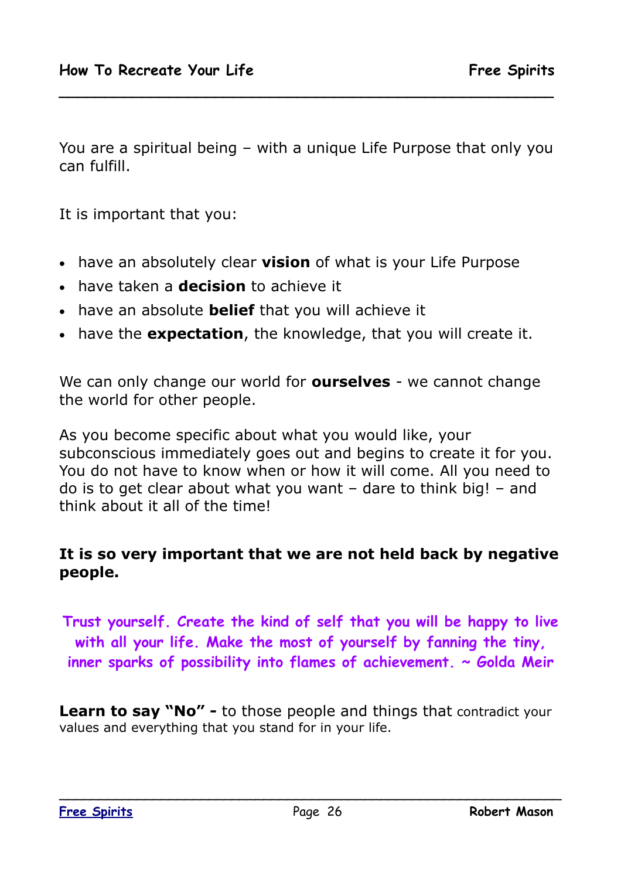You are a spiritual being – with a unique Life Purpose that only you can fulfill.

It is important that you:

- have an absolutely clear **vision** of what is your Life Purpose
- have taken a **decision** to achieve it
- have an absolute **belief** that you will achieve it
- have the **expectation**, the knowledge, that you will create it.

We can only change our world for **ourselves** - we cannot change the world for other people.

As you become specific about what you would like, your subconscious immediately goes out and begins to create it for you. You do not have to know when or how it will come. All you need to do is to get clear about what you want – dare to think big! – and think about it all of the time!

**It is so very important that we are not held back by negative people.**

**Trust yourself. Create the kind of self that you will be happy to live with all your life. Make the most of yourself by fanning the tiny, inner sparks of possibility into flames of achievement. ~ Golda Meir**

**Learn to say "No" -** to those people and things that contradict your values and everything that you stand for in your life.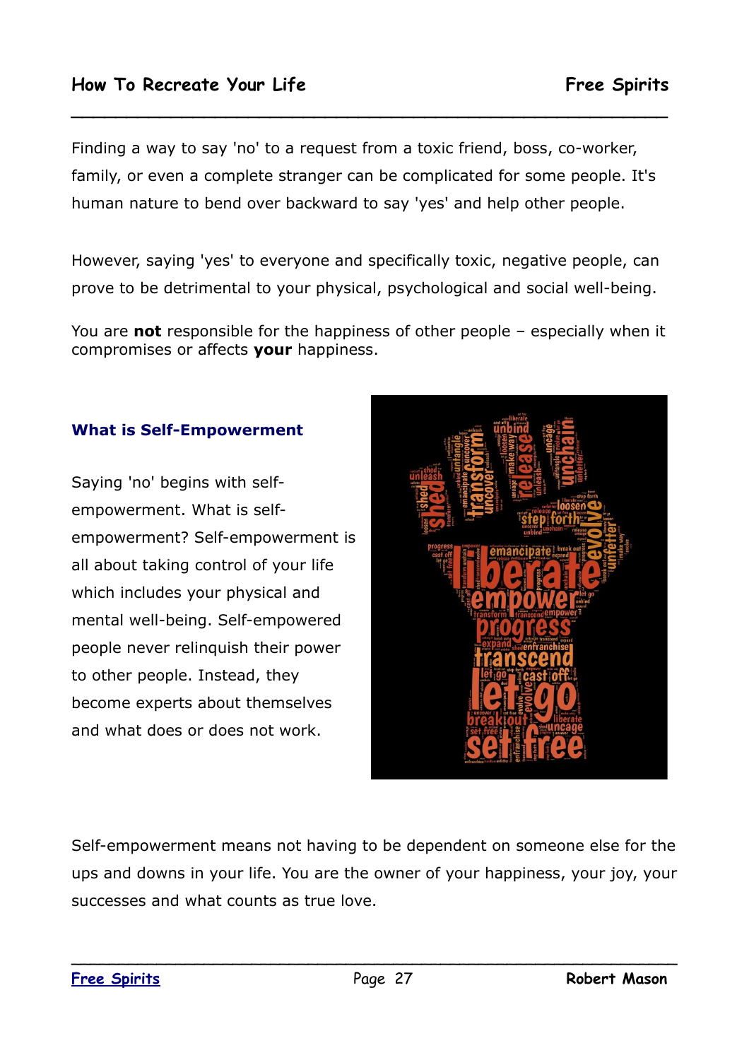Finding a way to say 'no' to a request from a toxic friend, boss, co-worker, family, or even a complete stranger can be complicated for some people. It's human nature to bend over backward to say 'yes' and help other people.

However, saying 'yes' to everyone and specifically toxic, negative people, can prove to be detrimental to your physical, psychological and social well-being.

You are **not** responsible for the happiness of other people – especially when it compromises or affects **your** happiness.

### What is Self-Empowerment

Saying 'no' begins with self-empowerment. What is self-empowerment? Self-empowerment is all about taking control of your life which includes your physical and mental well-being. Self-empowered people never relinquish their power to other people. Instead, they become experts about themselves and what does or does not work.

Self-empowerment means not having to be dependent on someone else for the ups and downs in your life. You are the owner of your happiness, your joy, your successes and what counts as true love.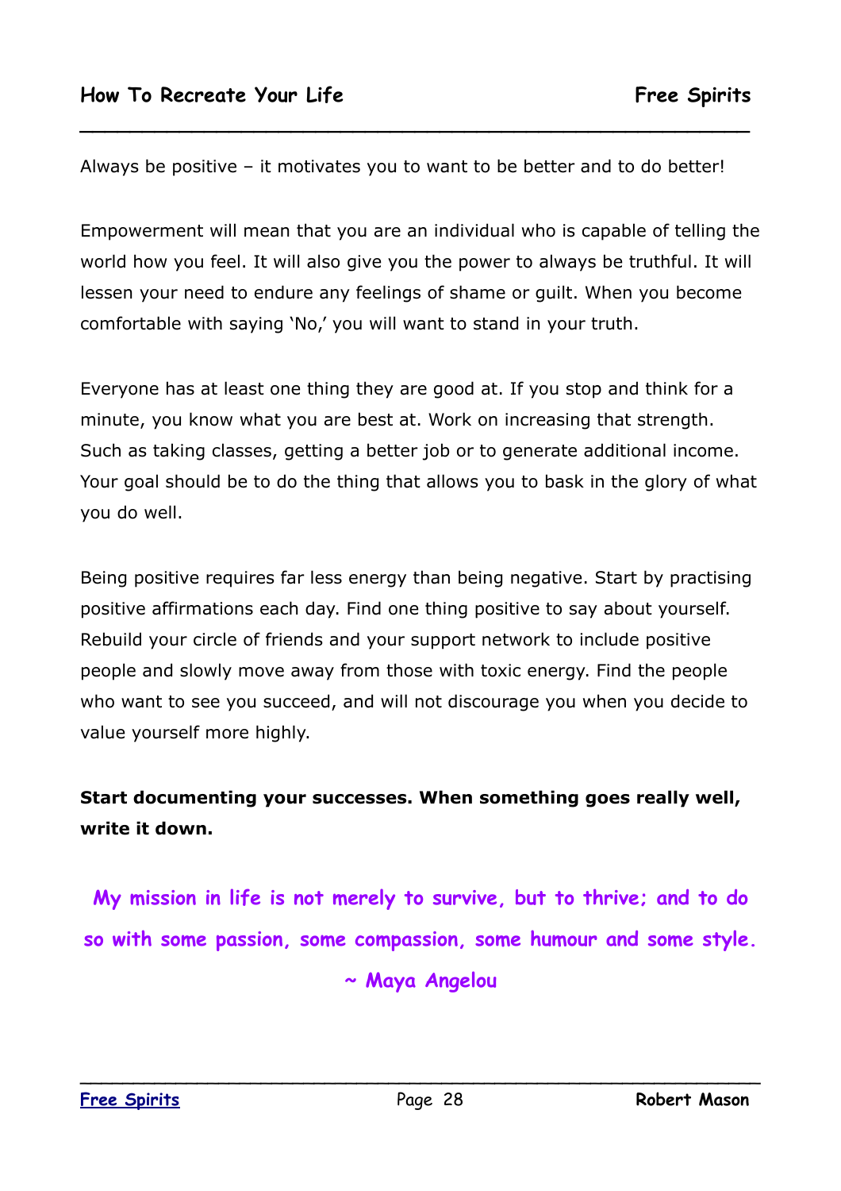Always be positive – it motivates you to want to be better and to do better!

Empowerment will mean that you are an individual who is capable of telling the world how you feel. It will also give you the power to always be truthful. It will lessen your need to endure any feelings of shame or guilt. When you become comfortable with saying 'No,' you will want to stand in your truth.

Everyone has at least one thing they are good at. If you stop and think for a minute, you know what you are best at. Work on increasing that strength. Such as taking classes, getting a better job or to generate additional income. Your goal should be to do the thing that allows you to bask in the glory of what you do well.

Being positive requires far less energy than being negative. Start by practising positive affirmations each day. Find one thing positive to say about yourself. Rebuild your circle of friends and your support network to include positive people and slowly move away from those with toxic energy. Find the people who want to see you succeed, and will not discourage you when you decide to value yourself more highly.

**Start documenting your successes. When something goes really well, write it down.**

**My mission in life is not merely to survive, but to thrive; and to do so with some passion, some compassion, some humour and some style.**

**~ Maya Angelou**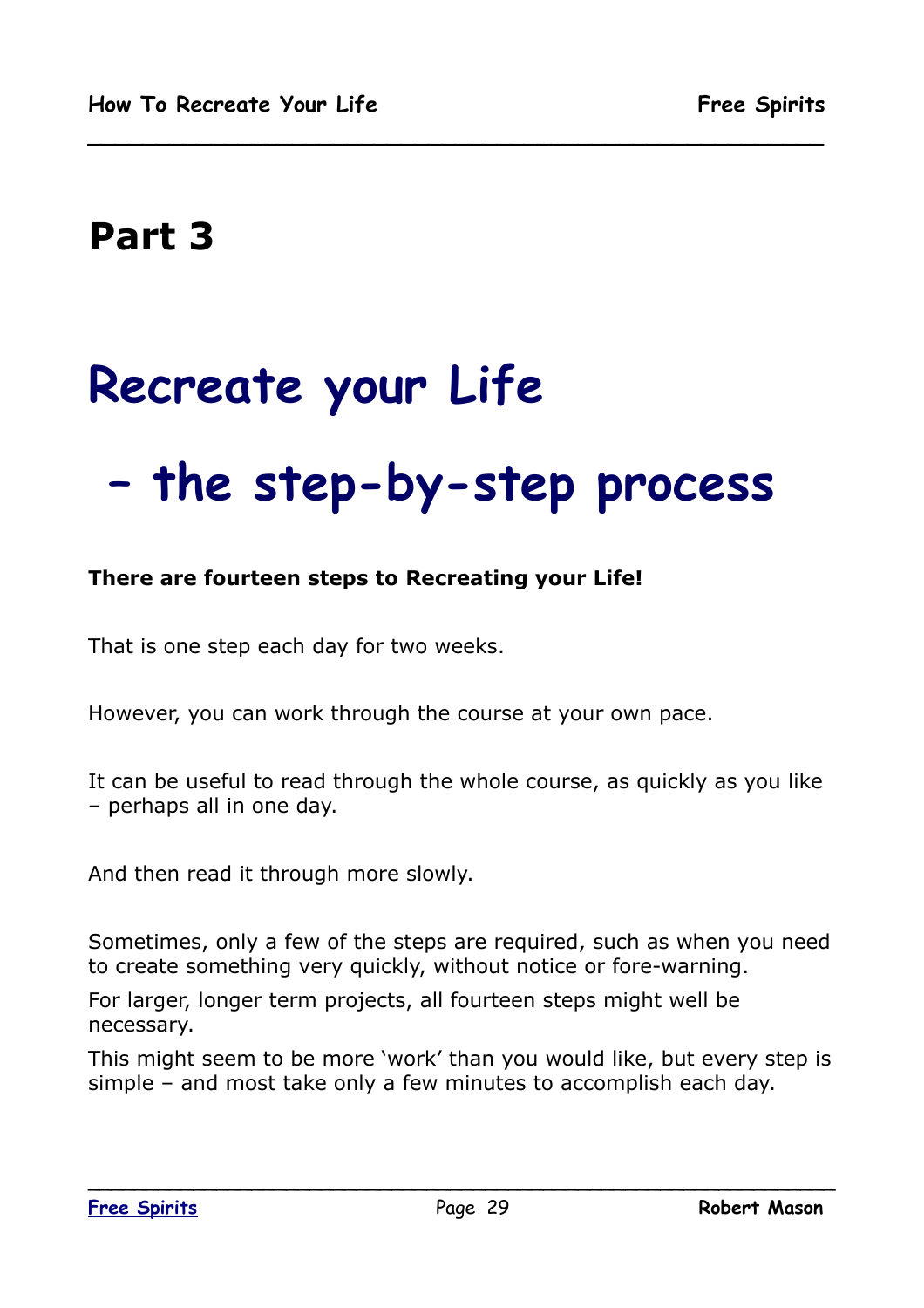# Part 3

# Recreate your Life

# – the step-by-step process

**There are fourteen steps to Recreating your Life!**

That is one step each day for two weeks.

However, you can work through the course at your own pace.

It can be useful to read through the whole course, as quickly as you like – perhaps all in one day.

And then read it through more slowly.

Sometimes, only a few of the steps are required, such as when you need to create something very quickly, without notice or fore-warning.

For larger, longer term projects, all fourteen steps might well be necessary.

This might seem to be more 'work' than you would like, but every step is simple – and most take only a few minutes to accomplish each day.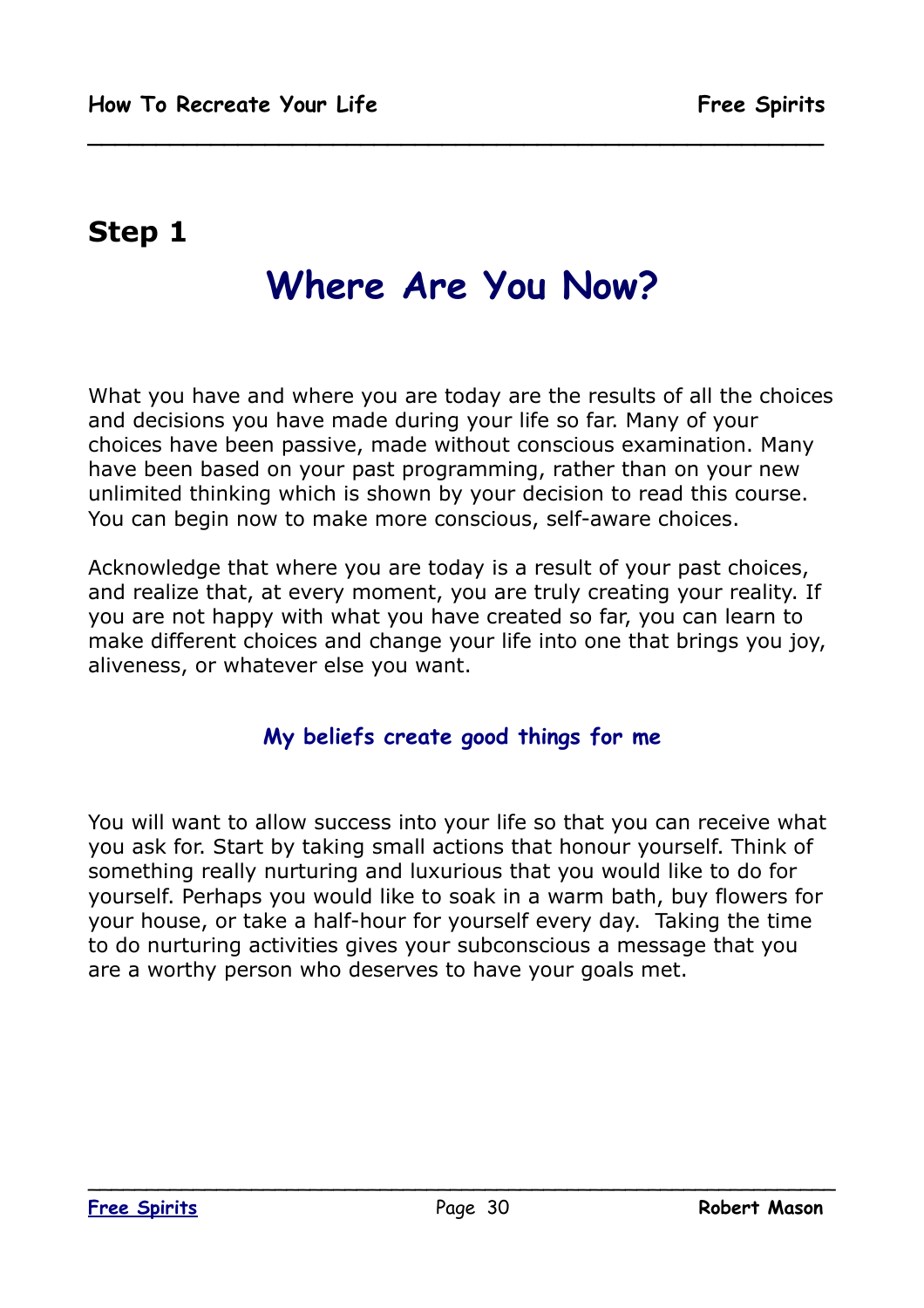## Step 1

# Where Are You Now?

What you have and where you are today are the results of all the choices and decisions you have made during your life so far. Many of your choices have been passive, made without conscious examination. Many have been based on your past programming, rather than on your new unlimited thinking which is shown by your decision to read this course. You can begin now to make more conscious, self-aware choices.

Acknowledge that where you are today is a result of your past choices, and realize that, at every moment, you are truly creating your reality. If you are not happy with what you have created so far, you can learn to make different choices and change your life into one that brings you joy, aliveness, or whatever else you want.

**My beliefs create good things for me**

You will want to allow success into your life so that you can receive what you ask for. Start by taking small actions that honour yourself. Think of something really nurturing and luxurious that you would like to do for yourself. Perhaps you would like to soak in a warm bath, buy flowers for your house, or take a half-hour for yourself every day. Taking the time to do nurturing activities gives your subconscious a message that you are a worthy person who deserves to have your goals met.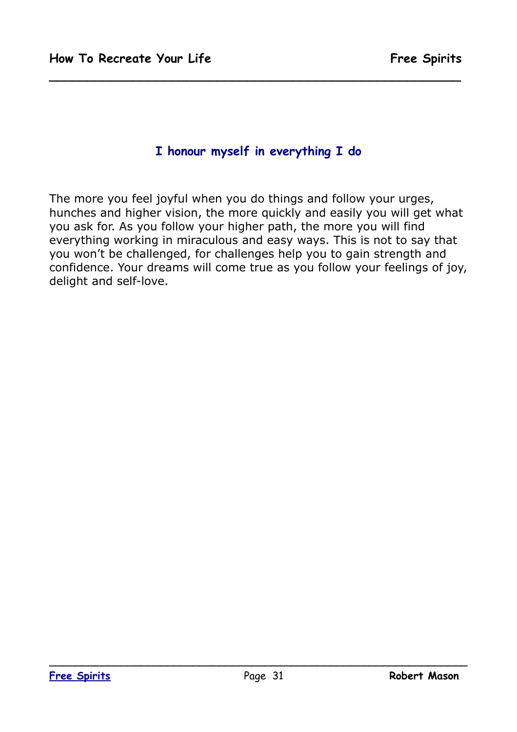## I honour myself in everything I do

The more you feel joyful when you do things and follow your urges, hunches and higher vision, the more quickly and easily you will get what you ask for. As you follow your higher path, the more you will find everything working in miraculous and easy ways. This is not to say that you won't be challenged, for challenges help you to gain strength and confidence. Your dreams will come true as you follow your feelings of joy, delight and self-love.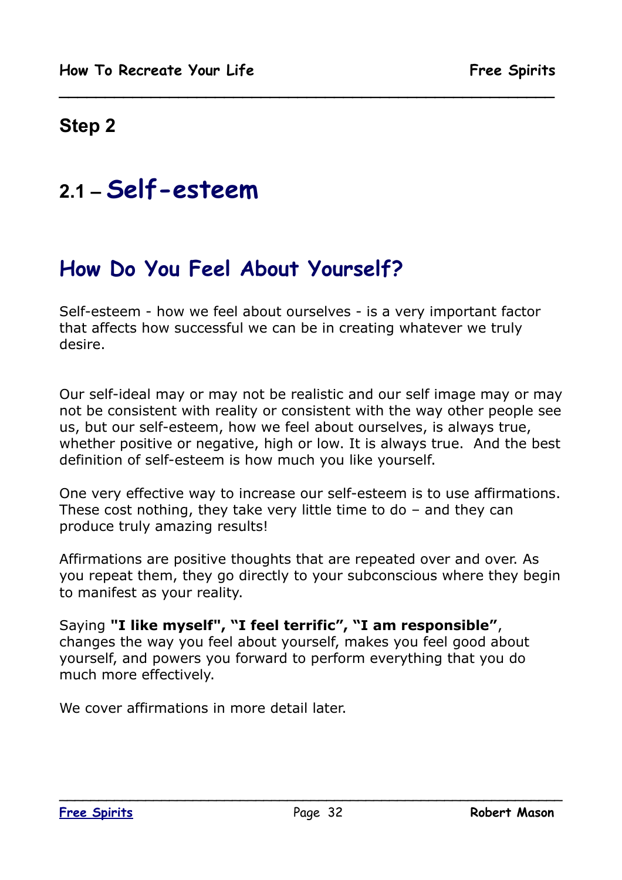## Step 2

# 2.1 – Self-esteem

## How Do You Feel About Yourself?

Self-esteem - how we feel about ourselves - is a very important factor that affects how successful we can be in creating whatever we truly desire.

Our self-ideal may or may not be realistic and our self image may or may not be consistent with reality or consistent with the way other people see us, but our self-esteem, how we feel about ourselves, is always true, whether positive or negative, high or low. It is always true. And the best definition of self-esteem is how much you like yourself.

One very effective way to increase our self-esteem is to use affirmations. These cost nothing, they take very little time to do – and they can produce truly amazing results!

Affirmations are positive thoughts that are repeated over and over. As you repeat them, they go directly to your subconscious where they begin to manifest as your reality.

Saying **"I like myself", "I feel terrific", "I am responsible"**, changes the way you feel about yourself, makes you feel good about yourself, and powers you forward to perform everything that you do much more effectively.

We cover affirmations in more detail later.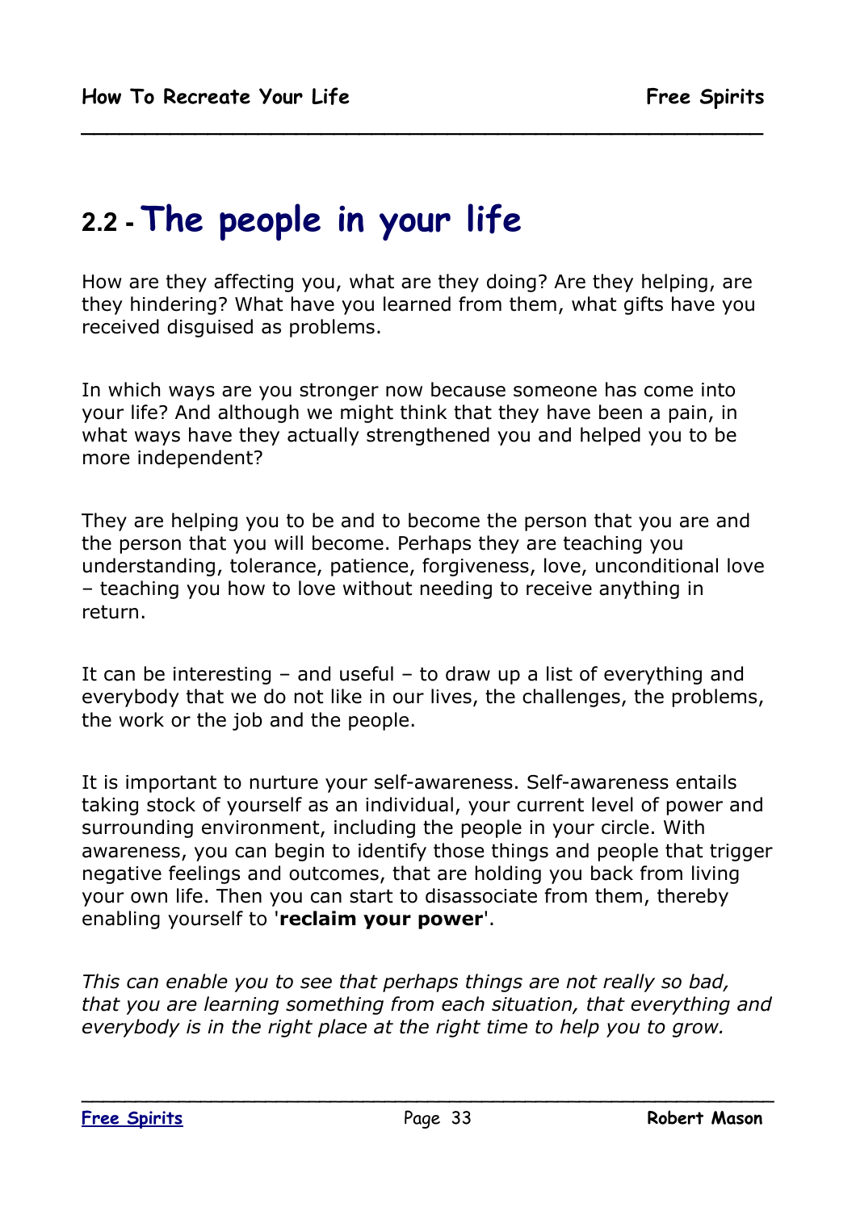## 2.2 - The people in your life

How are they affecting you, what are they doing? Are they helping, are they hindering? What have you learned from them, what gifts have you received disguised as problems.

In which ways are you stronger now because someone has come into your life? And although we might think that they have been a pain, in what ways have they actually strengthened you and helped you to be more independent?

They are helping you to be and to become the person that you are and the person that you will become. Perhaps they are teaching you understanding, tolerance, patience, forgiveness, love, unconditional love – teaching you how to love without needing to receive anything in return.

It can be interesting – and useful – to draw up a list of everything and everybody that we do not like in our lives, the challenges, the problems, the work or the job and the people.

It is important to nurture your self-awareness. Self-awareness entails taking stock of yourself as an individual, your current level of power and surrounding environment, including the people in your circle. With awareness, you can begin to identify those things and people that trigger negative feelings and outcomes, that are holding you back from living your own life. Then you can start to disassociate from them, thereby enabling yourself to '**reclaim your power**'.

*This can enable you to see that perhaps things are not really so bad, that you are learning something from each situation, that everything and everybody is in the right place at the right time to help you to grow.*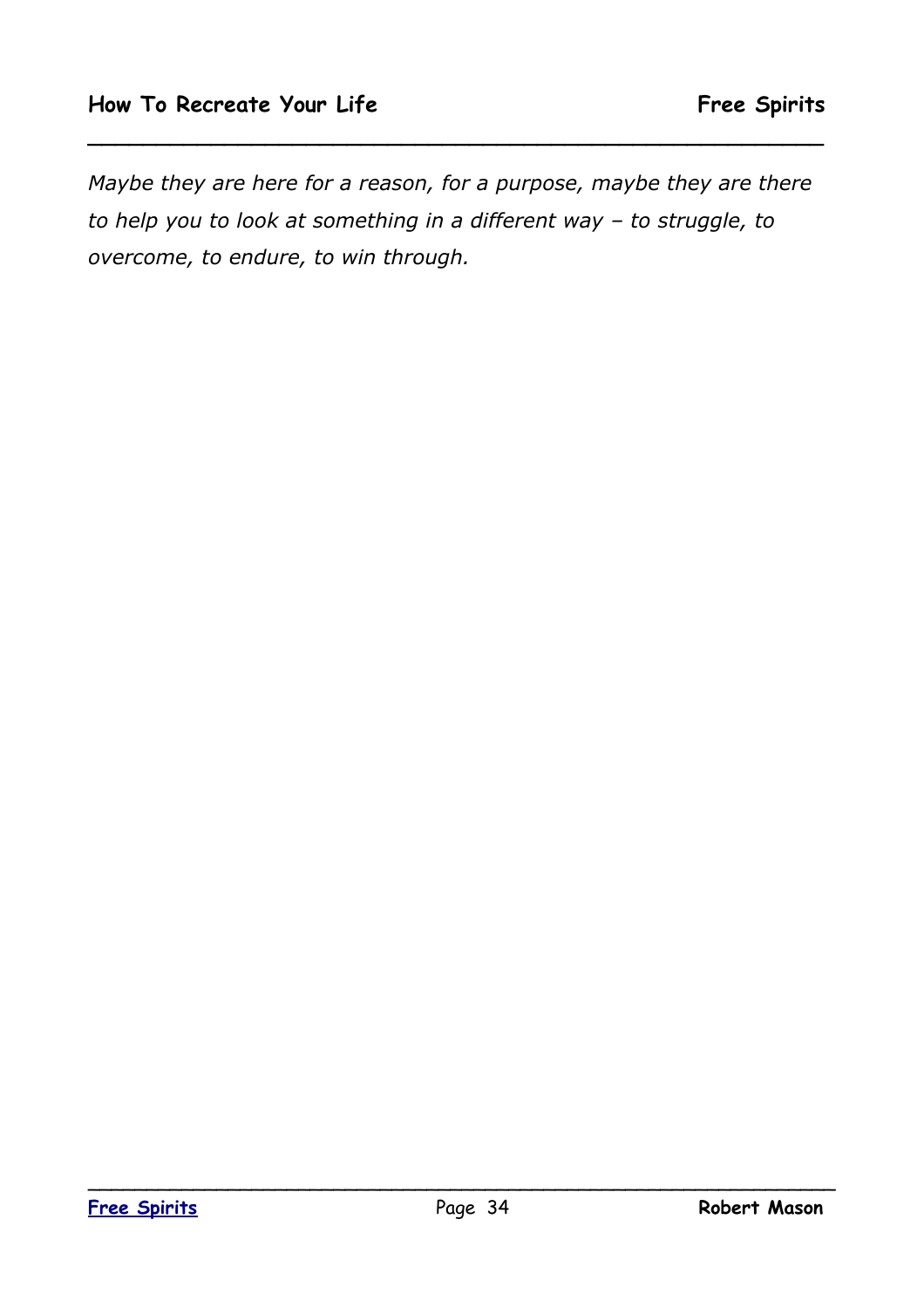*Maybe they are here for a reason, for a purpose, maybe they are there to help you to look at something in a different way – to struggle, to overcome, to endure, to win through.*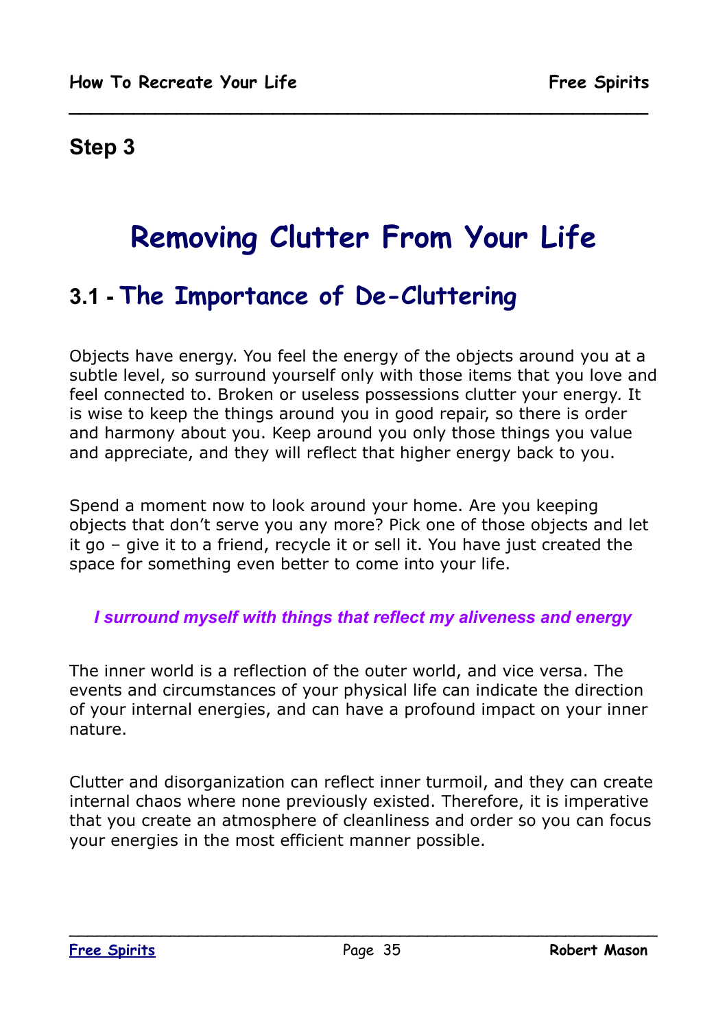## Step 3

# Removing Clutter From Your Life

## 3.1 - The Importance of De-Cluttering

Objects have energy. You feel the energy of the objects around you at a subtle level, so surround yourself only with those items that you love and feel connected to. Broken or useless possessions clutter your energy. It is wise to keep the things around you in good repair, so there is order and harmony about you. Keep around you only those things you value and appreciate, and they will reflect that higher energy back to you.

Spend a moment now to look around your home. Are you keeping objects that don't serve you any more? Pick one of those objects and let it go – give it to a friend, recycle it or sell it. You have just created the space for something even better to come into your life.

***I surround myself with things that reflect my aliveness and energy***

The inner world is a reflection of the outer world, and vice versa. The events and circumstances of your physical life can indicate the direction of your internal energies, and can have a profound impact on your inner nature.

Clutter and disorganization can reflect inner turmoil, and they can create internal chaos where none previously existed. Therefore, it is imperative that you create an atmosphere of cleanliness and order so you can focus your energies in the most efficient manner possible.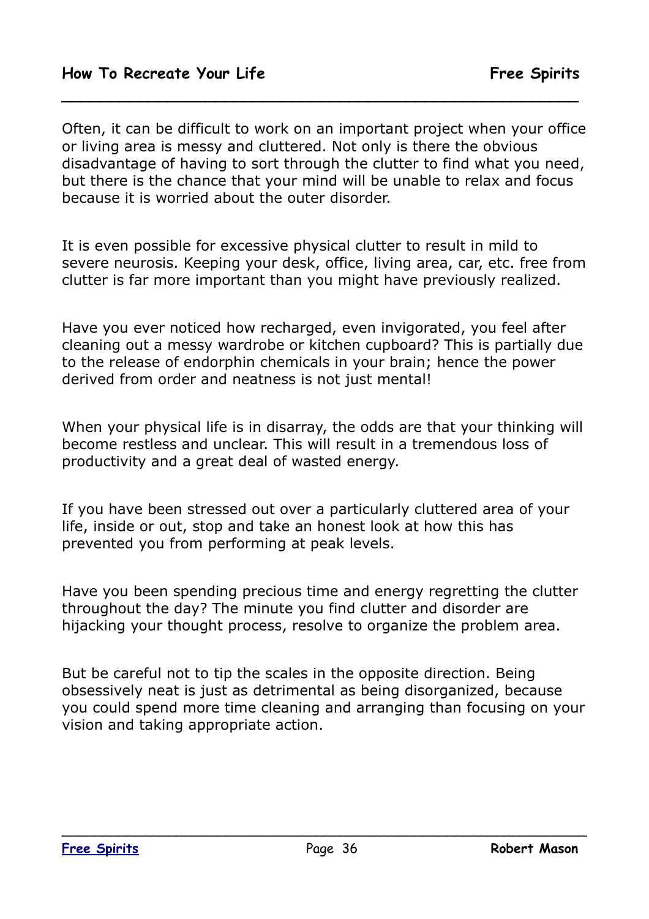Often, it can be difficult to work on an important project when your office or living area is messy and cluttered. Not only is there the obvious disadvantage of having to sort through the clutter to find what you need, but there is the chance that your mind will be unable to relax and focus because it is worried about the outer disorder.

It is even possible for excessive physical clutter to result in mild to severe neurosis. Keeping your desk, office, living area, car, etc. free from clutter is far more important than you might have previously realized.

Have you ever noticed how recharged, even invigorated, you feel after cleaning out a messy wardrobe or kitchen cupboard? This is partially due to the release of endorphin chemicals in your brain; hence the power derived from order and neatness is not just mental!

When your physical life is in disarray, the odds are that your thinking will become restless and unclear. This will result in a tremendous loss of productivity and a great deal of wasted energy.

If you have been stressed out over a particularly cluttered area of your life, inside or out, stop and take an honest look at how this has prevented you from performing at peak levels.

Have you been spending precious time and energy regretting the clutter throughout the day? The minute you find clutter and disorder are hijacking your thought process, resolve to organize the problem area.

But be careful not to tip the scales in the opposite direction. Being obsessively neat is just as detrimental as being disorganized, because you could spend more time cleaning and arranging than focusing on your vision and taking appropriate action.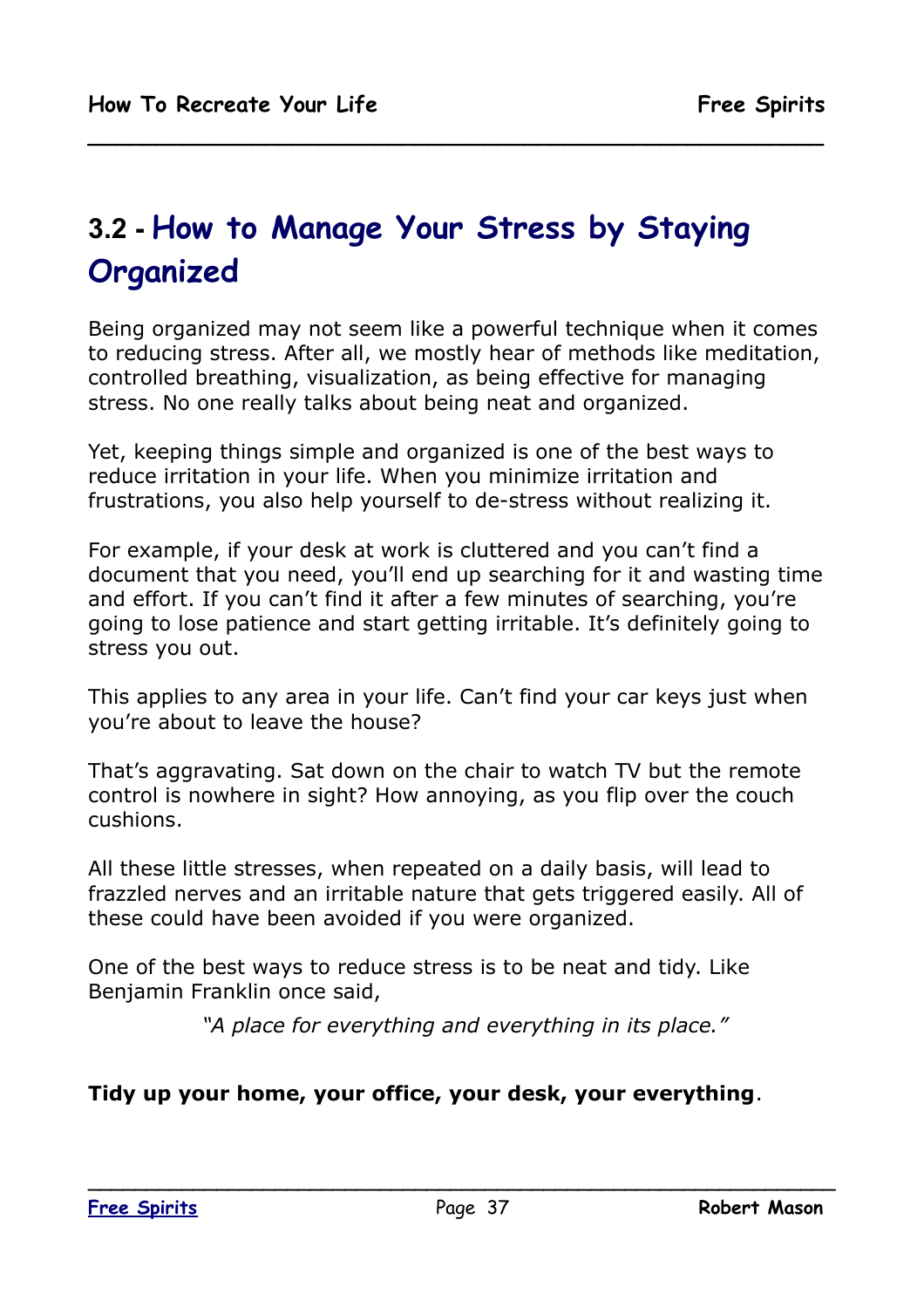## 3.2 - How to Manage Your Stress by Staying Organized

Being organized may not seem like a powerful technique when it comes to reducing stress. After all, we mostly hear of methods like meditation, controlled breathing, visualization, as being effective for managing stress. No one really talks about being neat and organized.

Yet, keeping things simple and organized is one of the best ways to reduce irritation in your life. When you minimize irritation and frustrations, you also help yourself to de-stress without realizing it.

For example, if your desk at work is cluttered and you can't find a document that you need, you'll end up searching for it and wasting time and effort. If you can't find it after a few minutes of searching, you're going to lose patience and start getting irritable. It's definitely going to stress you out.

This applies to any area in your life. Can't find your car keys just when you're about to leave the house?

That's aggravating. Sat down on the chair to watch TV but the remote control is nowhere in sight? How annoying, as you flip over the couch cushions.

All these little stresses, when repeated on a daily basis, will lead to frazzled nerves and an irritable nature that gets triggered easily. All of these could have been avoided if you were organized.

One of the best ways to reduce stress is to be neat and tidy. Like Benjamin Franklin once said,

*"A place for everything and everything in its place."*

**Tidy up your home, your office, your desk, your everything**.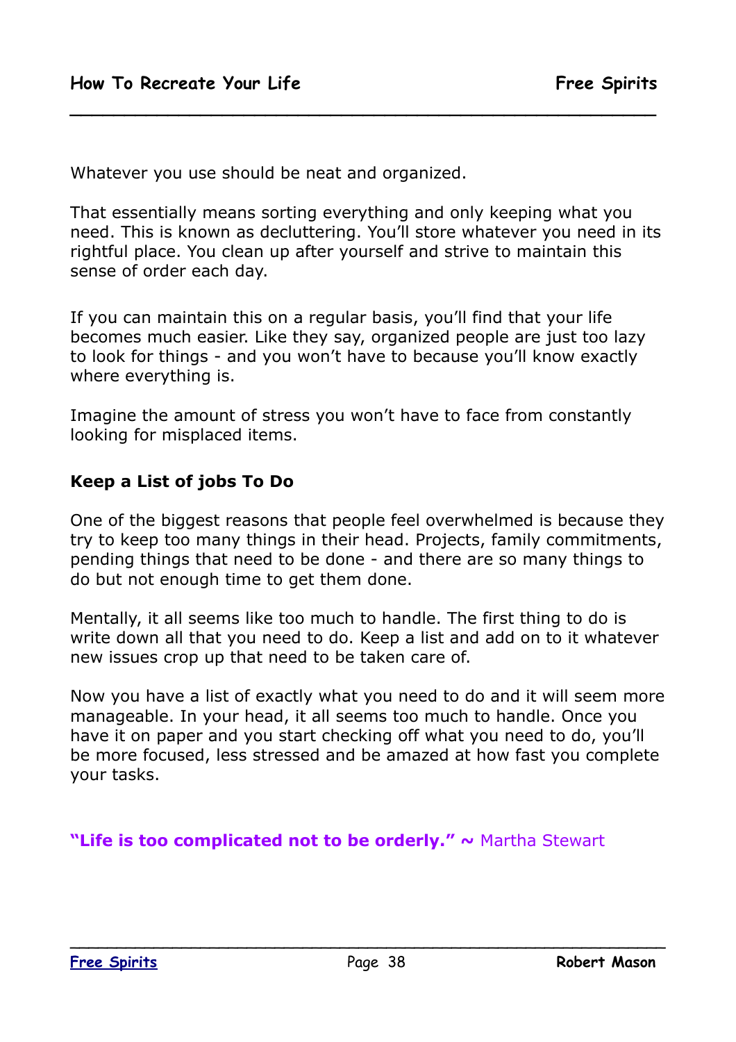Whatever you use should be neat and organized.

That essentially means sorting everything and only keeping what you need. This is known as decluttering. You'll store whatever you need in its rightful place. You clean up after yourself and strive to maintain this sense of order each day.

If you can maintain this on a regular basis, you'll find that your life becomes much easier. Like they say, organized people are just too lazy to look for things - and you won't have to because you'll know exactly where everything is.

Imagine the amount of stress you won't have to face from constantly looking for misplaced items.

**Keep a List of jobs To Do**

One of the biggest reasons that people feel overwhelmed is because they try to keep too many things in their head. Projects, family commitments, pending things that need to be done - and there are so many things to do but not enough time to get them done.

Mentally, it all seems like too much to handle. The first thing to do is write down all that you need to do. Keep a list and add on to it whatever new issues crop up that need to be taken care of.

Now you have a list of exactly what you need to do and it will seem more manageable. In your head, it all seems too much to handle. Once you have it on paper and you start checking off what you need to do, you'll be more focused, less stressed and be amazed at how fast you complete your tasks.

**"Life is too complicated not to be orderly." ~** Martha Stewart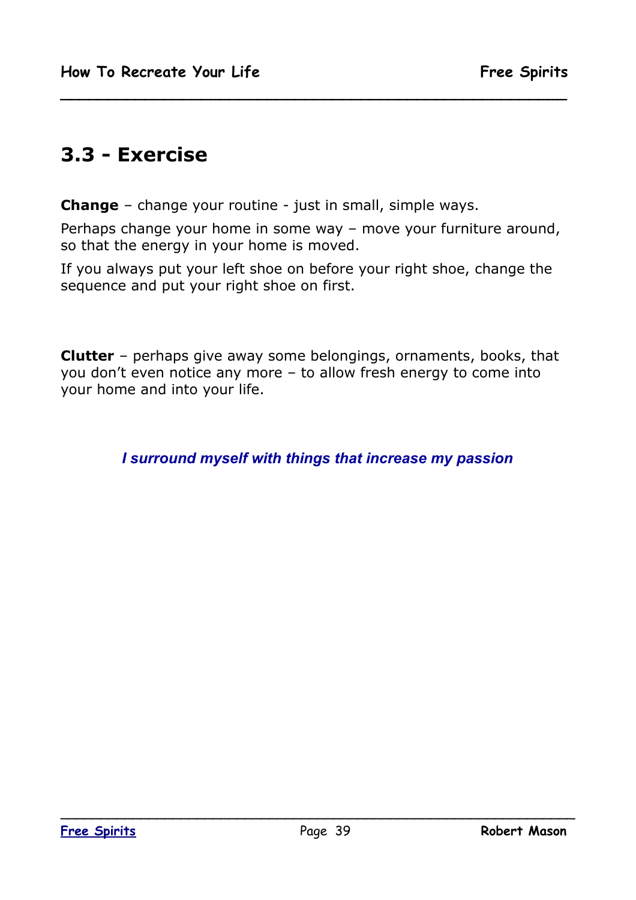## 3.3 - Exercise

**Change** – change your routine - just in small, simple ways.

Perhaps change your home in some way – move your furniture around, so that the energy in your home is moved.

If you always put your left shoe on before your right shoe, change the sequence and put your right shoe on first.

**Clutter** – perhaps give away some belongings, ornaments, books, that you don't even notice any more – to allow fresh energy to come into your home and into your life.

***I surround myself with things that increase my passion***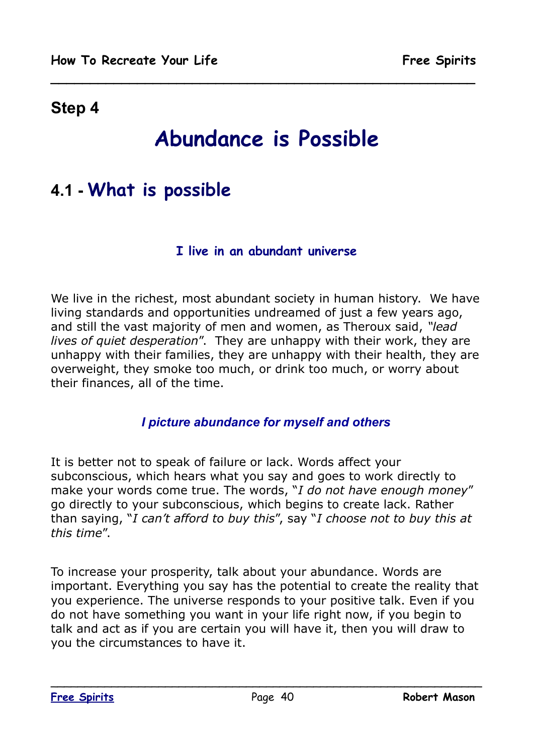**Step 4**

# Abundance is Possible

## 4.1 - What is possible

**I live in an abundant universe**

We live in the richest, most abundant society in human history. We have living standards and opportunities undreamed of just a few years ago, and still the vast majority of men and women, as Theroux said, *"lead lives of quiet desperation"*. They are unhappy with their work, they are unhappy with their families, they are unhappy with their health, they are overweight, they smoke too much, or drink too much, or worry about their finances, all of the time.

***I picture abundance for myself and others***

It is better not to speak of failure or lack. Words affect your subconscious, which hears what you say and goes to work directly to make your words come true. The words, "*I do not have enough money*" go directly to your subconscious, which begins to create lack. Rather than saying, "*I can't afford to buy this*", say "*I choose not to buy this at this time*".

To increase your prosperity, talk about your abundance. Words are important. Everything you say has the potential to create the reality that you experience. The universe responds to your positive talk. Even if you do not have something you want in your life right now, if you begin to talk and act as if you are certain you will have it, then you will draw to you the circumstances to have it.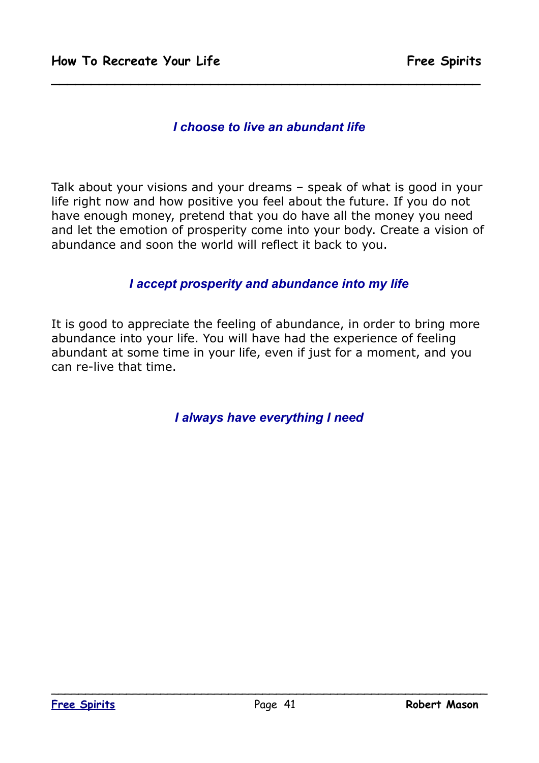*I choose to live an abundant life*

Talk about your visions and your dreams – speak of what is good in your life right now and how positive you feel about the future. If you do not have enough money, pretend that you do have all the money you need and let the emotion of prosperity come into your body. Create a vision of abundance and soon the world will reflect it back to you.

*I accept prosperity and abundance into my life*

It is good to appreciate the feeling of abundance, in order to bring more abundance into your life. You will have had the experience of feeling abundant at some time in your life, even if just for a moment, and you can re-live that time.

*I always have everything I need*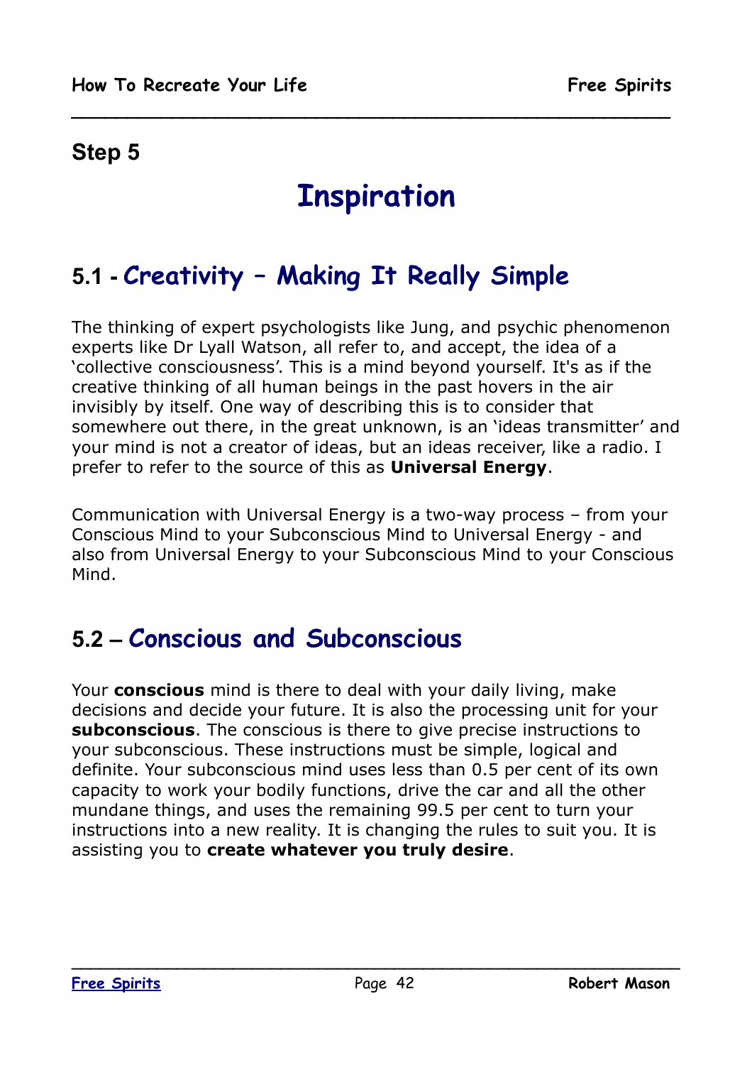## Step 5

# Inspiration

## 5.1 - Creativity – Making It Really Simple

The thinking of expert psychologists like Jung, and psychic phenomenon experts like Dr Lyall Watson, all refer to, and accept, the idea of a 'collective consciousness'. This is a mind beyond yourself. It's as if the creative thinking of all human beings in the past hovers in the air invisibly by itself. One way of describing this is to consider that somewhere out there, in the great unknown, is an 'ideas transmitter' and your mind is not a creator of ideas, but an ideas receiver, like a radio. I prefer to refer to the source of this as **Universal Energy**.

Communication with Universal Energy is a two-way process – from your Conscious Mind to your Subconscious Mind to Universal Energy - and also from Universal Energy to your Subconscious Mind to your Conscious Mind.

## 5.2 – Conscious and Subconscious

Your **conscious** mind is there to deal with your daily living, make decisions and decide your future. It is also the processing unit for your **subconscious**. The conscious is there to give precise instructions to your subconscious. These instructions must be simple, logical and definite. Your subconscious mind uses less than 0.5 per cent of its own capacity to work your bodily functions, drive the car and all the other mundane things, and uses the remaining 99.5 per cent to turn your instructions into a new reality. It is changing the rules to suit you. It is assisting you to **create whatever you truly desire**.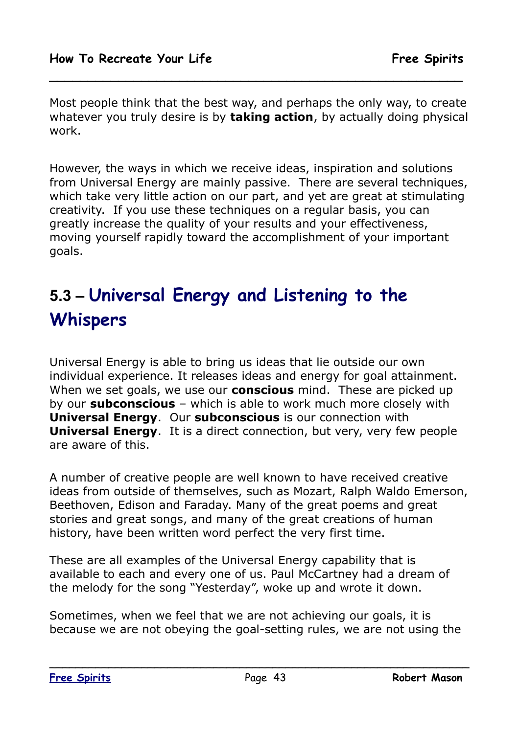Most people think that the best way, and perhaps the only way, to create whatever you truly desire is by **taking action**, by actually doing physical work.

However, the ways in which we receive ideas, inspiration and solutions from Universal Energy are mainly passive. There are several techniques, which take very little action on our part, and yet are great at stimulating creativity. If you use these techniques on a regular basis, you can greatly increase the quality of your results and your effectiveness, moving yourself rapidly toward the accomplishment of your important goals.

## 5.3 – Universal Energy and Listening to the Whispers

Universal Energy is able to bring us ideas that lie outside our own individual experience. It releases ideas and energy for goal attainment. When we set goals, we use our **conscious** mind. These are picked up by our **subconscious** – which is able to work much more closely with **Universal Energy**. Our **subconscious** is our connection with **Universal Energy**. It is a direct connection, but very, very few people are aware of this.

A number of creative people are well known to have received creative ideas from outside of themselves, such as Mozart, Ralph Waldo Emerson, Beethoven, Edison and Faraday. Many of the great poems and great stories and great songs, and many of the great creations of human history, have been written word perfect the very first time.

These are all examples of the Universal Energy capability that is available to each and every one of us. Paul McCartney had a dream of the melody for the song "Yesterday", woke up and wrote it down.

Sometimes, when we feel that we are not achieving our goals, it is because we are not obeying the goal-setting rules, we are not using the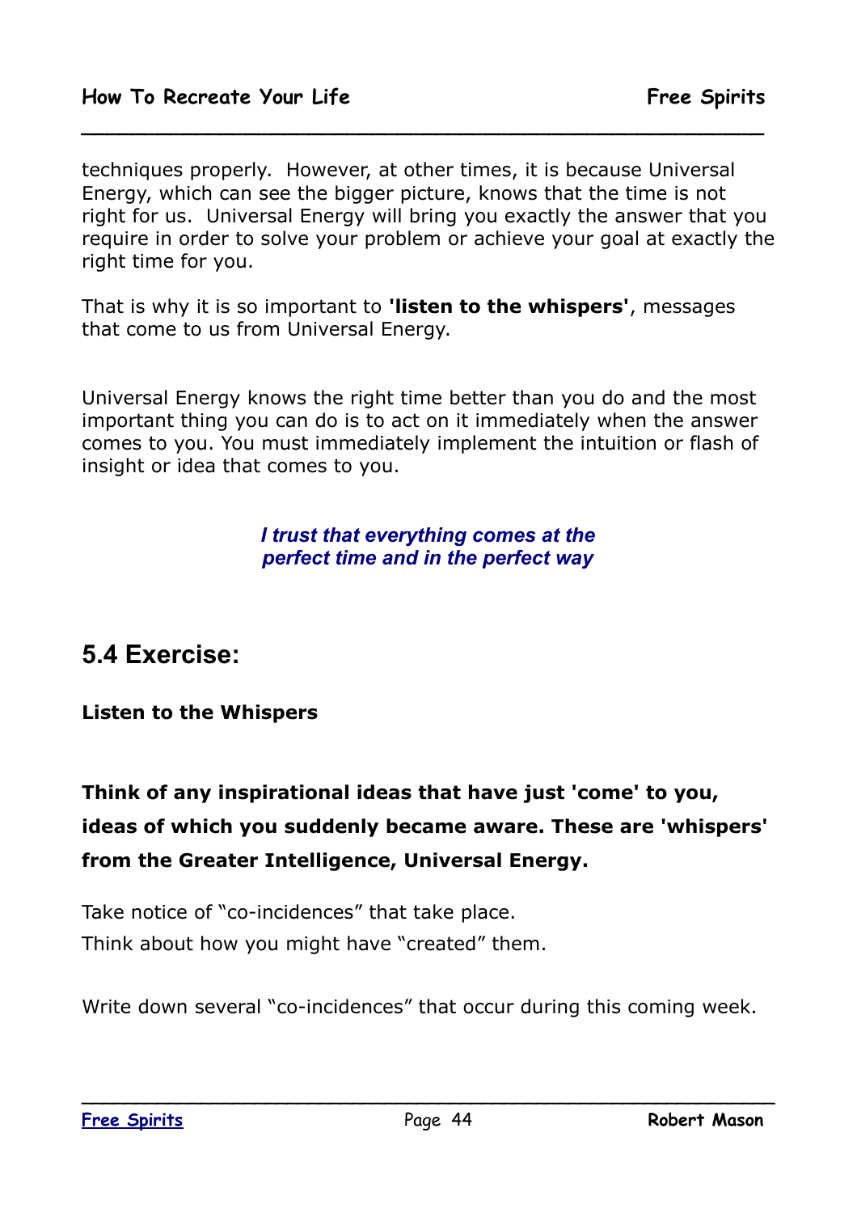techniques properly. However, at other times, it is because Universal Energy, which can see the bigger picture, knows that the time is not right for us. Universal Energy will bring you exactly the answer that you require in order to solve your problem or achieve your goal at exactly the right time for you.

That is why it is so important to **'listen to the whispers'**, messages that come to us from Universal Energy.

Universal Energy knows the right time better than you do and the most important thing you can do is to act on it immediately when the answer comes to you. You must immediately implement the intuition or flash of insight or idea that comes to you.

***I trust that everything comes at the perfect time and in the perfect way***

## 5.4 Exercise:

**Listen to the Whispers**

**Think of any inspirational ideas that have just 'come' to you, ideas of which you suddenly became aware. These are 'whispers' from the Greater Intelligence, Universal Energy.**

Take notice of “co-incidences” that take place.
Think about how you might have “created” them.

Write down several “co-incidences” that occur during this coming week.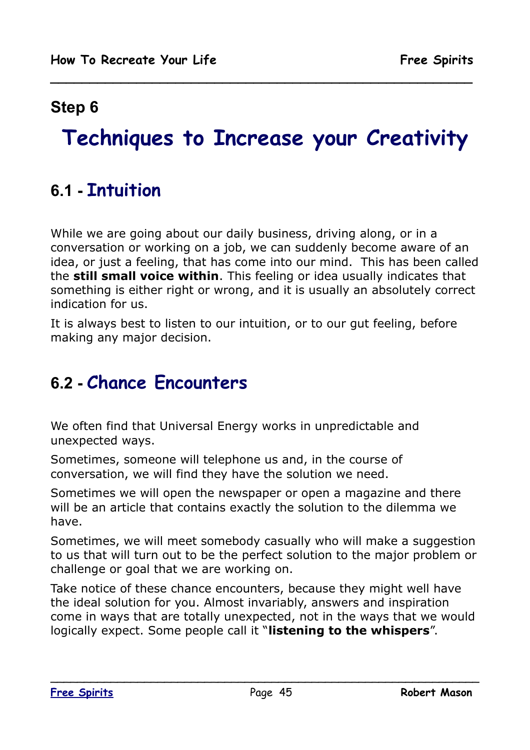## Step 6

# Techniques to Increase your Creativity

## 6.1 - Intuition

While we are going about our daily business, driving along, or in a conversation or working on a job, we can suddenly become aware of an idea, or just a feeling, that has come into our mind.  This has been called the **still small voice within**. This feeling or idea usually indicates that something is either right or wrong, and it is usually an absolutely correct indication for us.

It is always best to listen to our intuition, or to our gut feeling, before making any major decision.

## 6.2 - Chance Encounters

We often find that Universal Energy works in unpredictable and unexpected ways.

Sometimes, someone will telephone us and, in the course of conversation, we will find they have the solution we need.

Sometimes we will open the newspaper or open a magazine and there will be an article that contains exactly the solution to the dilemma we have.

Sometimes, we will meet somebody casually who will make a suggestion to us that will turn out to be the perfect solution to the major problem or challenge or goal that we are working on.

Take notice of these chance encounters, because they might well have the ideal solution for you. Almost invariably, answers and inspiration come in ways that are totally unexpected, not in the ways that we would logically expect. Some people call it "**listening to the whispers**".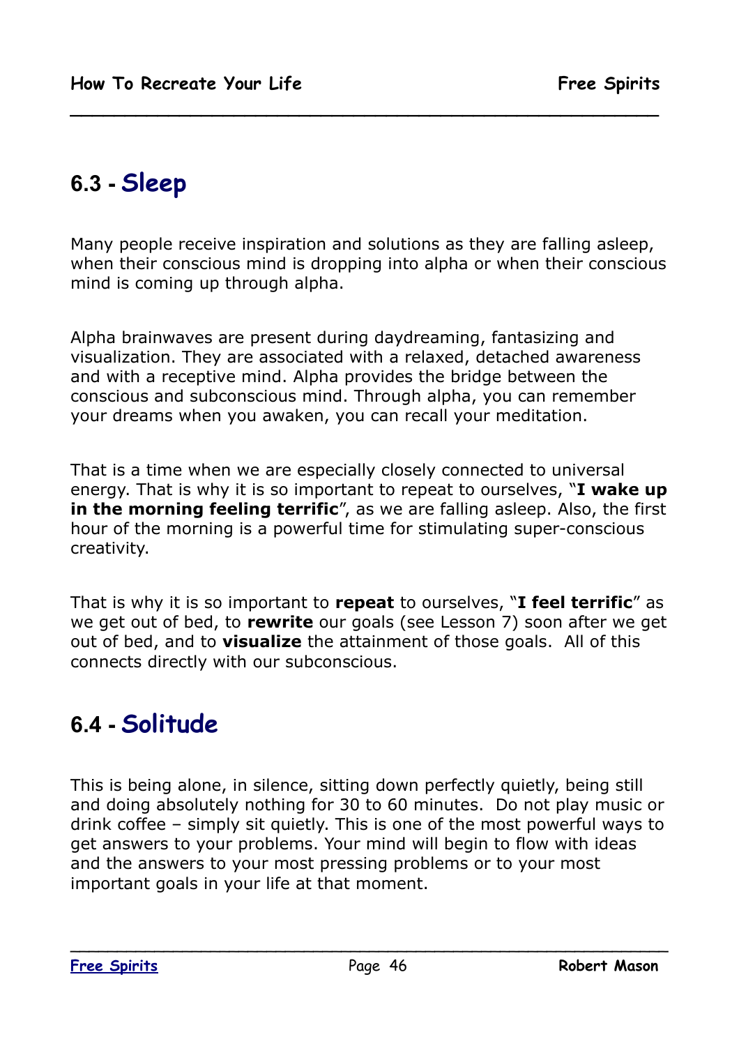## 6.3 - Sleep

Many people receive inspiration and solutions as they are falling asleep, when their conscious mind is dropping into alpha or when their conscious mind is coming up through alpha.

Alpha brainwaves are present during daydreaming, fantasizing and visualization. They are associated with a relaxed, detached awareness and with a receptive mind. Alpha provides the bridge between the conscious and subconscious mind. Through alpha, you can remember your dreams when you awaken, you can recall your meditation.

That is a time when we are especially closely connected to universal energy. That is why it is so important to repeat to ourselves, "**I wake up in the morning feeling terrific**", as we are falling asleep. Also, the first hour of the morning is a powerful time for stimulating super-conscious creativity.

That is why it is so important to **repeat** to ourselves, "**I feel terrific**" as we get out of bed, to **rewrite** our goals (see Lesson 7) soon after we get out of bed, and to **visualize** the attainment of those goals. All of this connects directly with our subconscious.

## 6.4 - Solitude

This is being alone, in silence, sitting down perfectly quietly, being still and doing absolutely nothing for 30 to 60 minutes. Do not play music or drink coffee – simply sit quietly. This is one of the most powerful ways to get answers to your problems. Your mind will begin to flow with ideas and the answers to your most pressing problems or to your most important goals in your life at that moment.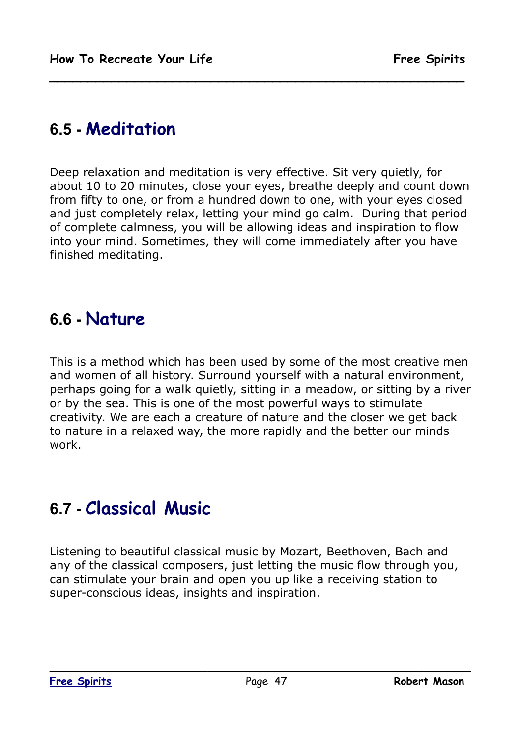## 6.5 - Meditation

Deep relaxation and meditation is very effective. Sit very quietly, for about 10 to 20 minutes, close your eyes, breathe deeply and count down from fifty to one, or from a hundred down to one, with your eyes closed and just completely relax, letting your mind go calm. During that period of complete calmness, you will be allowing ideas and inspiration to flow into your mind. Sometimes, they will come immediately after you have finished meditating.

## 6.6 - Nature

This is a method which has been used by some of the most creative men and women of all history. Surround yourself with a natural environment, perhaps going for a walk quietly, sitting in a meadow, or sitting by a river or by the sea. This is one of the most powerful ways to stimulate creativity. We are each a creature of nature and the closer we get back to nature in a relaxed way, the more rapidly and the better our minds work.

## 6.7 - Classical Music

Listening to beautiful classical music by Mozart, Beethoven, Bach and any of the classical composers, just letting the music flow through you, can stimulate your brain and open you up like a receiving station to super-conscious ideas, insights and inspiration.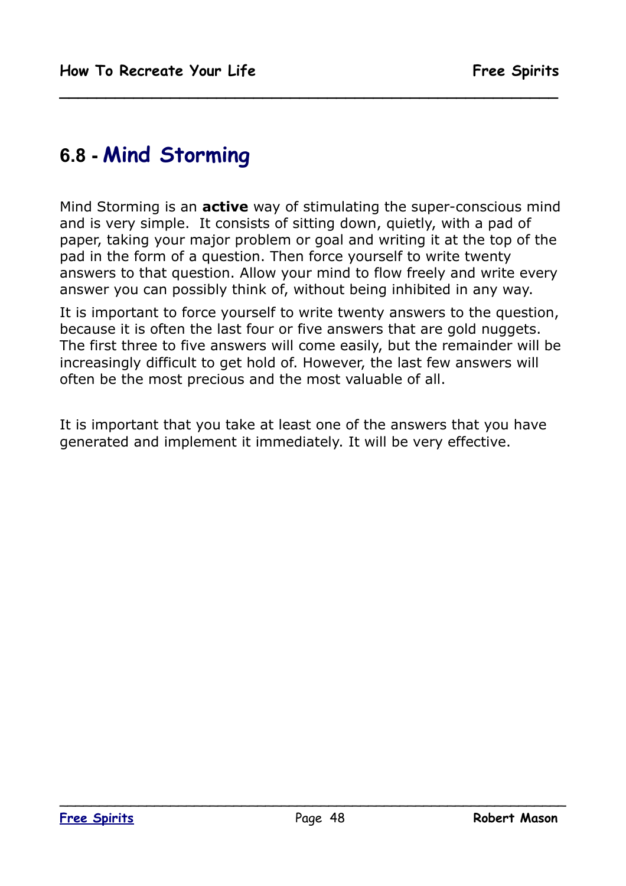## 6.8 - Mind Storming

Mind Storming is an **active** way of stimulating the super-conscious mind and is very simple. It consists of sitting down, quietly, with a pad of paper, taking your major problem or goal and writing it at the top of the pad in the form of a question. Then force yourself to write twenty answers to that question. Allow your mind to flow freely and write every answer you can possibly think of, without being inhibited in any way.

It is important to force yourself to write twenty answers to the question, because it is often the last four or five answers that are gold nuggets. The first three to five answers will come easily, but the remainder will be increasingly difficult to get hold of. However, the last few answers will often be the most precious and the most valuable of all.

It is important that you take at least one of the answers that you have generated and implement it immediately. It will be very effective.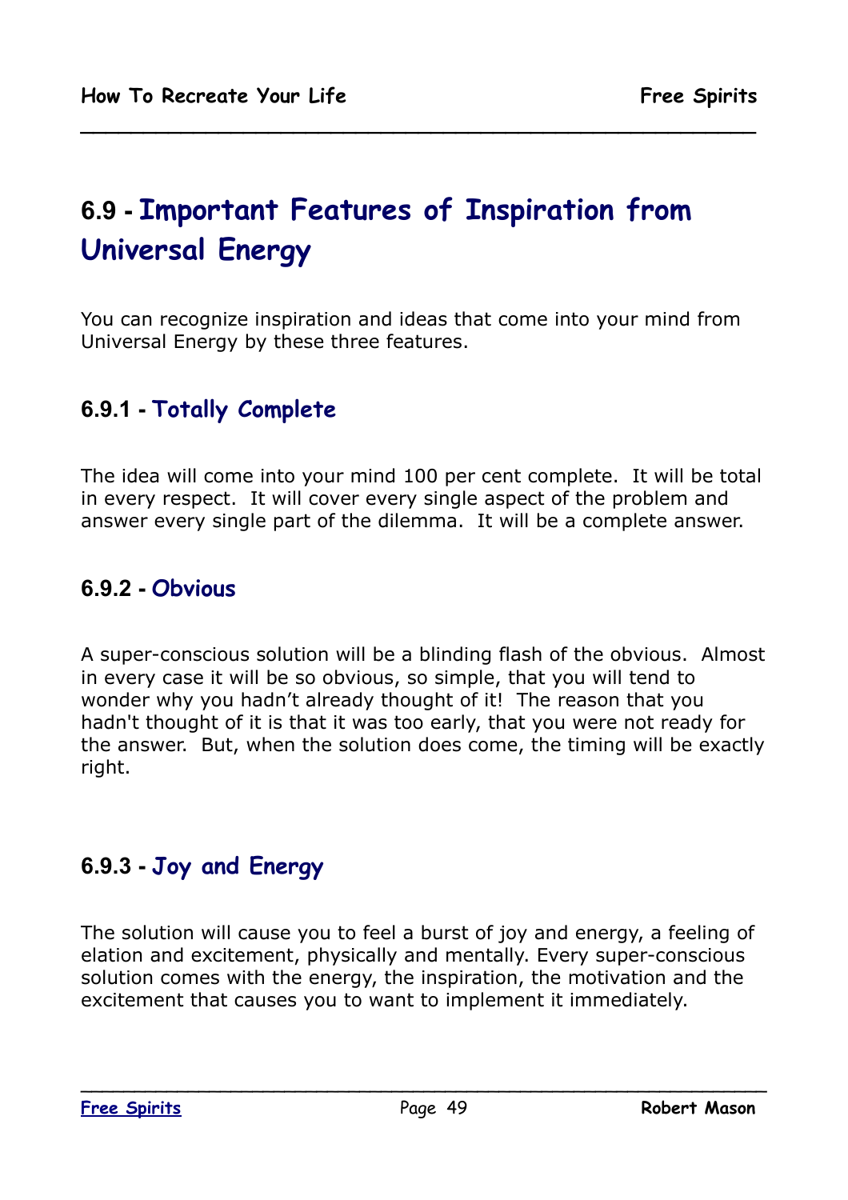## 6.9 - Important Features of Inspiration from Universal Energy

You can recognize inspiration and ideas that come into your mind from Universal Energy by these three features.

### 6.9.1 - Totally Complete

The idea will come into your mind 100 per cent complete. It will be total in every respect. It will cover every single aspect of the problem and answer every single part of the dilemma. It will be a complete answer.

### 6.9.2 - Obvious

A super-conscious solution will be a blinding flash of the obvious. Almost in every case it will be so obvious, so simple, that you will tend to wonder why you hadn't already thought of it! The reason that you hadn't thought of it is that it was too early, that you were not ready for the answer. But, when the solution does come, the timing will be exactly right.

### 6.9.3 - Joy and Energy

The solution will cause you to feel a burst of joy and energy, a feeling of elation and excitement, physically and mentally. Every super-conscious solution comes with the energy, the inspiration, the motivation and the excitement that causes you to want to implement it immediately.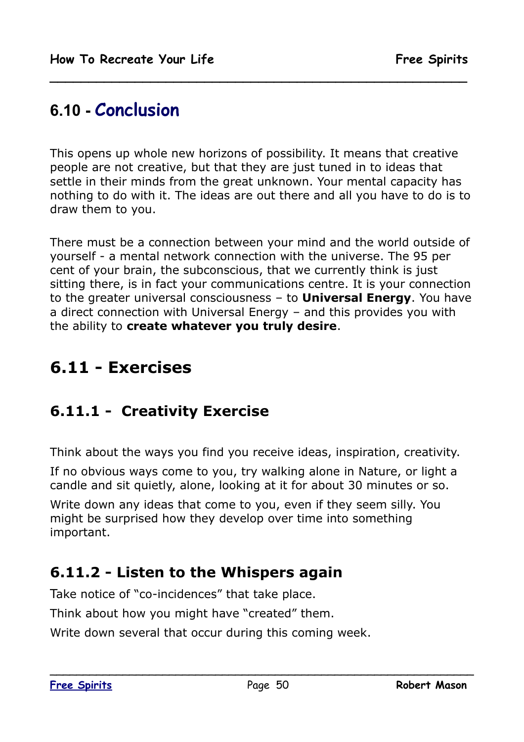## 6.10 - Conclusion

This opens up whole new horizons of possibility. It means that creative people are not creative, but that they are just tuned in to ideas that settle in their minds from the great unknown. Your mental capacity has nothing to do with it. The ideas are out there and all you have to do is to draw them to you.

There must be a connection between your mind and the world outside of yourself - a mental network connection with the universe. The 95 per cent of your brain, the subconscious, that we currently think is just sitting there, is in fact your communications centre. It is your connection to the greater universal consciousness – to **Universal Energy**. You have a direct connection with Universal Energy – and this provides you with the ability to **create whatever you truly desire**.

## 6.11 - Exercises

### 6.11.1 - Creativity Exercise

Think about the ways you find you receive ideas, inspiration, creativity.

If no obvious ways come to you, try walking alone in Nature, or light a candle and sit quietly, alone, looking at it for about 30 minutes or so.

Write down any ideas that come to you, even if they seem silly. You might be surprised how they develop over time into something important.

### 6.11.2 - Listen to the Whispers again

Take notice of “co-incidences” that take place.

Think about how you might have “created” them.

Write down several that occur during this coming week.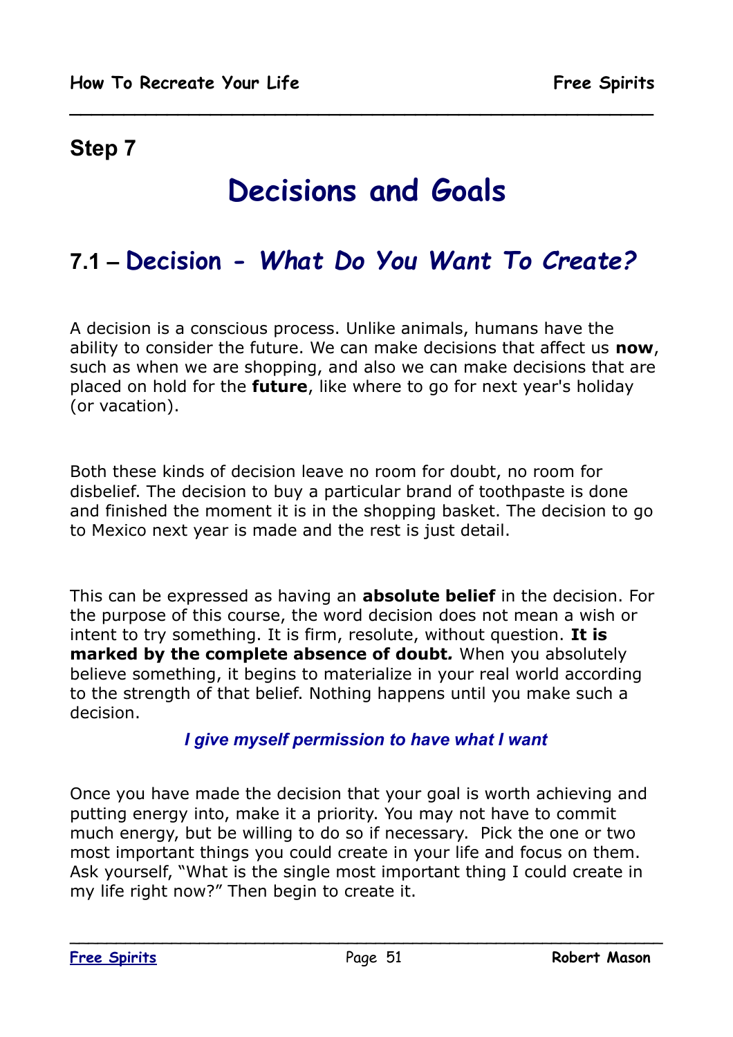## Step 7

# Decisions and Goals

## 7.1 – Decision - *What Do You Want To Create?*

A decision is a conscious process. Unlike animals, humans have the ability to consider the future. We can make decisions that affect us **now**, such as when we are shopping, and also we can make decisions that are placed on hold for the **future**, like where to go for next year's holiday (or vacation).

Both these kinds of decision leave no room for doubt, no room for disbelief. The decision to buy a particular brand of toothpaste is done and finished the moment it is in the shopping basket. The decision to go to Mexico next year is made and the rest is just detail.

This can be expressed as having an **absolute belief** in the decision. For the purpose of this course, the word decision does not mean a wish or intent to try something. It is firm, resolute, without question. **It is marked by the complete absence of doubt.** When you absolutely believe something, it begins to materialize in your real world according to the strength of that belief. Nothing happens until you make such a decision.

***I give myself permission to have what I want***

Once you have made the decision that your goal is worth achieving and putting energy into, make it a priority. You may not have to commit much energy, but be willing to do so if necessary. Pick the one or two most important things you could create in your life and focus on them. Ask yourself, “What is the single most important thing I could create in my life right now?” Then begin to create it.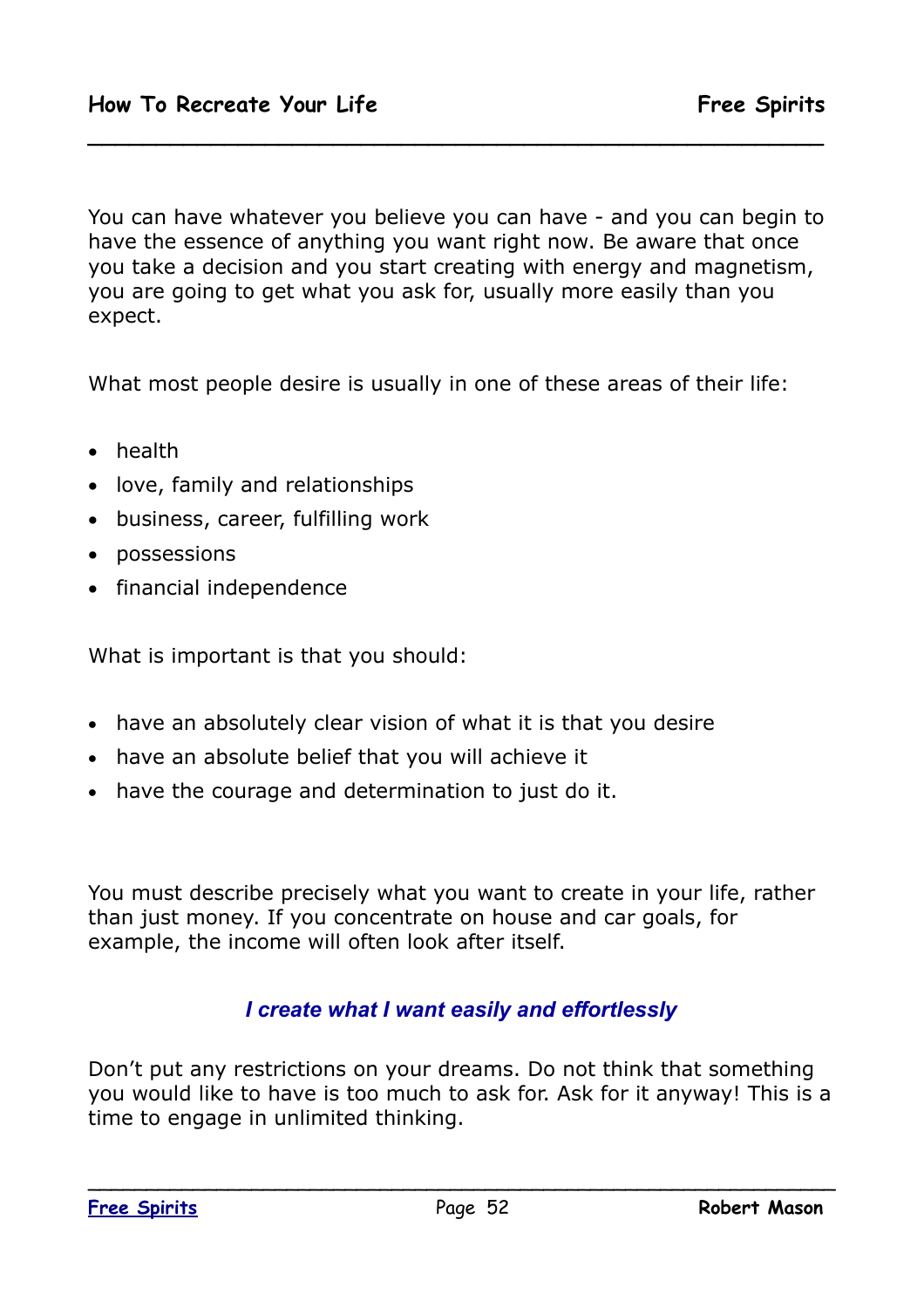You can have whatever you believe you can have - and you can begin to have the essence of anything you want right now. Be aware that once you take a decision and you start creating with energy and magnetism, you are going to get what you ask for, usually more easily than you expect.

What most people desire is usually in one of these areas of their life:

- health
- love, family and relationships
- business, career, fulfilling work
- possessions
- financial independence

What is important is that you should:

- have an absolutely clear vision of what it is that you desire
- have an absolute belief that you will achieve it
- have the courage and determination to just do it.

You must describe precisely what you want to create in your life, rather than just money. If you concentrate on house and car goals, for example, the income will often look after itself.

***I create what I want easily and effortlessly***

Don't put any restrictions on your dreams. Do not think that something you would like to have is too much to ask for. Ask for it anyway! This is a time to engage in unlimited thinking.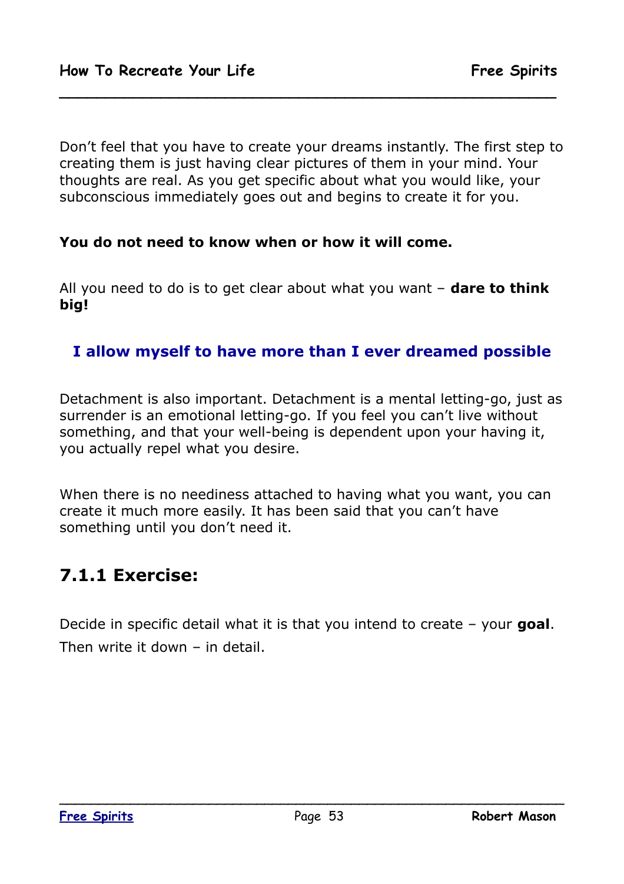Don’t feel that you have to create your dreams instantly. The first step to creating them is just having clear pictures of them in your mind. Your thoughts are real. As you get specific about what you would like, your subconscious immediately goes out and begins to create it for you.

**You do not need to know when or how it will come.**

All you need to do is to get clear about what you want – **dare to think big!**

**I allow myself to have more than I ever dreamed possible**

Detachment is also important. Detachment is a mental letting-go, just as surrender is an emotional letting-go. If you feel you can’t live without something, and that your well-being is dependent upon your having it, you actually repel what you desire.

When there is no neediness attached to having what you want, you can create it much more easily. It has been said that you can’t have something until you don’t need it.

## 7.1.1 Exercise:

Decide in specific detail what it is that you intend to create – your **goal**.

Then write it down – in detail.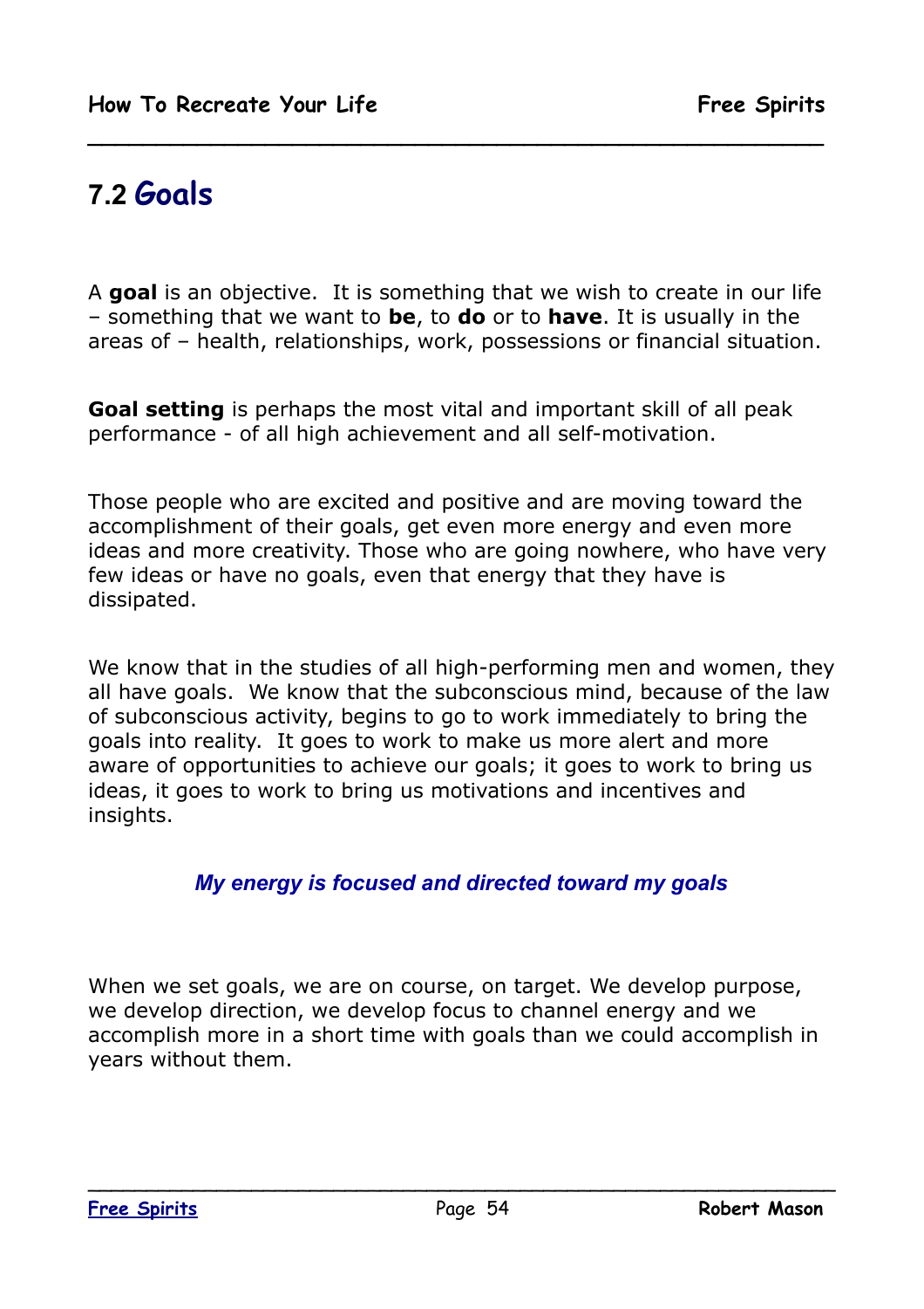## 7.2 Goals

A **goal** is an objective. It is something that we wish to create in our life – something that we want to **be**, to **do** or to **have**. It is usually in the areas of – health, relationships, work, possessions or financial situation.

**Goal setting** is perhaps the most vital and important skill of all peak performance - of all high achievement and all self-motivation.

Those people who are excited and positive and are moving toward the accomplishment of their goals, get even more energy and even more ideas and more creativity. Those who are going nowhere, who have very few ideas or have no goals, even that energy that they have is dissipated.

We know that in the studies of all high-performing men and women, they all have goals. We know that the subconscious mind, because of the law of subconscious activity, begins to go to work immediately to bring the goals into reality. It goes to work to make us more alert and more aware of opportunities to achieve our goals; it goes to work to bring us ideas, it goes to work to bring us motivations and incentives and insights.

***My energy is focused and directed toward my goals***

When we set goals, we are on course, on target. We develop purpose, we develop direction, we develop focus to channel energy and we accomplish more in a short time with goals than we could accomplish in years without them.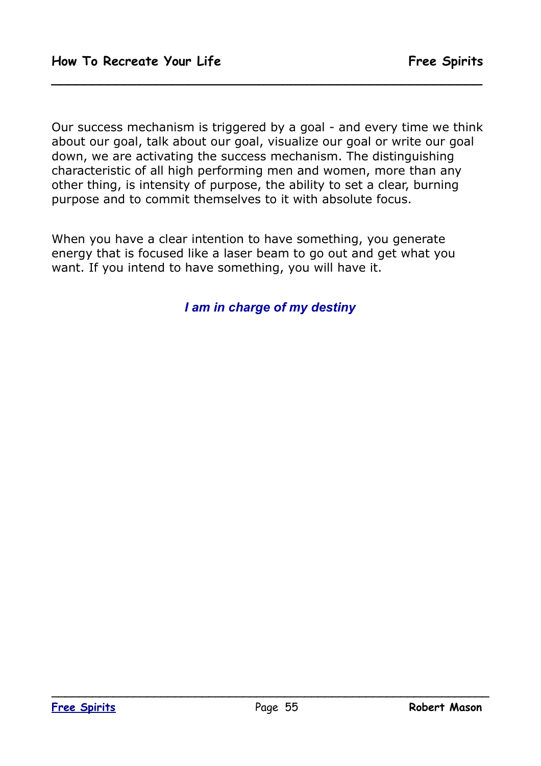Our success mechanism is triggered by a goal - and every time we think about our goal, talk about our goal, visualize our goal or write our goal down, we are activating the success mechanism. The distinguishing characteristic of all high performing men and women, more than any other thing, is intensity of purpose, the ability to set a clear, burning purpose and to commit themselves to it with absolute focus.

When you have a clear intention to have something, you generate energy that is focused like a laser beam to go out and get what you want. If you intend to have something, you will have it.

***I am in charge of my destiny***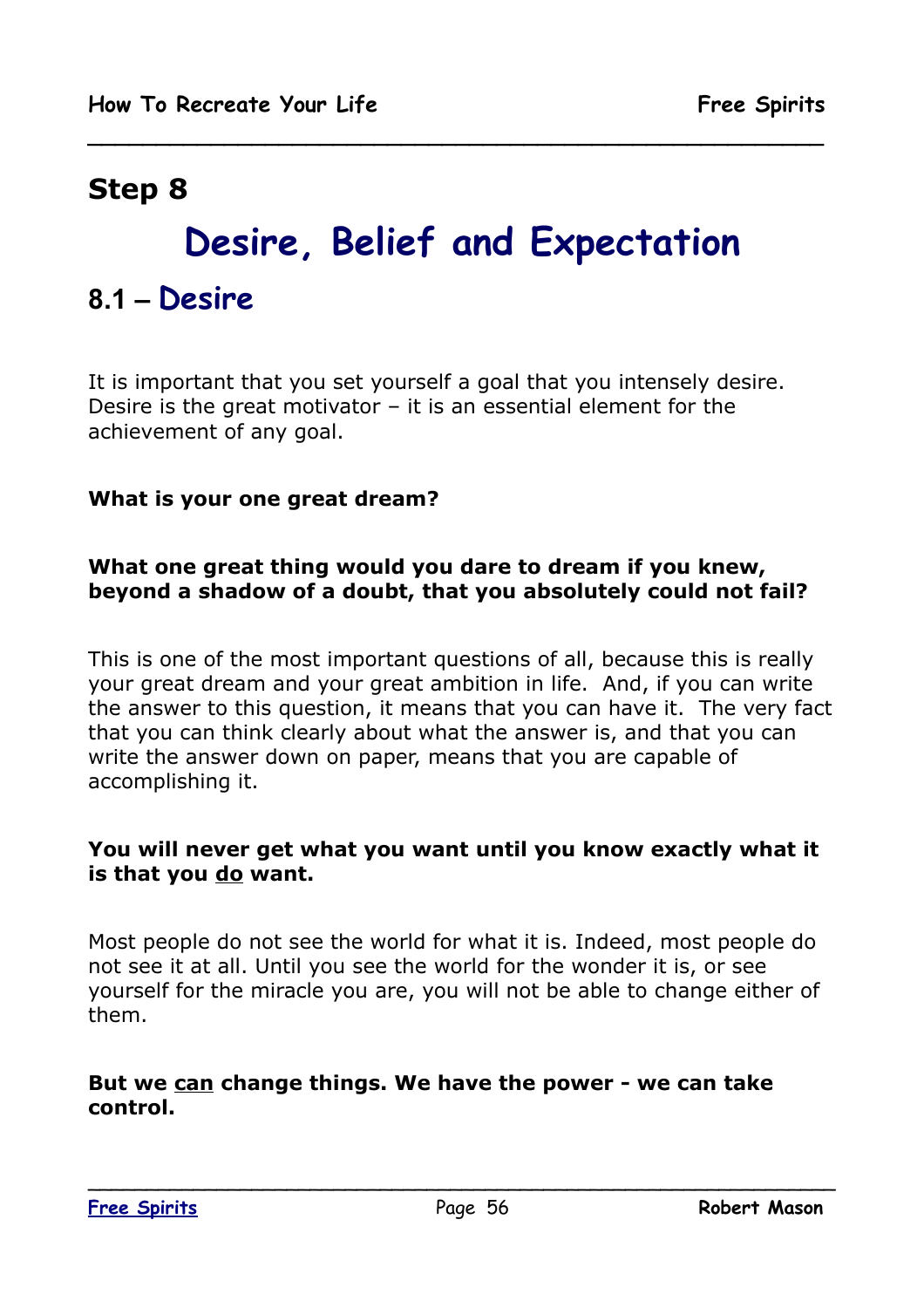# Step 8

# Desire, Belief and Expectation

## 8.1 – Desire

It is important that you set yourself a goal that you intensely desire. Desire is the great motivator – it is an essential element for the achievement of any goal.

**What is your one great dream?**

**What one great thing would you dare to dream if you knew, beyond a shadow of a doubt, that you absolutely could not fail?**

This is one of the most important questions of all, because this is really your great dream and your great ambition in life. And, if you can write the answer to this question, it means that you can have it. The very fact that you can think clearly about what the answer is, and that you can write the answer down on paper, means that you are capable of accomplishing it.

**You will never get what you want until you know exactly what it is that you <u>do</u> want.**

Most people do not see the world for what it is. Indeed, most people do not see it at all. Until you see the world for the wonder it is, or see yourself for the miracle you are, you will not be able to change either of them.

**But we <u>can</u> change things. We have the power - we can take control.**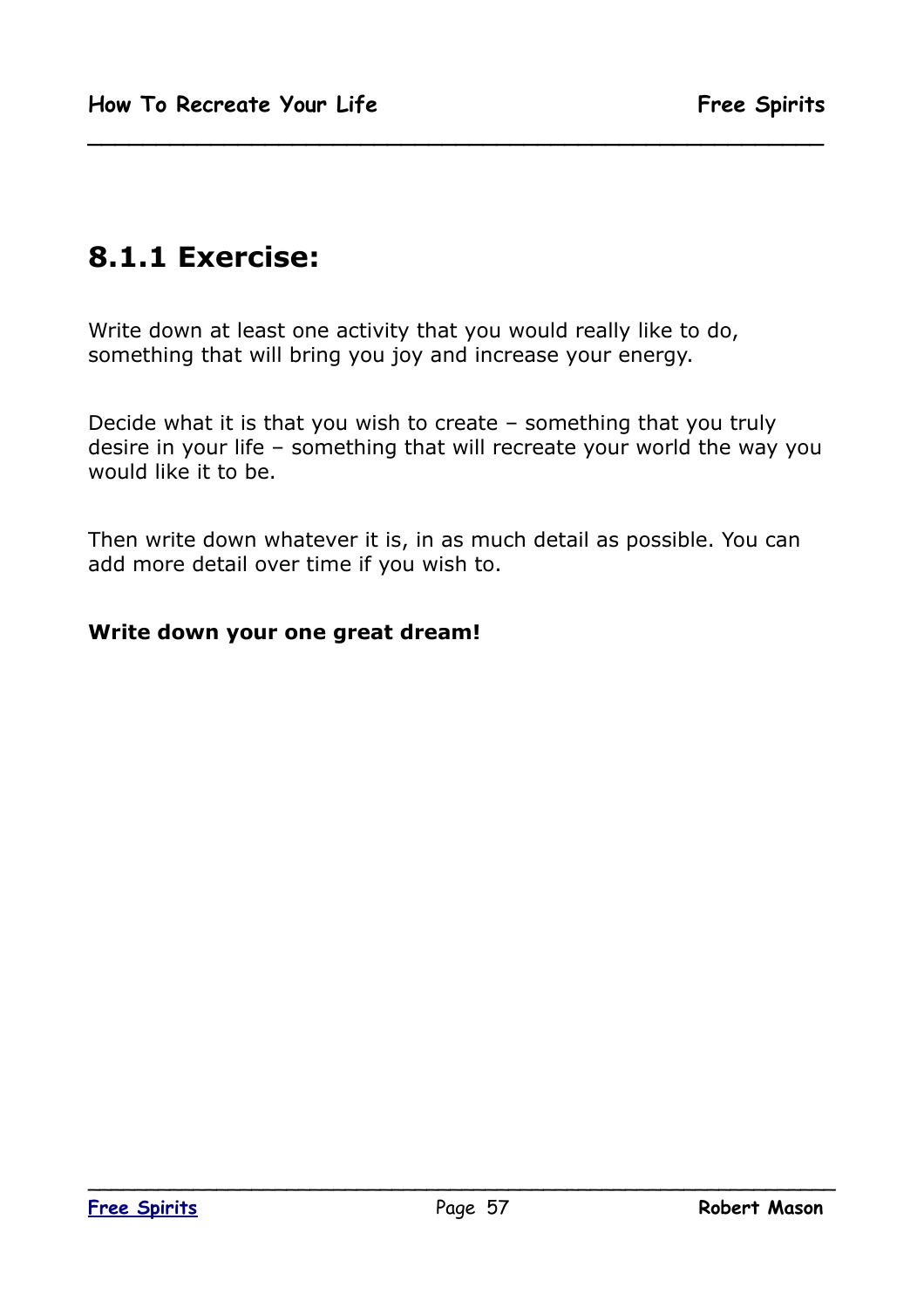## 8.1.1 Exercise:

Write down at least one activity that you would really like to do, something that will bring you joy and increase your energy.

Decide what it is that you wish to create – something that you truly desire in your life – something that will recreate your world the way you would like it to be.

Then write down whatever it is, in as much detail as possible. You can add more detail over time if you wish to.

**Write down your one great dream!**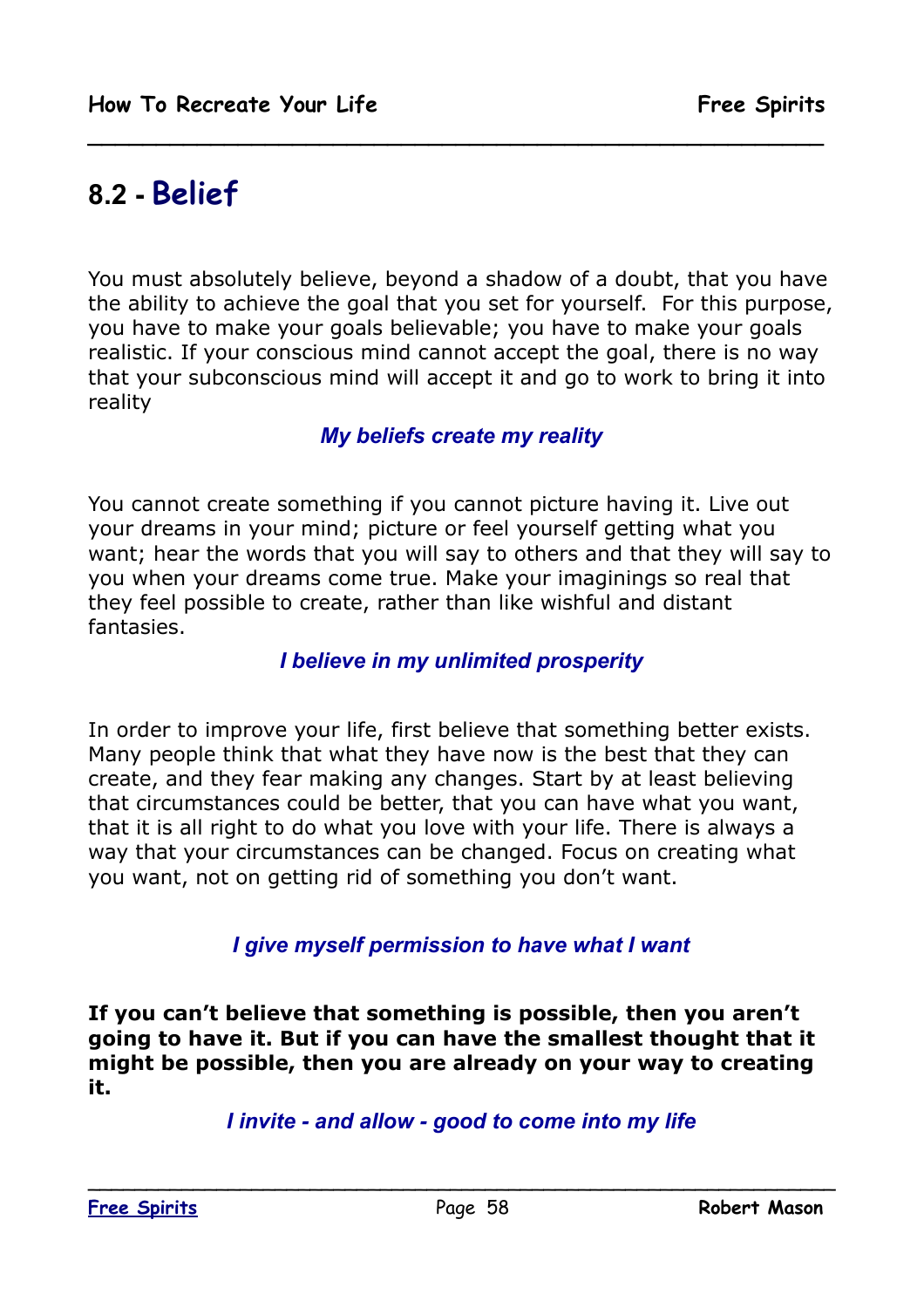## 8.2 - Belief

You must absolutely believe, beyond a shadow of a doubt, that you have the ability to achieve the goal that you set for yourself. For this purpose, you have to make your goals believable; you have to make your goals realistic. If your conscious mind cannot accept the goal, there is no way that your subconscious mind will accept it and go to work to bring it into reality

***My beliefs create my reality***

You cannot create something if you cannot picture having it. Live out your dreams in your mind; picture or feel yourself getting what you want; hear the words that you will say to others and that they will say to you when your dreams come true. Make your imaginings so real that they feel possible to create, rather than like wishful and distant fantasies.

***I believe in my unlimited prosperity***

In order to improve your life, first believe that something better exists. Many people think that what they have now is the best that they can create, and they fear making any changes. Start by at least believing that circumstances could be better, that you can have what you want, that it is all right to do what you love with your life. There is always a way that your circumstances can be changed. Focus on creating what you want, not on getting rid of something you don't want.

***I give myself permission to have what I want***

**If you can't believe that something is possible, then you aren't going to have it. But if you can have the smallest thought that it might be possible, then you are already on your way to creating it.**

***I invite - and allow - good to come into my life***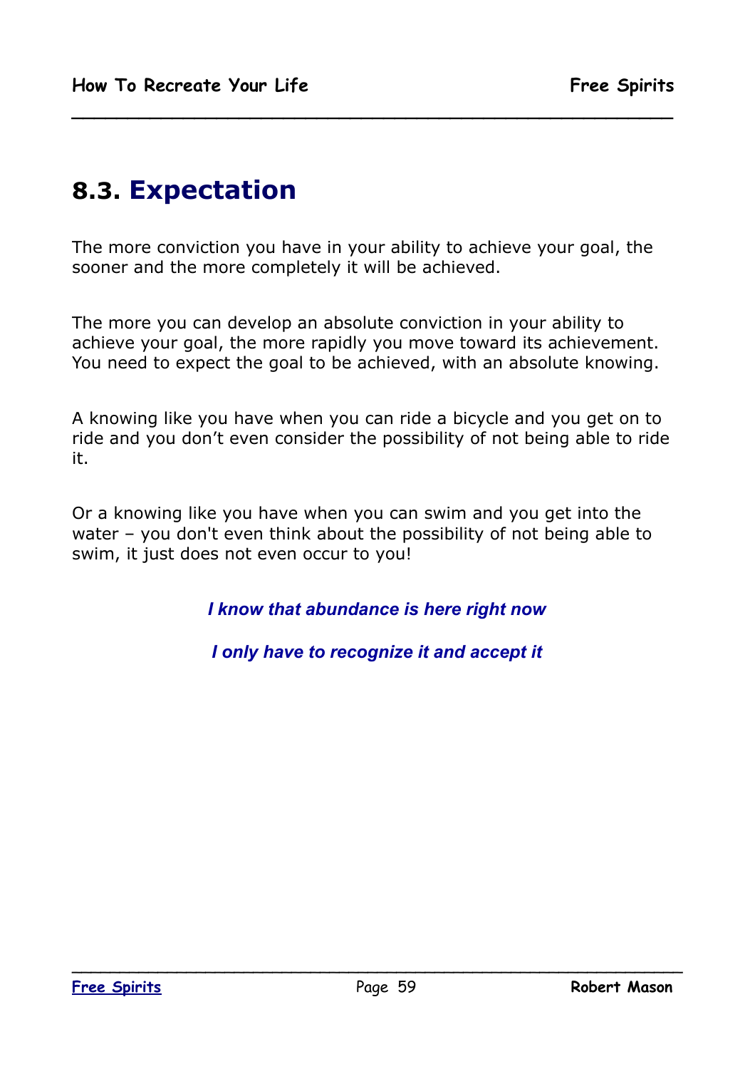## 8.3. Expectation

The more conviction you have in your ability to achieve your goal, the sooner and the more completely it will be achieved.

The more you can develop an absolute conviction in your ability to achieve your goal, the more rapidly you move toward its achievement. You need to expect the goal to be achieved, with an absolute knowing.

A knowing like you have when you can ride a bicycle and you get on to ride and you don't even consider the possibility of not being able to ride it.

Or a knowing like you have when you can swim and you get into the water – you don't even think about the possibility of not being able to swim, it just does not even occur to you!

***I know that abundance is here right now***

***I only have to recognize it and accept it***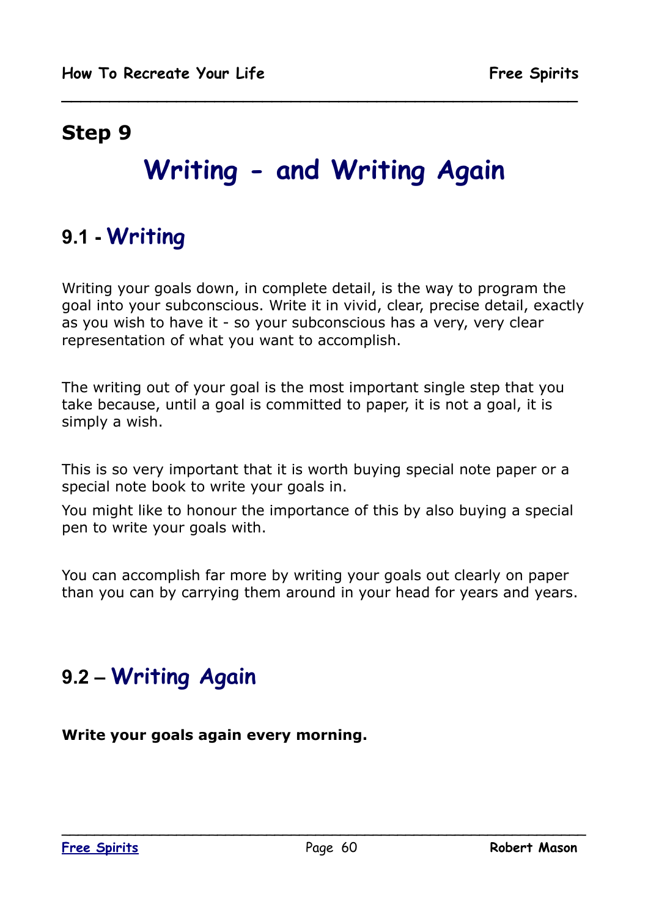## Step 9

# Writing - and Writing Again

### 9.1 - Writing

Writing your goals down, in complete detail, is the way to program the goal into your subconscious. Write it in vivid, clear, precise detail, exactly as you wish to have it - so your subconscious has a very, very clear representation of what you want to accomplish.

The writing out of your goal is the most important single step that you take because, until a goal is committed to paper, it is not a goal, it is simply a wish.

This is so very important that it is worth buying special note paper or a special note book to write your goals in.

You might like to honour the importance of this by also buying a special pen to write your goals with.

You can accomplish far more by writing your goals out clearly on paper than you can by carrying them around in your head for years and years.

### 9.2 – Writing Again

**Write your goals again every morning.**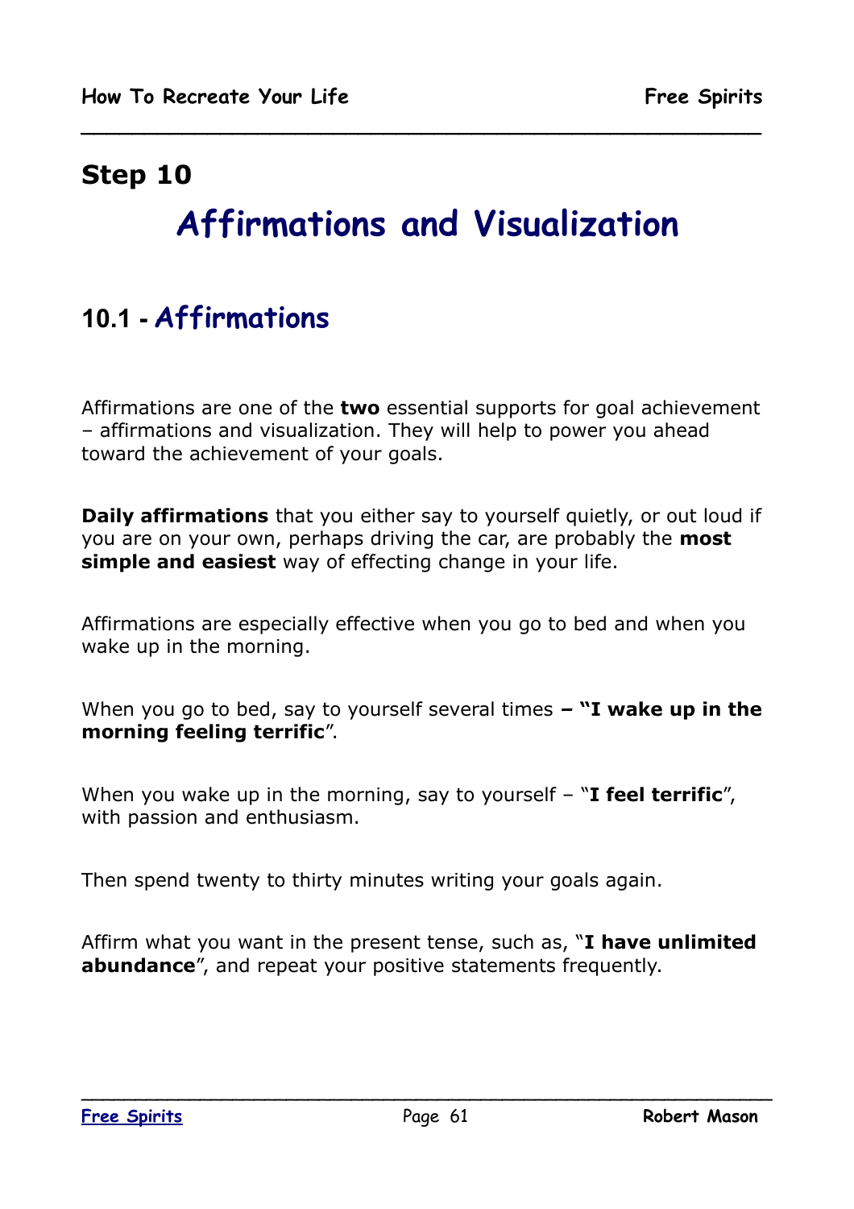## Step 10

# Affirmations and Visualization

## 10.1 - Affirmations

Affirmations are one of the **two** essential supports for goal achievement – affirmations and visualization. They will help to power you ahead toward the achievement of your goals.

**Daily affirmations** that you either say to yourself quietly, or out loud if you are on your own, perhaps driving the car, are probably the **most simple and easiest** way of effecting change in your life.

Affirmations are especially effective when you go to bed and when you wake up in the morning.

When you go to bed, say to yourself several times **– "I wake up in the morning feeling terrific**".

When you wake up in the morning, say to yourself – "**I feel terrific**", with passion and enthusiasm.

Then spend twenty to thirty minutes writing your goals again.

Affirm what you want in the present tense, such as, "**I have unlimited abundance**", and repeat your positive statements frequently.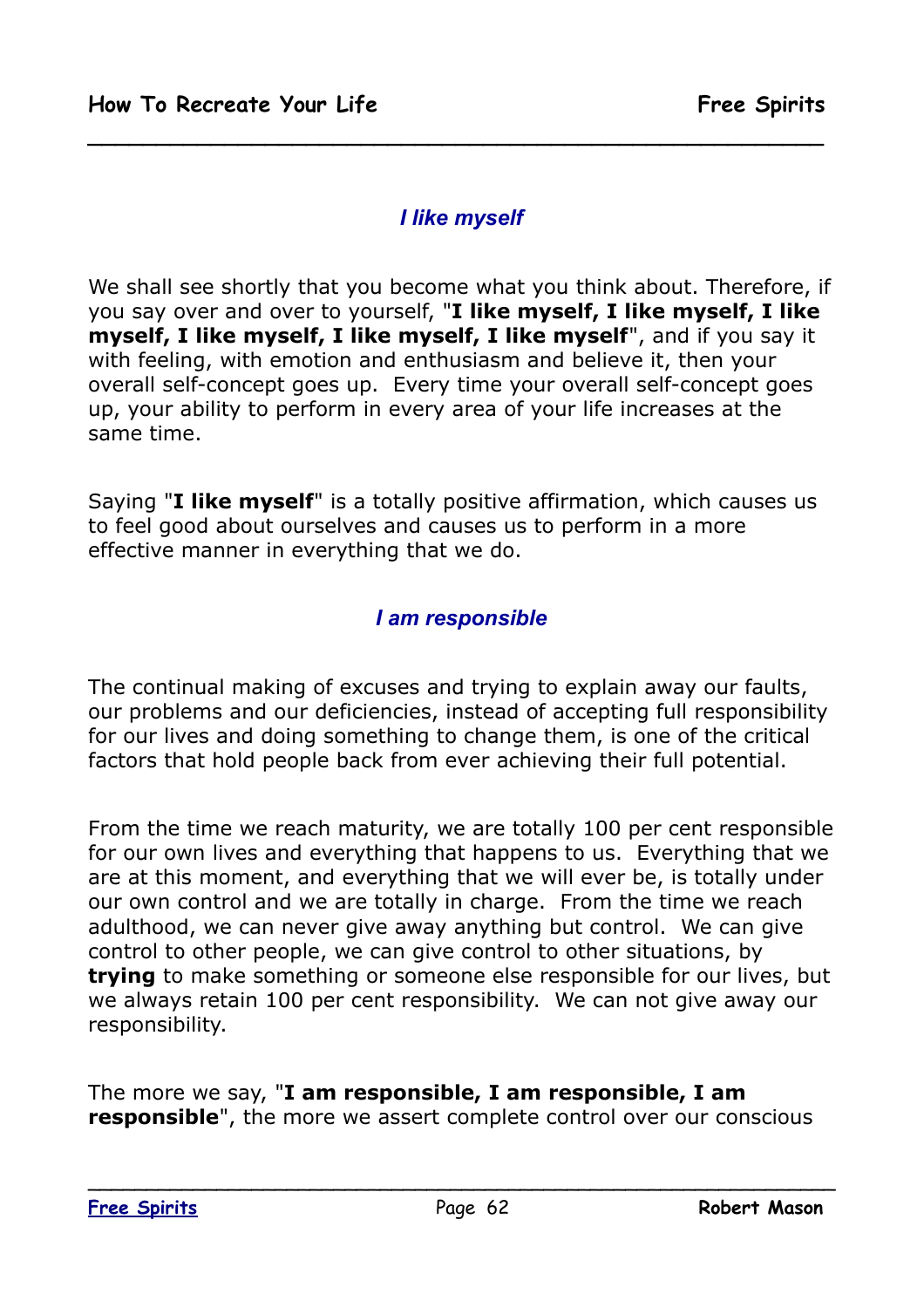### *I like myself*

We shall see shortly that you become what you think about. Therefore, if you say over and over to yourself, "**I like myself, I like myself, I like myself, I like myself, I like myself, I like myself**", and if you say it with feeling, with emotion and enthusiasm and believe it, then your overall self-concept goes up. Every time your overall self-concept goes up, your ability to perform in every area of your life increases at the same time.

Saying "**I like myself**" is a totally positive affirmation, which causes us to feel good about ourselves and causes us to perform in a more effective manner in everything that we do.

### *I am responsible*

The continual making of excuses and trying to explain away our faults, our problems and our deficiencies, instead of accepting full responsibility for our lives and doing something to change them, is one of the critical factors that hold people back from ever achieving their full potential.

From the time we reach maturity, we are totally 100 per cent responsible for our own lives and everything that happens to us. Everything that we are at this moment, and everything that we will ever be, is totally under our own control and we are totally in charge. From the time we reach adulthood, we can never give away anything but control. We can give control to other people, we can give control to other situations, by **trying** to make something or someone else responsible for our lives, but we always retain 100 per cent responsibility. We can not give away our responsibility.

The more we say, "**I am responsible, I am responsible, I am responsible**", the more we assert complete control over our conscious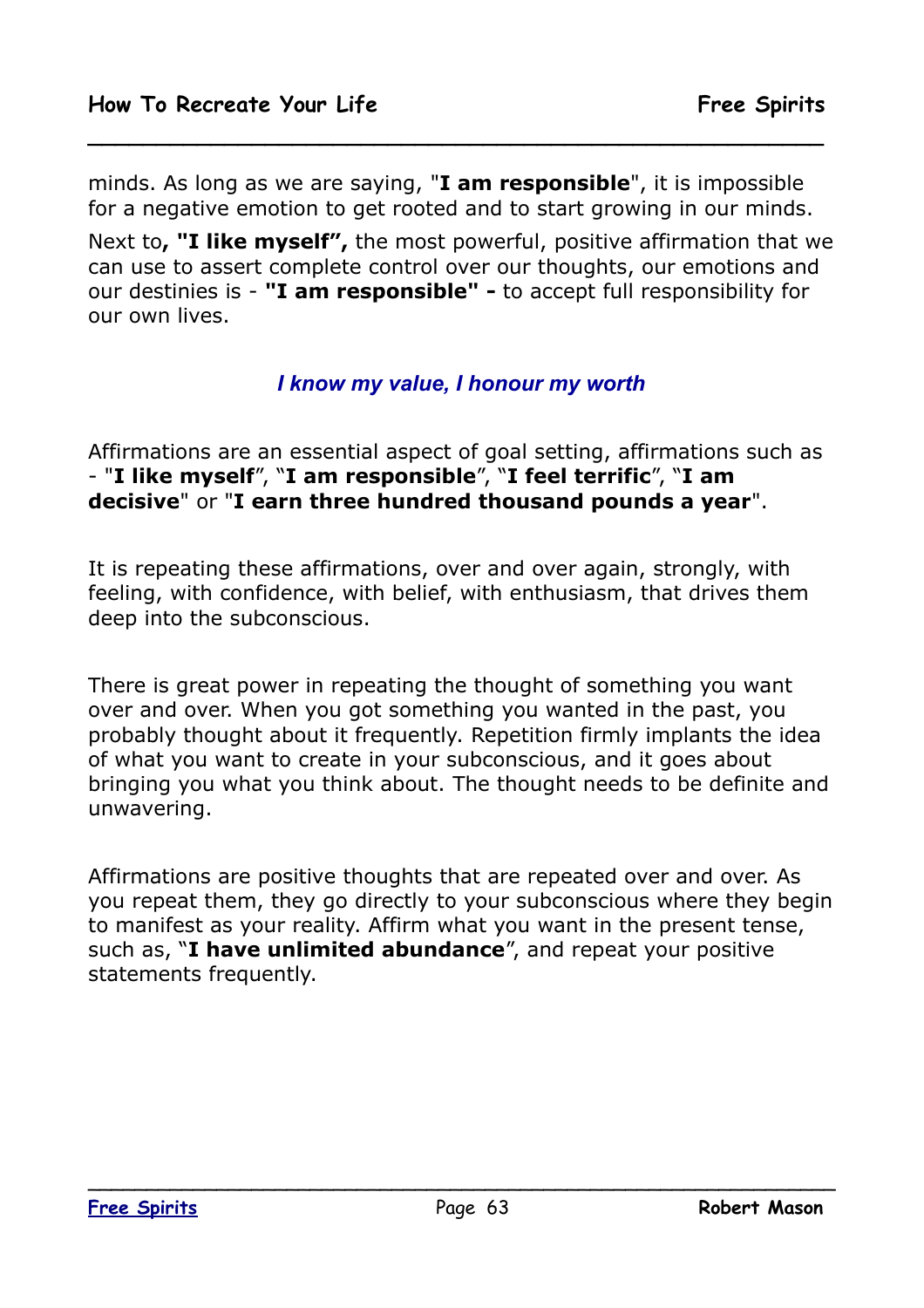minds. As long as we are saying, "**I am responsible**", it is impossible for a negative emotion to get rooted and to start growing in our minds.

Next to**, "I like myself",** the most powerful, positive affirmation that we can use to assert complete control over our thoughts, our emotions and our destinies is - **"I am responsible" -** to accept full responsibility for our own lives.

***I know my value, I honour my worth***

Affirmations are an essential aspect of goal setting, affirmations such as - "**I like myself**", "**I am responsible**", "**I feel terrific**", "**I am decisive**" or "**I earn three hundred thousand pounds a year**".

It is repeating these affirmations, over and over again, strongly, with feeling, with confidence, with belief, with enthusiasm, that drives them deep into the subconscious.

There is great power in repeating the thought of something you want over and over. When you got something you wanted in the past, you probably thought about it frequently. Repetition firmly implants the idea of what you want to create in your subconscious, and it goes about bringing you what you think about. The thought needs to be definite and unwavering.

Affirmations are positive thoughts that are repeated over and over. As you repeat them, they go directly to your subconscious where they begin to manifest as your reality. Affirm what you want in the present tense, such as, "**I have unlimited abundance**", and repeat your positive statements frequently.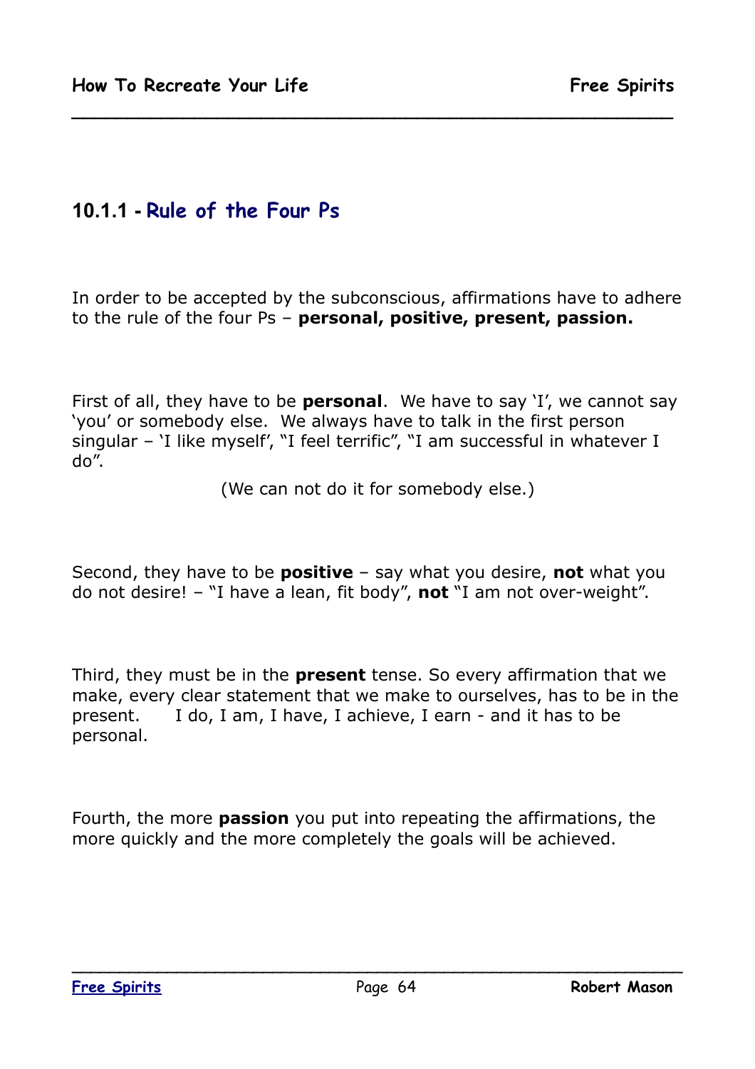### 10.1.1 - Rule of the Four Ps

In order to be accepted by the subconscious, affirmations have to adhere to the rule of the four Ps – **personal, positive, present, passion.**

First of all, they have to be **personal**. We have to say 'I', we cannot say 'you' or somebody else. We always have to talk in the first person singular – 'I like myself', "I feel terrific", "I am successful in whatever I do".

(We can not do it for somebody else.)

Second, they have to be **positive** – say what you desire, **not** what you do not desire! – "I have a lean, fit body", **not** "I am not over-weight".

Third, they must be in the **present** tense. So every affirmation that we make, every clear statement that we make to ourselves, has to be in the present. I do, I am, I have, I achieve, I earn - and it has to be personal.

Fourth, the more **passion** you put into repeating the affirmations, the more quickly and the more completely the goals will be achieved.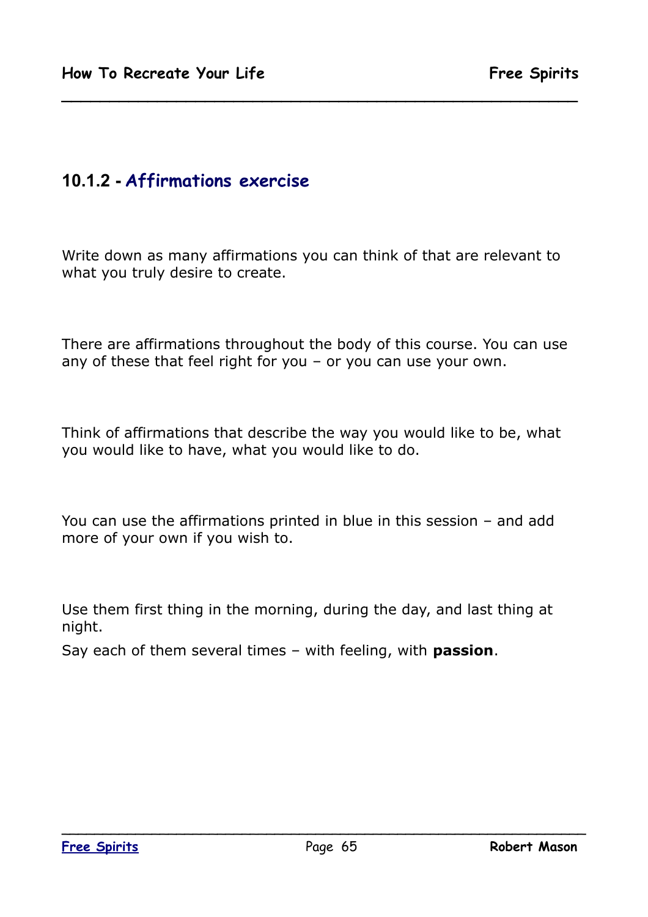### 10.1.2 - Affirmations exercise

Write down as many affirmations you can think of that are relevant to what you truly desire to create.

There are affirmations throughout the body of this course. You can use any of these that feel right for you – or you can use your own.

Think of affirmations that describe the way you would like to be, what you would like to have, what you would like to do.

You can use the affirmations printed in blue in this session – and add more of your own if you wish to.

Use them first thing in the morning, during the day, and last thing at night.

Say each of them several times – with feeling, with **passion**.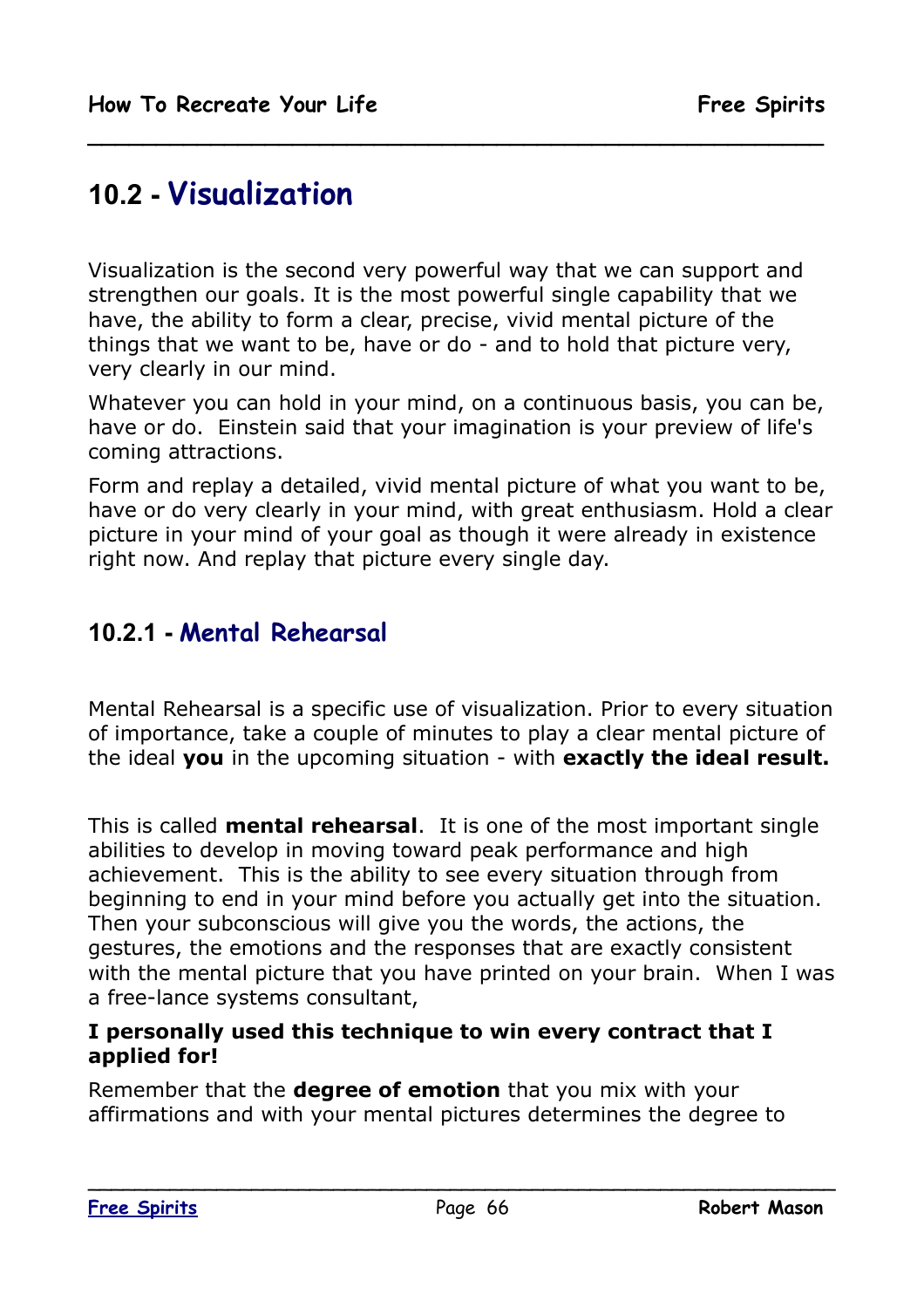## 10.2 - Visualization

Visualization is the second very powerful way that we can support and strengthen our goals. It is the most powerful single capability that we have, the ability to form a clear, precise, vivid mental picture of the things that we want to be, have or do - and to hold that picture very, very clearly in our mind.

Whatever you can hold in your mind, on a continuous basis, you can be, have or do. Einstein said that your imagination is your preview of life's coming attractions.

Form and replay a detailed, vivid mental picture of what you want to be, have or do very clearly in your mind, with great enthusiasm. Hold a clear picture in your mind of your goal as though it were already in existence right now. And replay that picture every single day.

### 10.2.1 - Mental Rehearsal

Mental Rehearsal is a specific use of visualization. Prior to every situation of importance, take a couple of minutes to play a clear mental picture of the ideal **you** in the upcoming situation - with **exactly the ideal result.**

This is called **mental rehearsal**. It is one of the most important single abilities to develop in moving toward peak performance and high achievement. This is the ability to see every situation through from beginning to end in your mind before you actually get into the situation. Then your subconscious will give you the words, the actions, the gestures, the emotions and the responses that are exactly consistent with the mental picture that you have printed on your brain. When I was a free-lance systems consultant,

**I personally used this technique to win every contract that I applied for!**

Remember that the **degree of emotion** that you mix with your affirmations and with your mental pictures determines the degree to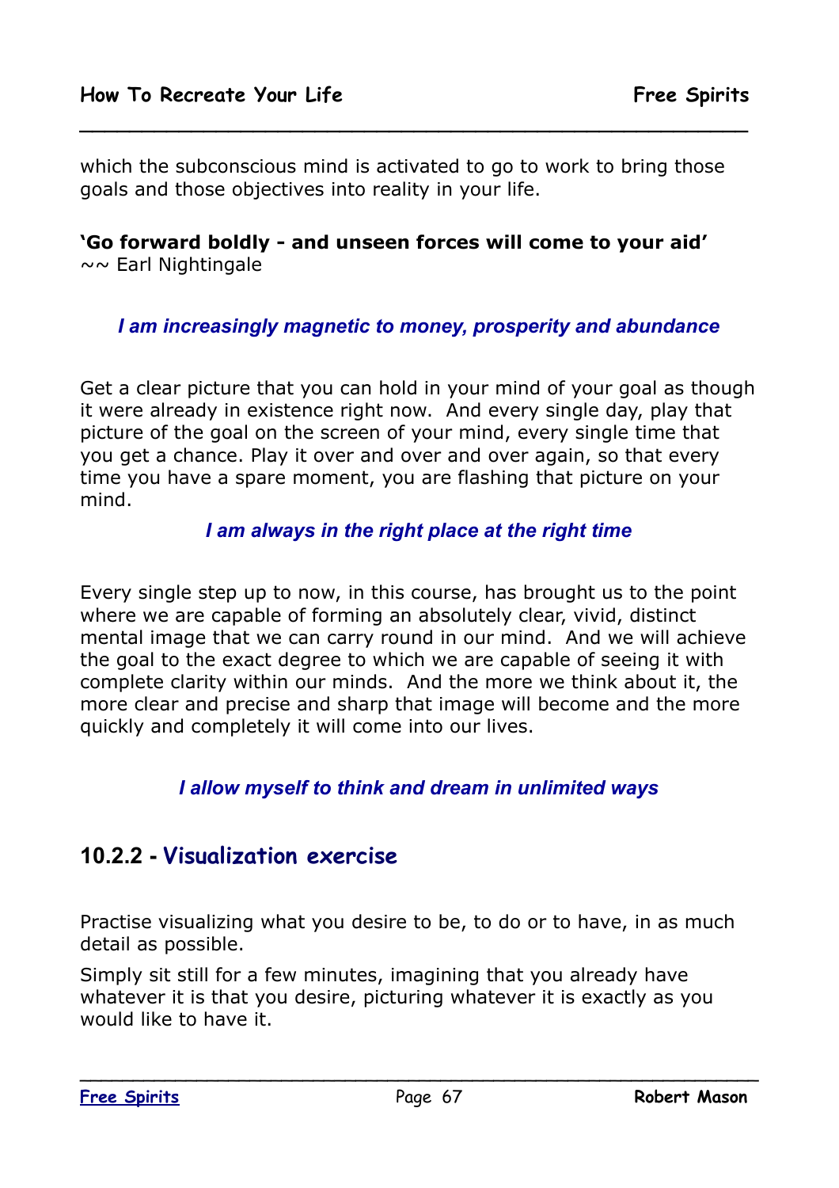which the subconscious mind is activated to go to work to bring those goals and those objectives into reality in your life.

**'Go forward boldly - and unseen forces will come to your aid'**
~~ Earl Nightingale

***I am increasingly magnetic to money, prosperity and abundance***

Get a clear picture that you can hold in your mind of your goal as though it were already in existence right now. And every single day, play that picture of the goal on the screen of your mind, every single time that you get a chance. Play it over and over and over again, so that every time you have a spare moment, you are flashing that picture on your mind.

***I am always in the right place at the right time***

Every single step up to now, in this course, has brought us to the point where we are capable of forming an absolutely clear, vivid, distinct mental image that we can carry round in our mind. And we will achieve the goal to the exact degree to which we are capable of seeing it with complete clarity within our minds. And the more we think about it, the more clear and precise and sharp that image will become and the more quickly and completely it will come into our lives.

***I allow myself to think and dream in unlimited ways***

## 10.2.2 - Visualization exercise

Practise visualizing what you desire to be, to do or to have, in as much detail as possible.

Simply sit still for a few minutes, imagining that you already have whatever it is that you desire, picturing whatever it is exactly as you would like to have it.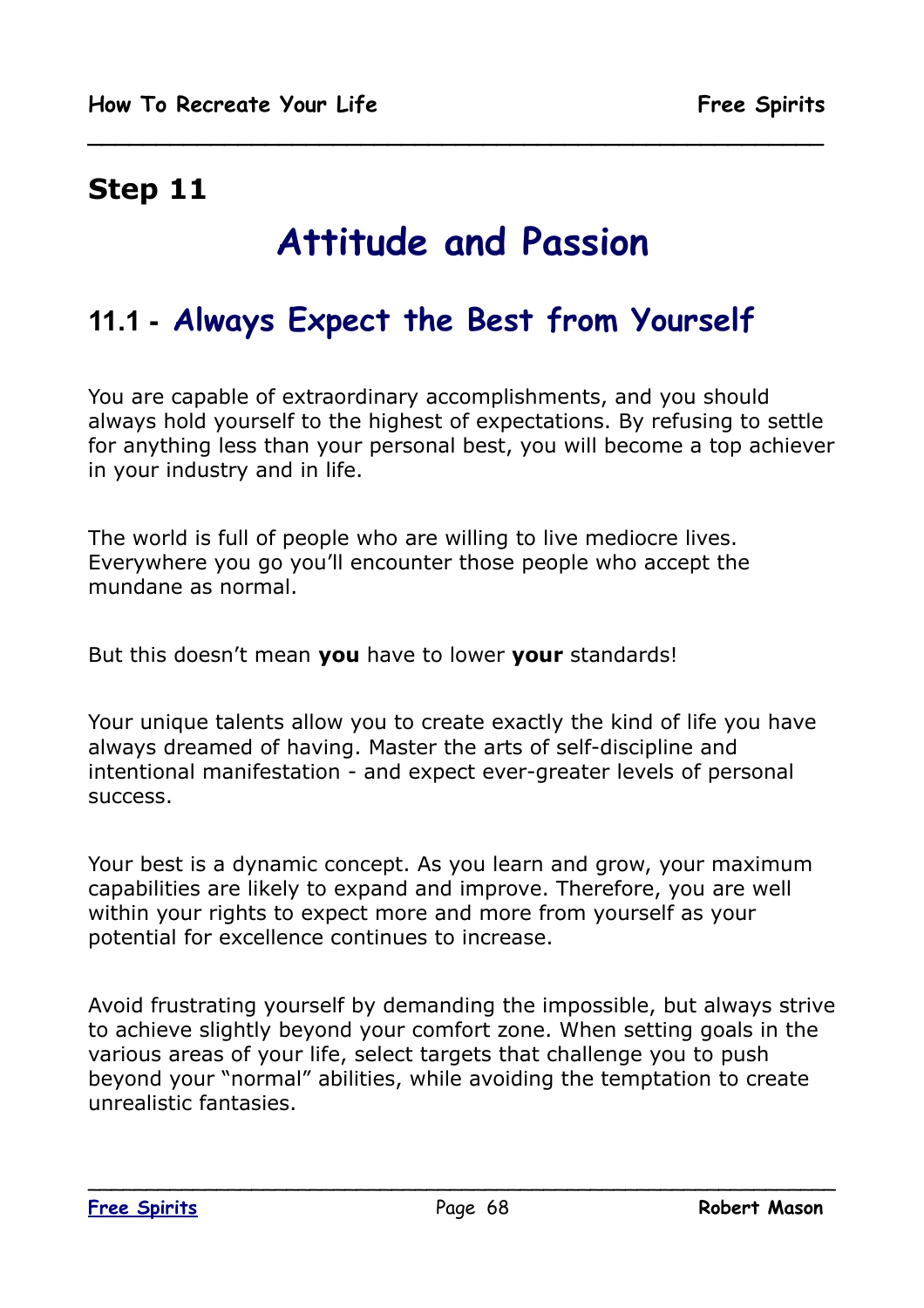## Step 11

# Attitude and Passion

## 11.1 - Always Expect the Best from Yourself

You are capable of extraordinary accomplishments, and you should always hold yourself to the highest of expectations. By refusing to settle for anything less than your personal best, you will become a top achiever in your industry and in life.

The world is full of people who are willing to live mediocre lives. Everywhere you go you'll encounter those people who accept the mundane as normal.

But this doesn't mean **you** have to lower **your** standards!

Your unique talents allow you to create exactly the kind of life you have always dreamed of having. Master the arts of self-discipline and intentional manifestation - and expect ever-greater levels of personal success.

Your best is a dynamic concept. As you learn and grow, your maximum capabilities are likely to expand and improve. Therefore, you are well within your rights to expect more and more from yourself as your potential for excellence continues to increase.

Avoid frustrating yourself by demanding the impossible, but always strive to achieve slightly beyond your comfort zone. When setting goals in the various areas of your life, select targets that challenge you to push beyond your "normal" abilities, while avoiding the temptation to create unrealistic fantasies.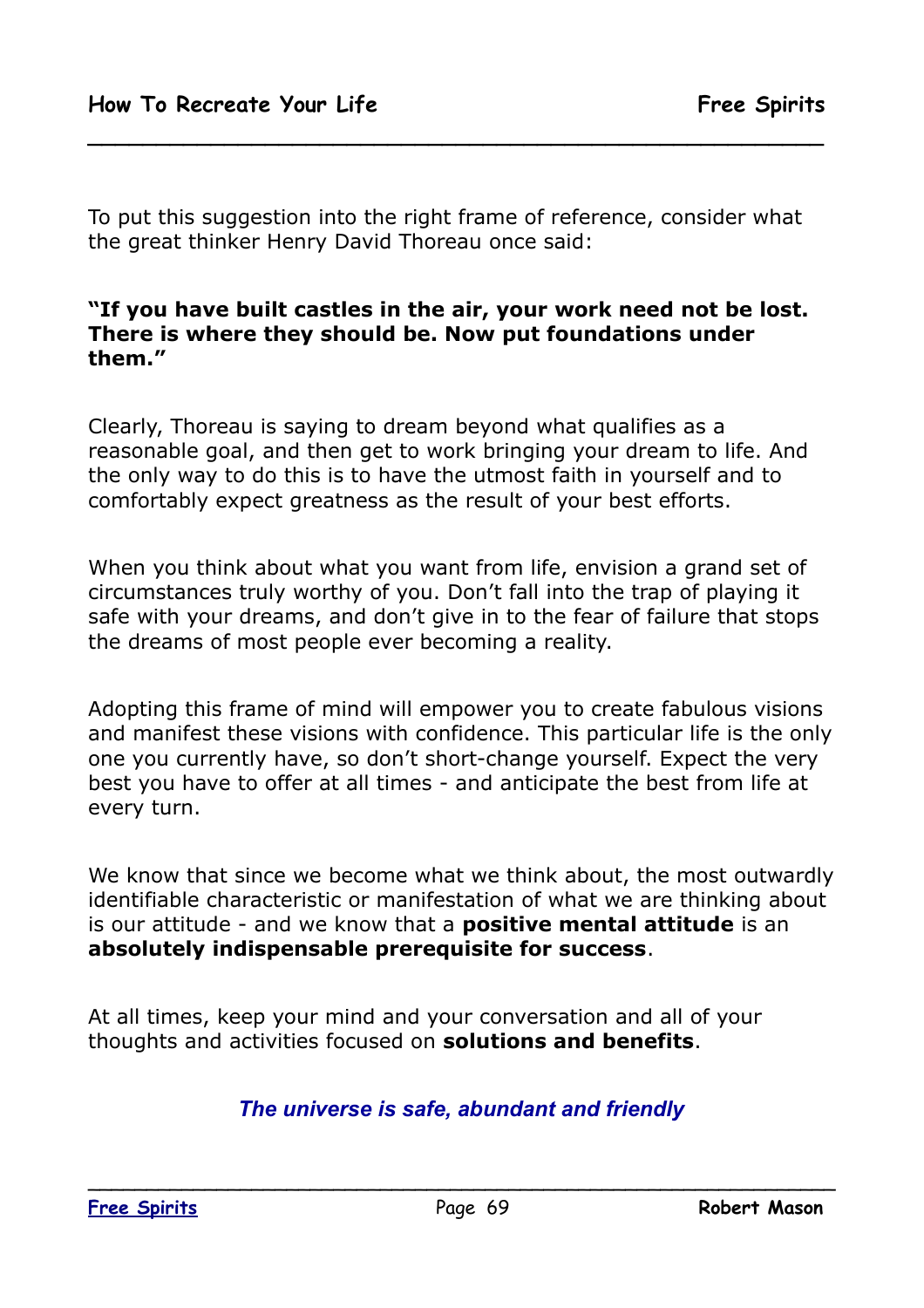To put this suggestion into the right frame of reference, consider what the great thinker Henry David Thoreau once said:

**"If you have built castles in the air, your work need not be lost. There is where they should be. Now put foundations under them."**

Clearly, Thoreau is saying to dream beyond what qualifies as a reasonable goal, and then get to work bringing your dream to life. And the only way to do this is to have the utmost faith in yourself and to comfortably expect greatness as the result of your best efforts.

When you think about what you want from life, envision a grand set of circumstances truly worthy of you. Don't fall into the trap of playing it safe with your dreams, and don't give in to the fear of failure that stops the dreams of most people ever becoming a reality.

Adopting this frame of mind will empower you to create fabulous visions and manifest these visions with confidence. This particular life is the only one you currently have, so don't short-change yourself. Expect the very best you have to offer at all times - and anticipate the best from life at every turn.

We know that since we become what we think about, the most outwardly identifiable characteristic or manifestation of what we are thinking about is our attitude - and we know that a **positive mental attitude** is an **absolutely indispensable prerequisite for success**.

At all times, keep your mind and your conversation and all of your thoughts and activities focused on **solutions and benefits**.

***The universe is safe, abundant and friendly***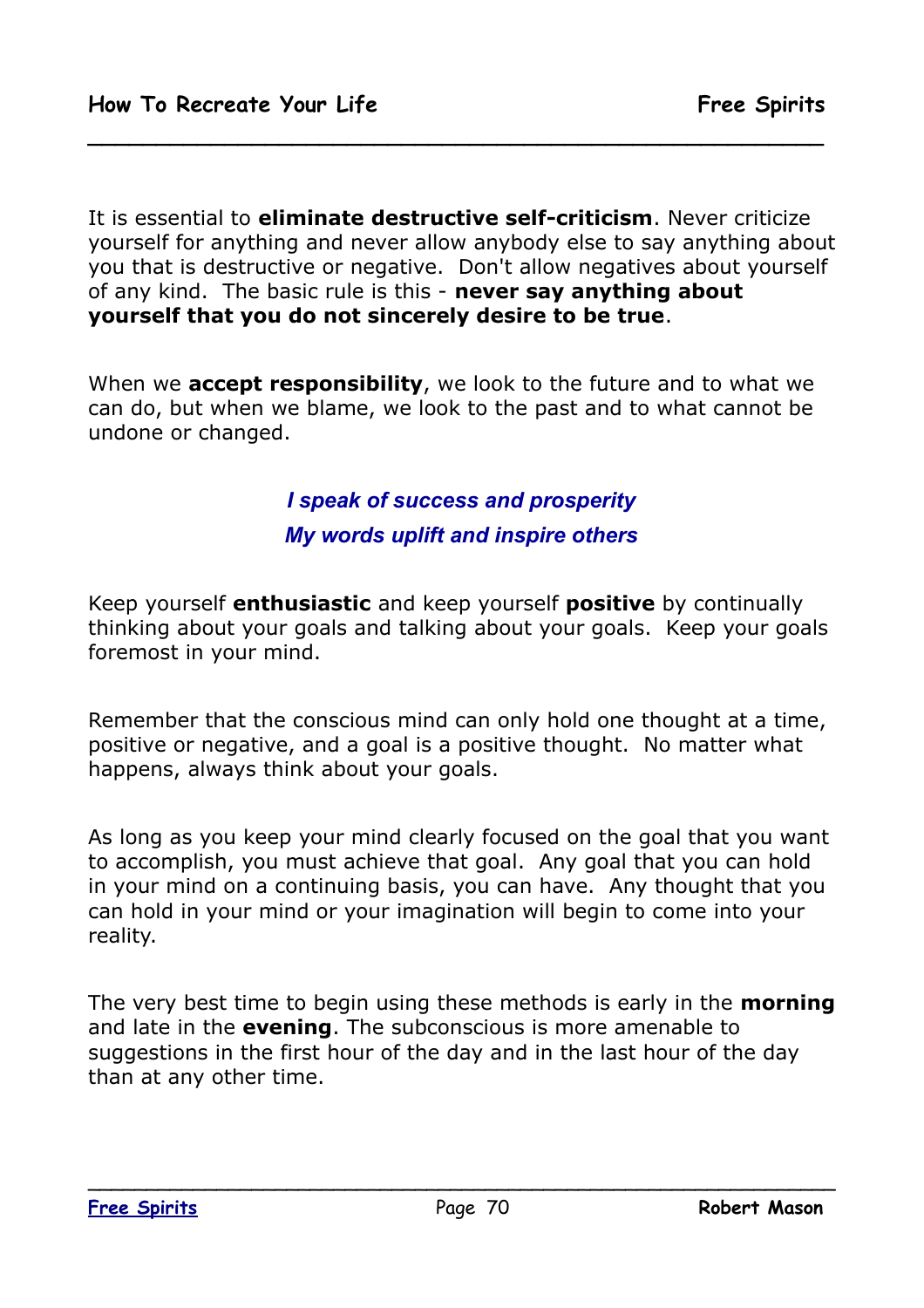It is essential to **eliminate destructive self-criticism**. Never criticize yourself for anything and never allow anybody else to say anything about you that is destructive or negative.  Don't allow negatives about yourself of any kind.  The basic rule is this - **never say anything about yourself that you do not sincerely desire to be true**.

When we **accept responsibility**, we look to the future and to what we can do, but when we blame, we look to the past and to what cannot be undone or changed.

***I speak of success and prosperity***

***My words uplift and inspire others***

Keep yourself **enthusiastic** and keep yourself **positive** by continually thinking about your goals and talking about your goals.  Keep your goals foremost in your mind.

Remember that the conscious mind can only hold one thought at a time, positive or negative, and a goal is a positive thought.  No matter what happens, always think about your goals.

As long as you keep your mind clearly focused on the goal that you want to accomplish, you must achieve that goal.  Any goal that you can hold in your mind on a continuing basis, you can have.  Any thought that you can hold in your mind or your imagination will begin to come into your reality.

The very best time to begin using these methods is early in the **morning** and late in the **evening**. The subconscious is more amenable to suggestions in the first hour of the day and in the last hour of the day than at any other time.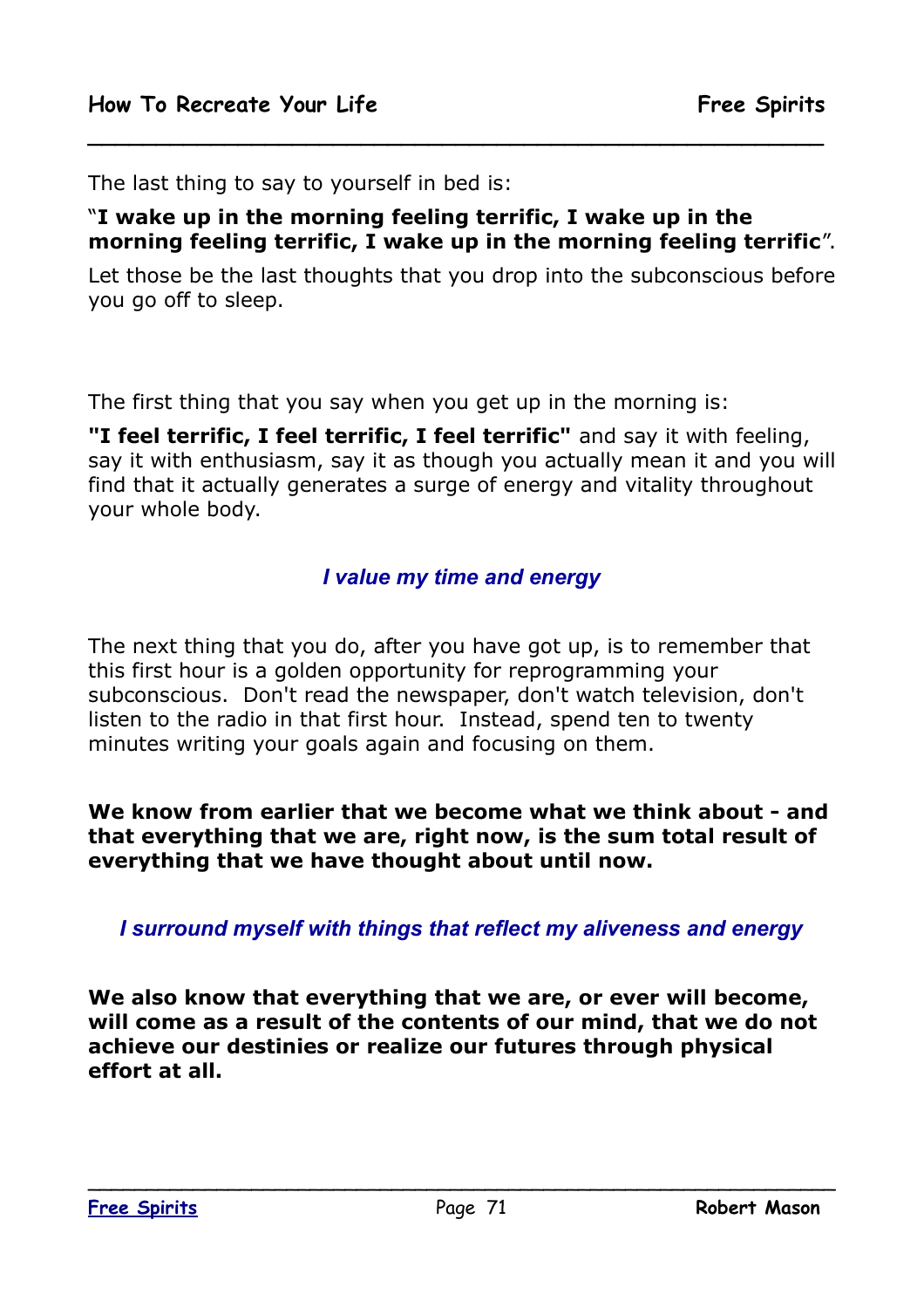The last thing to say to yourself in bed is:

“**I wake up in the morning feeling terrific, I wake up in the morning feeling terrific, I wake up in the morning feeling terrific**”.

Let those be the last thoughts that you drop into the subconscious before you go off to sleep.

The first thing that you say when you get up in the morning is:

**"I feel terrific, I feel terrific, I feel terrific"** and say it with feeling, say it with enthusiasm, say it as though you actually mean it and you will find that it actually generates a surge of energy and vitality throughout your whole body.

*I value my time and energy*

The next thing that you do, after you have got up, is to remember that this first hour is a golden opportunity for reprogramming your subconscious. Don't read the newspaper, don't watch television, don't listen to the radio in that first hour. Instead, spend ten to twenty minutes writing your goals again and focusing on them.

**We know from earlier that we become what we think about - and that everything that we are, right now, is the sum total result of everything that we have thought about until now.**

*I surround myself with things that reflect my aliveness and energy*

**We also know that everything that we are, or ever will become, will come as a result of the contents of our mind, that we do not achieve our destinies or realize our futures through physical effort at all.**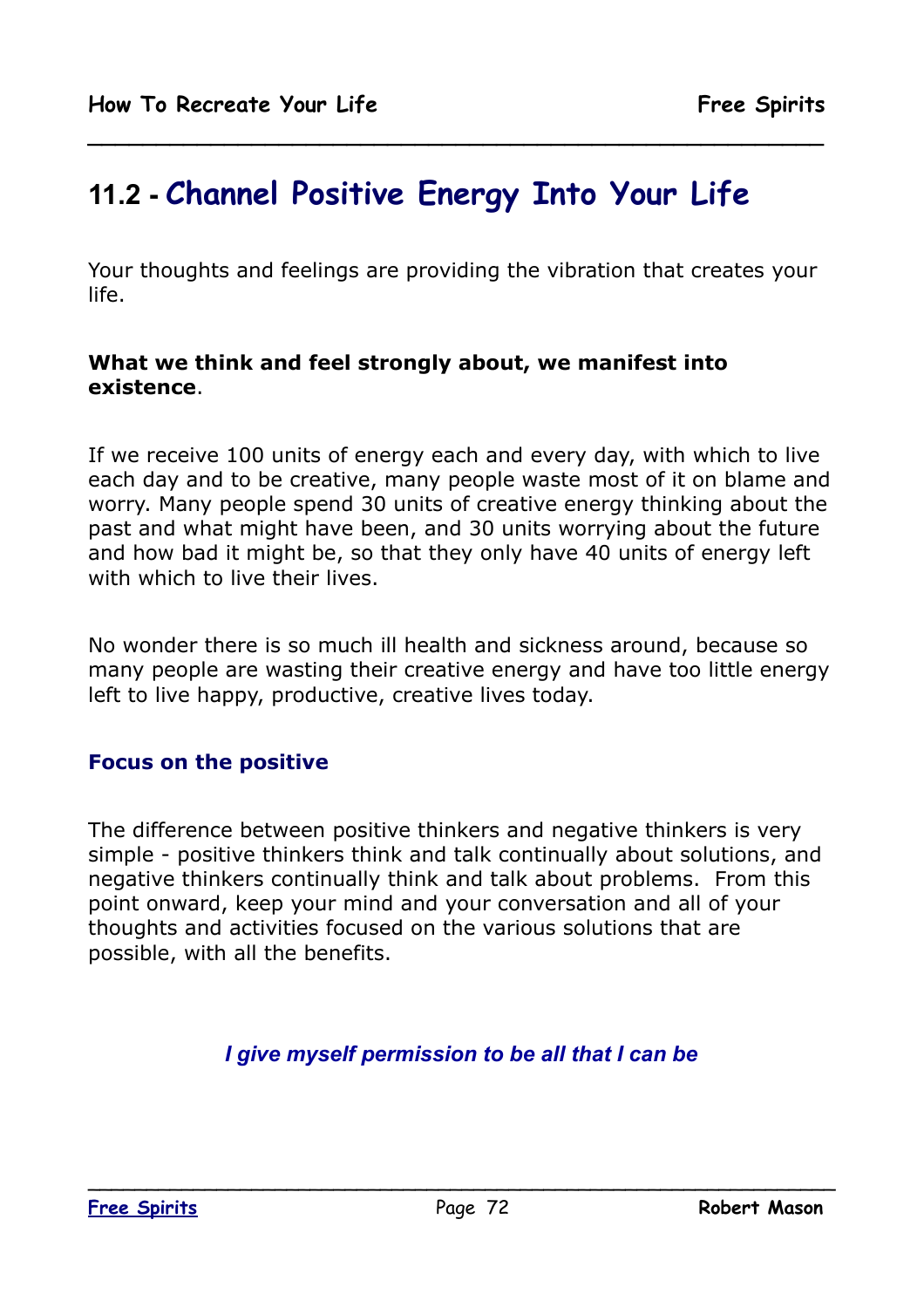## 11.2 - Channel Positive Energy Into Your Life

Your thoughts and feelings are providing the vibration that creates your life.

**What we think and feel strongly about, we manifest into existence**.

If we receive 100 units of energy each and every day, with which to live each day and to be creative, many people waste most of it on blame and worry. Many people spend 30 units of creative energy thinking about the past and what might have been, and 30 units worrying about the future and how bad it might be, so that they only have 40 units of energy left with which to live their lives.

No wonder there is so much ill health and sickness around, because so many people are wasting their creative energy and have too little energy left to live happy, productive, creative lives today.

### Focus on the positive

The difference between positive thinkers and negative thinkers is very simple - positive thinkers think and talk continually about solutions, and negative thinkers continually think and talk about problems. From this point onward, keep your mind and your conversation and all of your thoughts and activities focused on the various solutions that are possible, with all the benefits.

***I give myself permission to be all that I can be***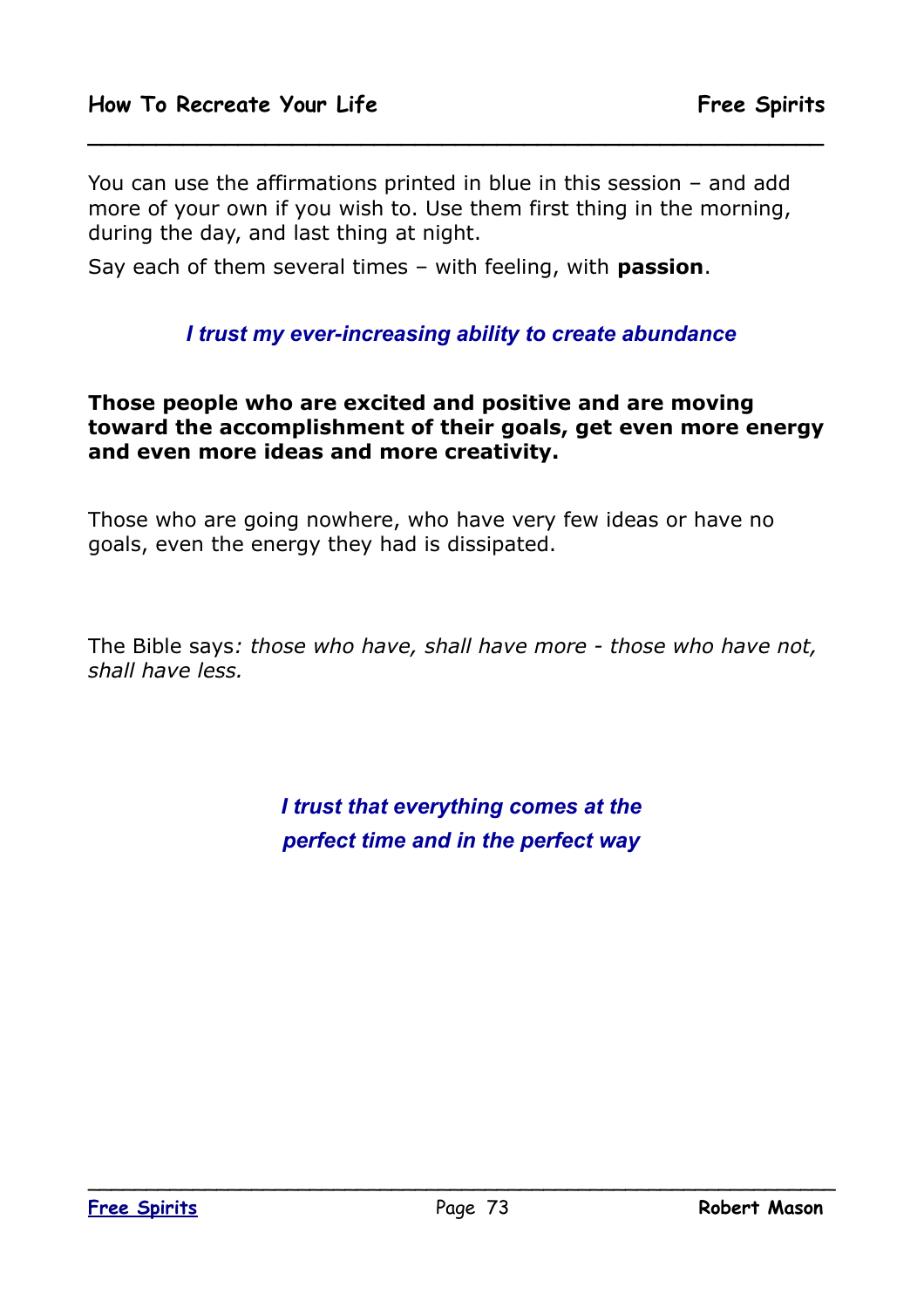You can use the affirmations printed in blue in this session – and add more of your own if you wish to. Use them first thing in the morning, during the day, and last thing at night.

Say each of them several times – with feeling, with **passion**.

***I trust my ever-increasing ability to create abundance***

**Those people who are excited and positive and are moving toward the accomplishment of their goals, get even more energy and even more ideas and more creativity.**

Those who are going nowhere, who have very few ideas or have no goals, even the energy they had is dissipated.

The Bible says*: those who have, shall have more - those who have not, shall have less.*

***I trust that everything comes at the perfect time and in the perfect way***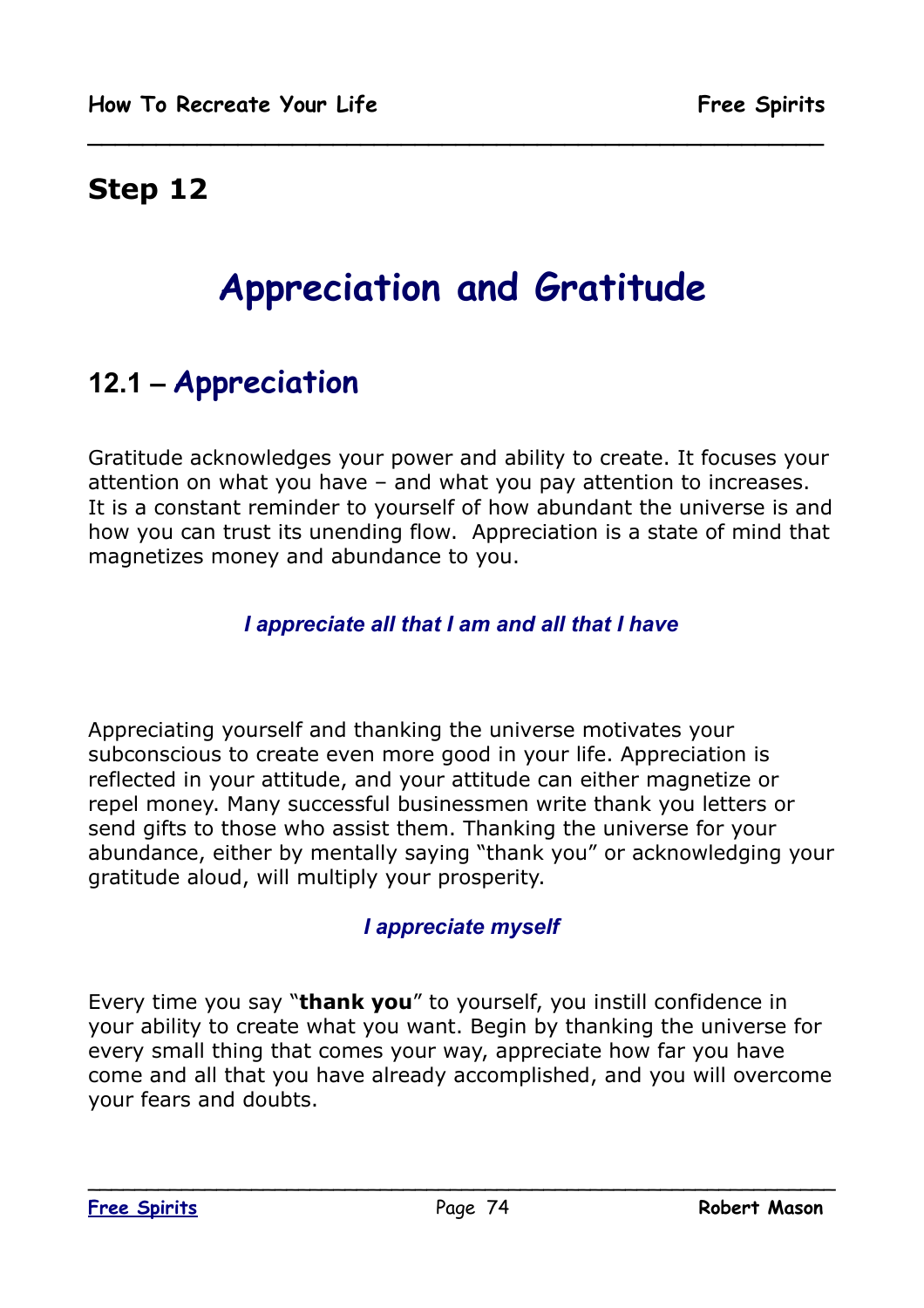## Step 12

# Appreciation and Gratitude

## 12.1 – Appreciation

Gratitude acknowledges your power and ability to create. It focuses your attention on what you have – and what you pay attention to increases. It is a constant reminder to yourself of how abundant the universe is and how you can trust its unending flow. Appreciation is a state of mind that magnetizes money and abundance to you.

***I appreciate all that I am and all that I have***

Appreciating yourself and thanking the universe motivates your subconscious to create even more good in your life. Appreciation is reflected in your attitude, and your attitude can either magnetize or repel money. Many successful businessmen write thank you letters or send gifts to those who assist them. Thanking the universe for your abundance, either by mentally saying "thank you" or acknowledging your gratitude aloud, will multiply your prosperity.

***I appreciate myself***

Every time you say "**thank you**" to yourself, you instill confidence in your ability to create what you want. Begin by thanking the universe for every small thing that comes your way, appreciate how far you have come and all that you have already accomplished, and you will overcome your fears and doubts.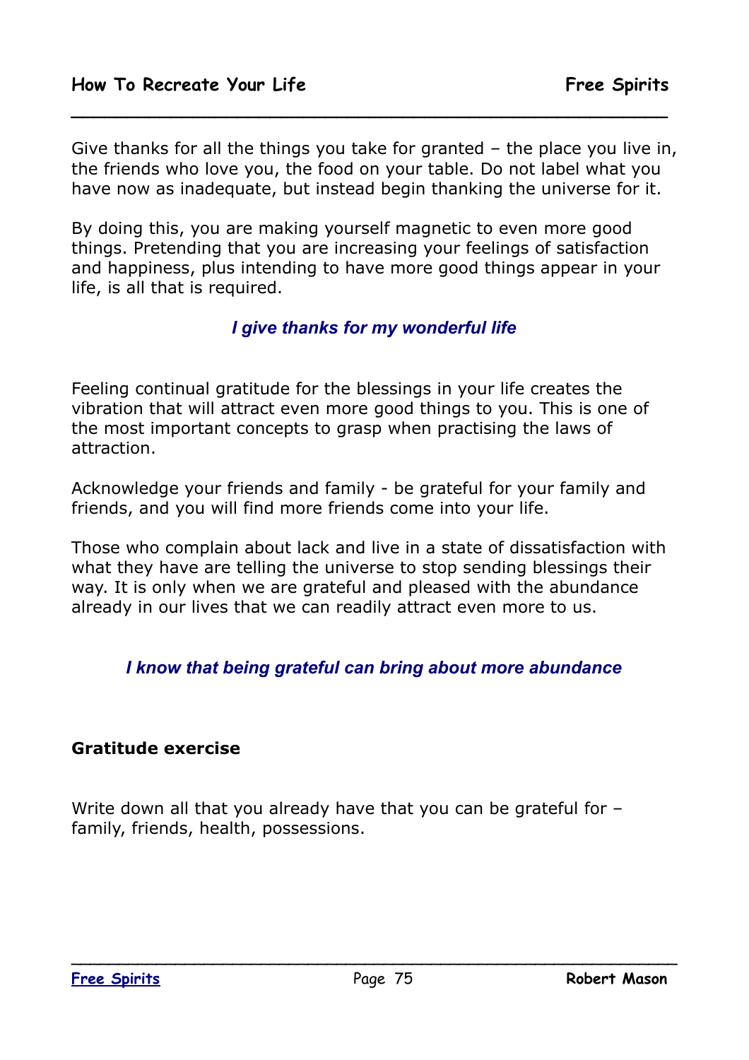Give thanks for all the things you take for granted – the place you live in, the friends who love you, the food on your table. Do not label what you have now as inadequate, but instead begin thanking the universe for it.

By doing this, you are making yourself magnetic to even more good things. Pretending that you are increasing your feelings of satisfaction and happiness, plus intending to have more good things appear in your life, is all that is required.

***I give thanks for my wonderful life***

Feeling continual gratitude for the blessings in your life creates the vibration that will attract even more good things to you. This is one of the most important concepts to grasp when practising the laws of attraction.

Acknowledge your friends and family - be grateful for your family and friends, and you will find more friends come into your life.

Those who complain about lack and live in a state of dissatisfaction with what they have are telling the universe to stop sending blessings their way. It is only when we are grateful and pleased with the abundance already in our lives that we can readily attract even more to us.

***I know that being grateful can bring about more abundance***

**Gratitude exercise**

Write down all that you already have that you can be grateful for – family, friends, health, possessions.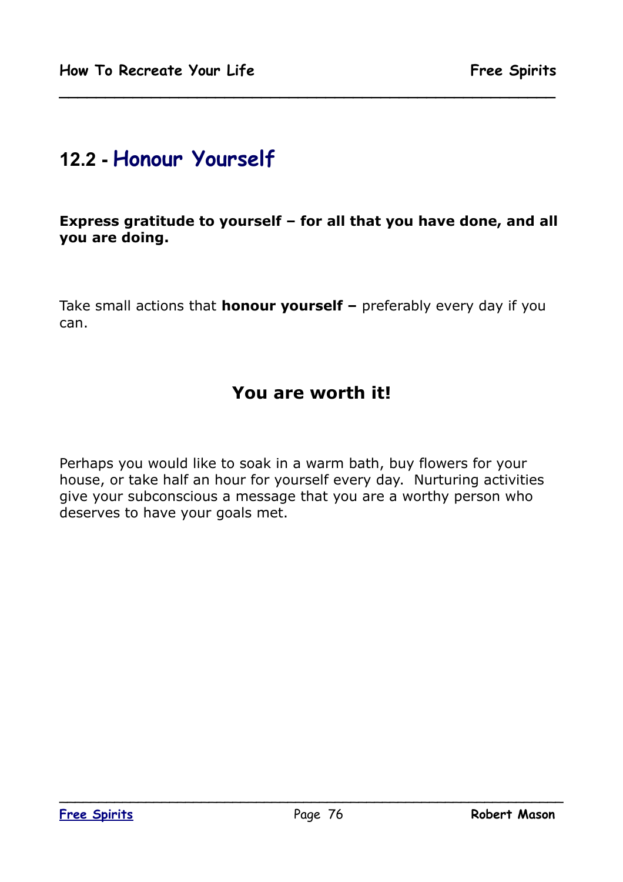## 12.2 - Honour Yourself

**Express gratitude to yourself – for all that you have done, and all you are doing.**

Take small actions that **honour yourself –** preferably every day if you can.

### You are worth it!

Perhaps you would like to soak in a warm bath, buy flowers for your house, or take half an hour for yourself every day. Nurturing activities give your subconscious a message that you are a worthy person who deserves to have your goals met.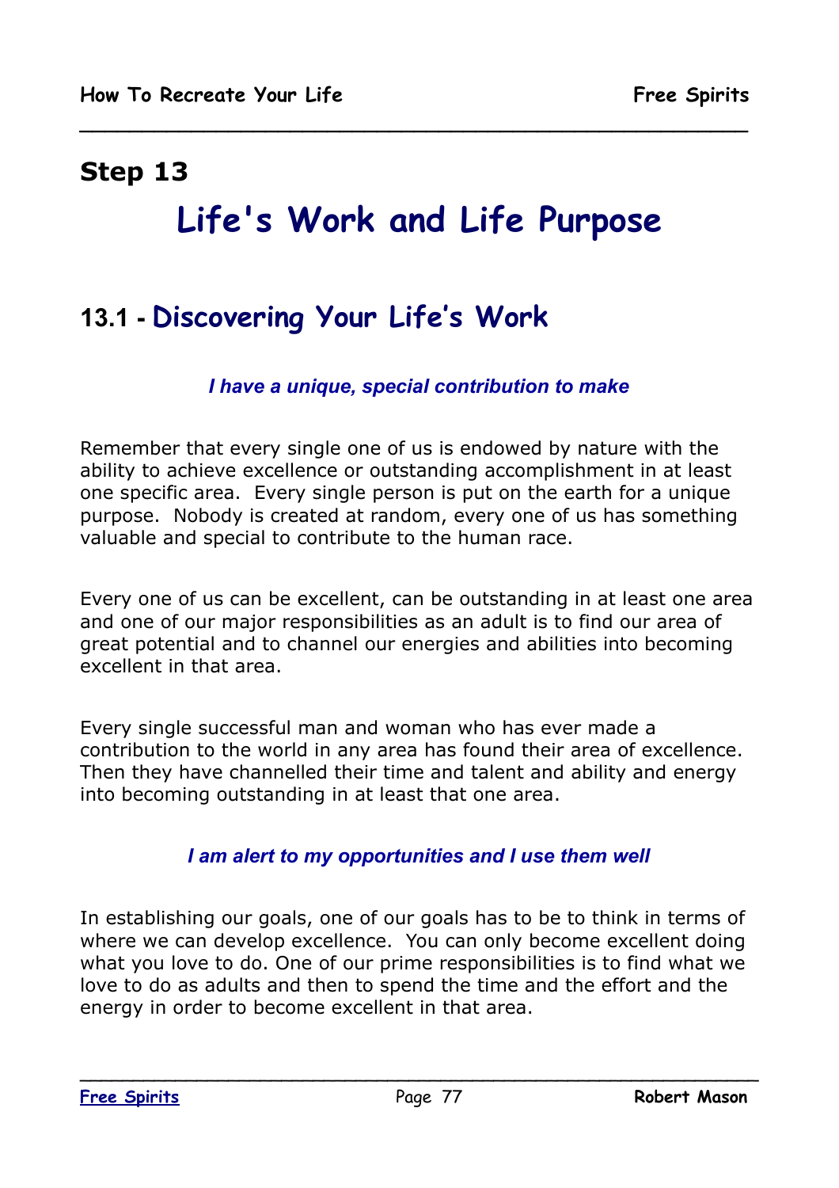## Step 13

# Life's Work and Life Purpose

## 13.1 - Discovering Your Life's Work

***I have a unique, special contribution to make***

Remember that every single one of us is endowed by nature with the ability to achieve excellence or outstanding accomplishment in at least one specific area. Every single person is put on the earth for a unique purpose. Nobody is created at random, every one of us has something valuable and special to contribute to the human race.

Every one of us can be excellent, can be outstanding in at least one area and one of our major responsibilities as an adult is to find our area of great potential and to channel our energies and abilities into becoming excellent in that area.

Every single successful man and woman who has ever made a contribution to the world in any area has found their area of excellence. Then they have channelled their time and talent and ability and energy into becoming outstanding in at least that one area.

***I am alert to my opportunities and I use them well***

In establishing our goals, one of our goals has to be to think in terms of where we can develop excellence. You can only become excellent doing what you love to do. One of our prime responsibilities is to find what we love to do as adults and then to spend the time and the effort and the energy in order to become excellent in that area.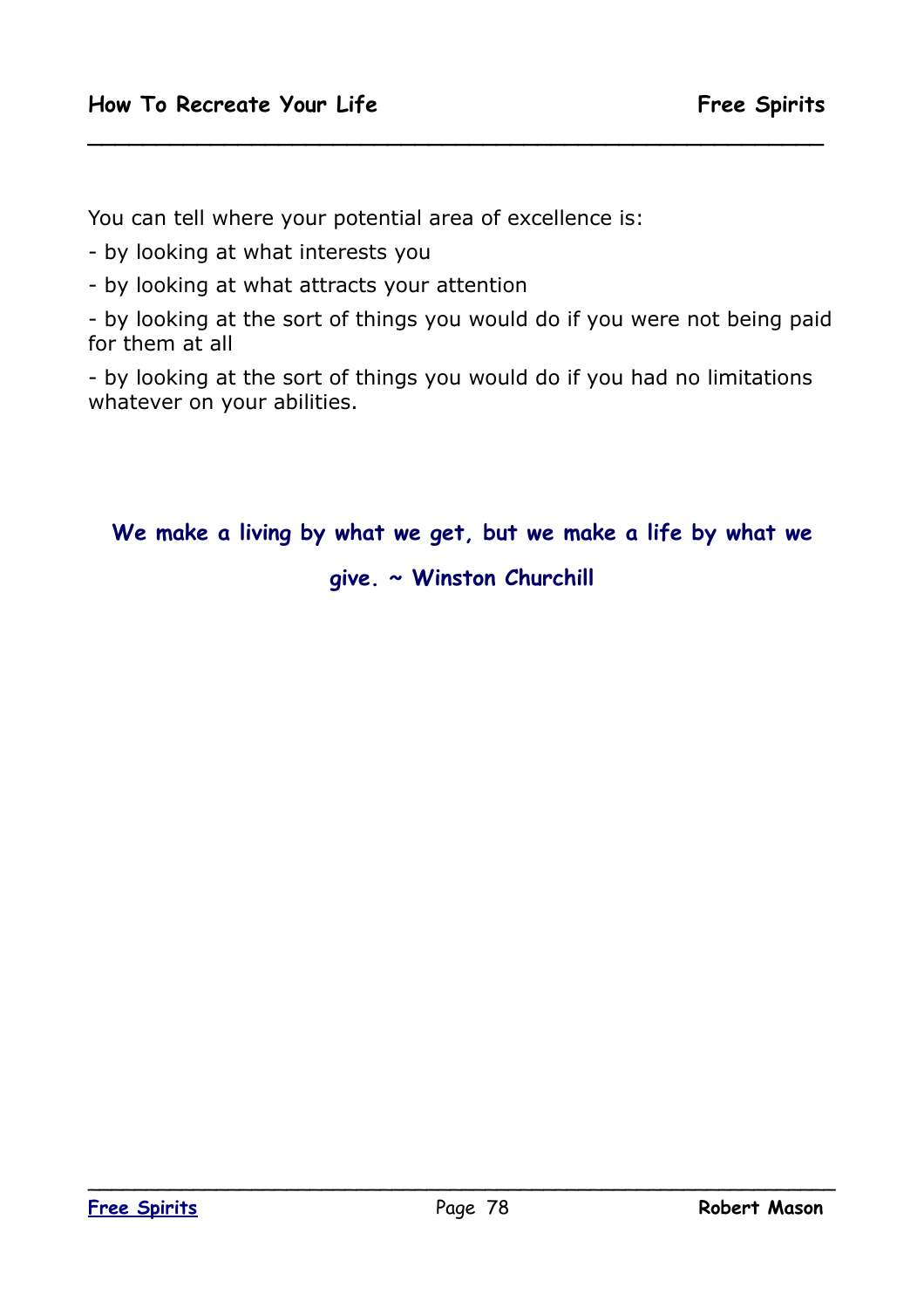You can tell where your potential area of excellence is:

- by looking at what interests you
- by looking at what attracts your attention
- by looking at the sort of things you would do if you were not being paid for them at all
- by looking at the sort of things you would do if you had no limitations whatever on your abilities.

**We make a living by what we get, but we make a life by what we give. ~ Winston Churchill**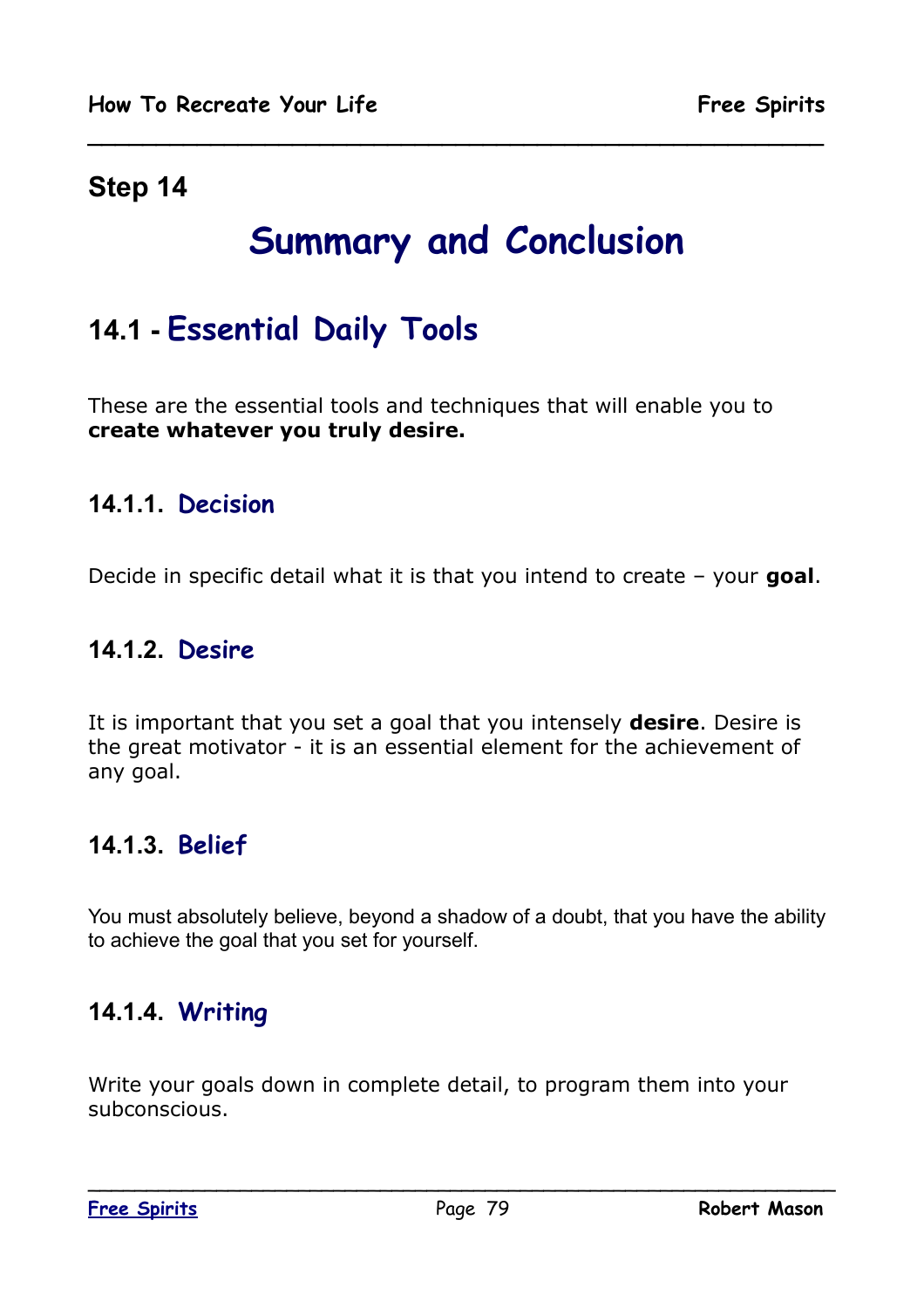**Step 14**

# Summary and Conclusion

## 14.1 - Essential Daily Tools

These are the essential tools and techniques that will enable you to **create whatever you truly desire.**

### 14.1.1. Decision

Decide in specific detail what it is that you intend to create – your **goal**.

### 14.1.2. Desire

It is important that you set a goal that you intensely **desire**. Desire is the great motivator - it is an essential element for the achievement of any goal.

### 14.1.3. Belief

You must absolutely believe, beyond a shadow of a doubt, that you have the ability to achieve the goal that you set for yourself.

### 14.1.4. Writing

Write your goals down in complete detail, to program them into your subconscious.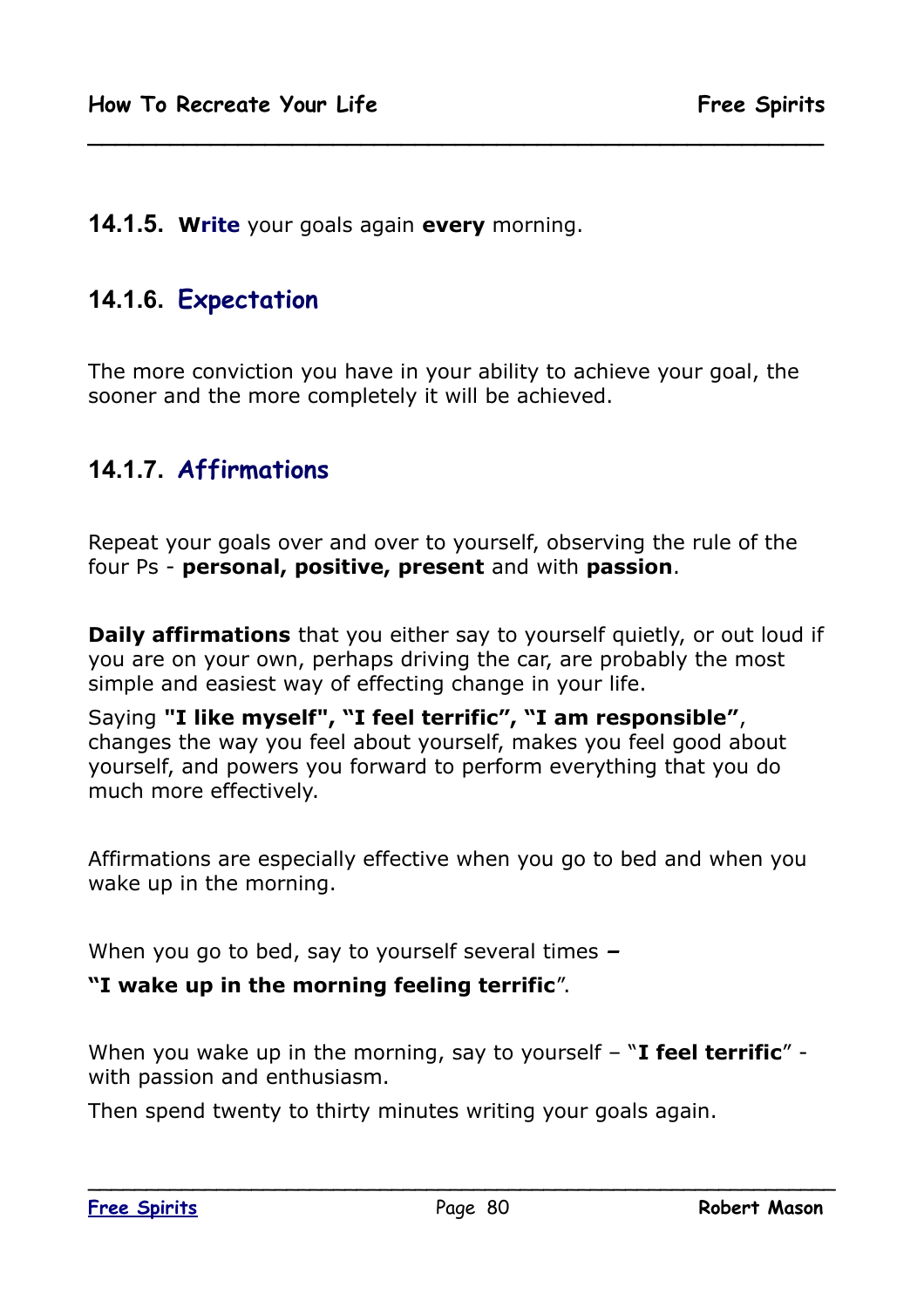**14.1.5. Write** your goals again **every** morning.

### 14.1.6. Expectation

The more conviction you have in your ability to achieve your goal, the sooner and the more completely it will be achieved.

### 14.1.7. Affirmations

Repeat your goals over and over to yourself, observing the rule of the four Ps - **personal, positive, present** and with **passion**.

**Daily affirmations** that you either say to yourself quietly, or out loud if you are on your own, perhaps driving the car, are probably the most simple and easiest way of effecting change in your life.

Saying **"I like myself", "I feel terrific", "I am responsible"**, changes the way you feel about yourself, makes you feel good about yourself, and powers you forward to perform everything that you do much more effectively.

Affirmations are especially effective when you go to bed and when you wake up in the morning.

When you go to bed, say to yourself several times **–**

**"I wake up in the morning feeling terrific**".

When you wake up in the morning, say to yourself – "**I feel terrific**" - with passion and enthusiasm.

Then spend twenty to thirty minutes writing your goals again.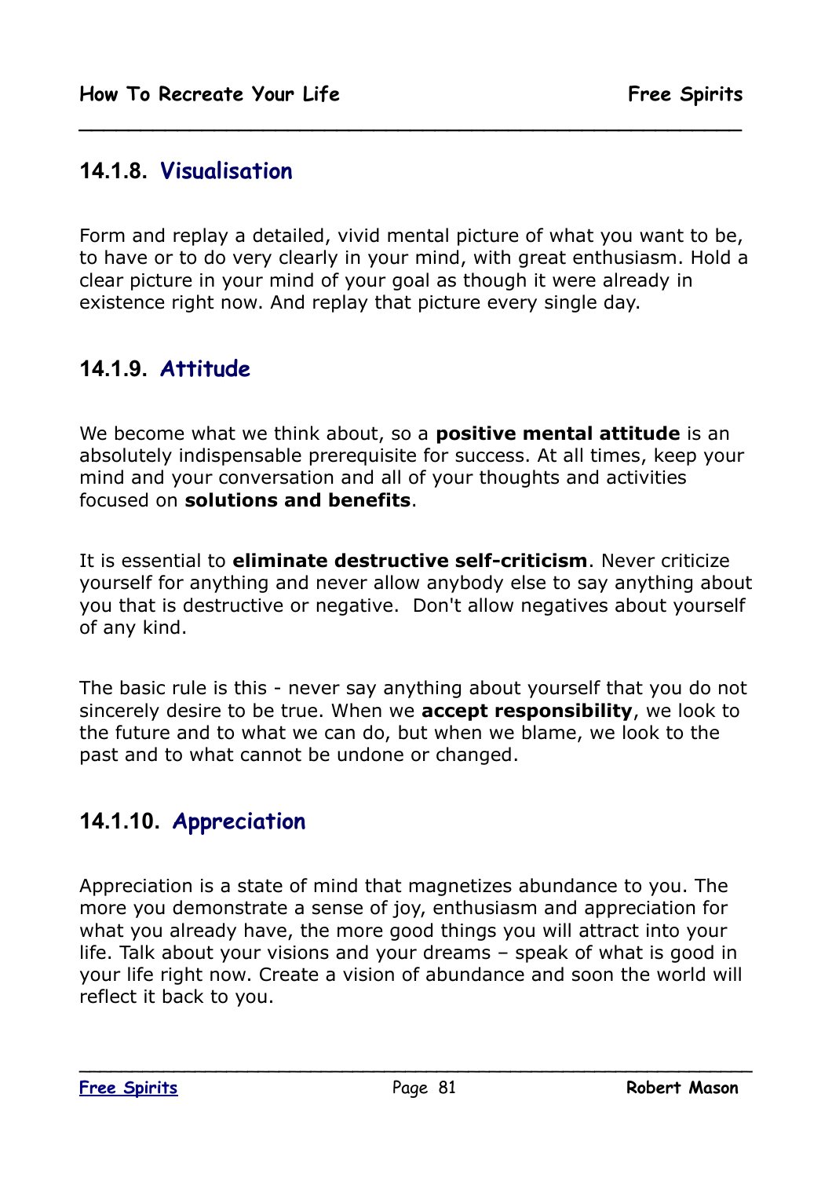### 14.1.8. Visualisation

Form and replay a detailed, vivid mental picture of what you want to be, to have or to do very clearly in your mind, with great enthusiasm. Hold a clear picture in your mind of your goal as though it were already in existence right now. And replay that picture every single day.

### 14.1.9. Attitude

We become what we think about, so a **positive mental attitude** is an absolutely indispensable prerequisite for success. At all times, keep your mind and your conversation and all of your thoughts and activities focused on **solutions and benefits**.

It is essential to **eliminate destructive self-criticism**. Never criticize yourself for anything and never allow anybody else to say anything about you that is destructive or negative. Don't allow negatives about yourself of any kind.

The basic rule is this - never say anything about yourself that you do not sincerely desire to be true. When we **accept responsibility**, we look to the future and to what we can do, but when we blame, we look to the past and to what cannot be undone or changed.

### 14.1.10. Appreciation

Appreciation is a state of mind that magnetizes abundance to you. The more you demonstrate a sense of joy, enthusiasm and appreciation for what you already have, the more good things you will attract into your life. Talk about your visions and your dreams – speak of what is good in your life right now. Create a vision of abundance and soon the world will reflect it back to you.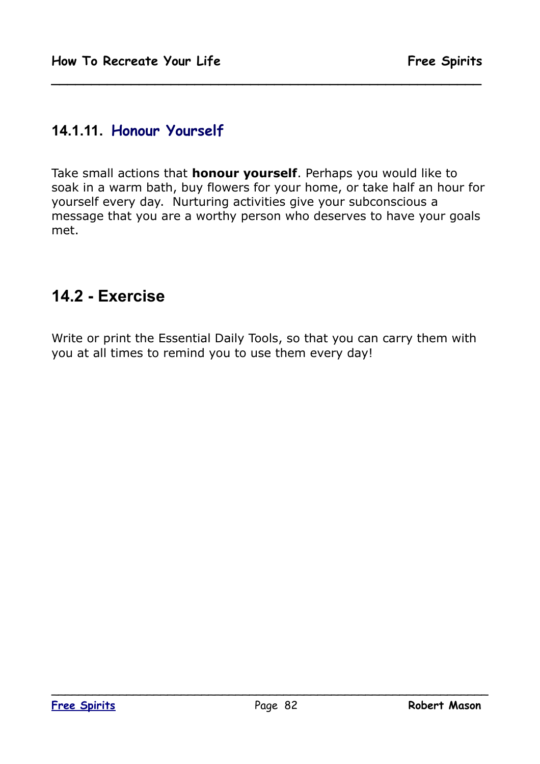### 14.1.11. Honour Yourself

Take small actions that **honour yourself**. Perhaps you would like to soak in a warm bath, buy flowers for your home, or take half an hour for yourself every day. Nurturing activities give your subconscious a message that you are a worthy person who deserves to have your goals met.

## 14.2 - Exercise

Write or print the Essential Daily Tools, so that you can carry them with you at all times to remind you to use them every day!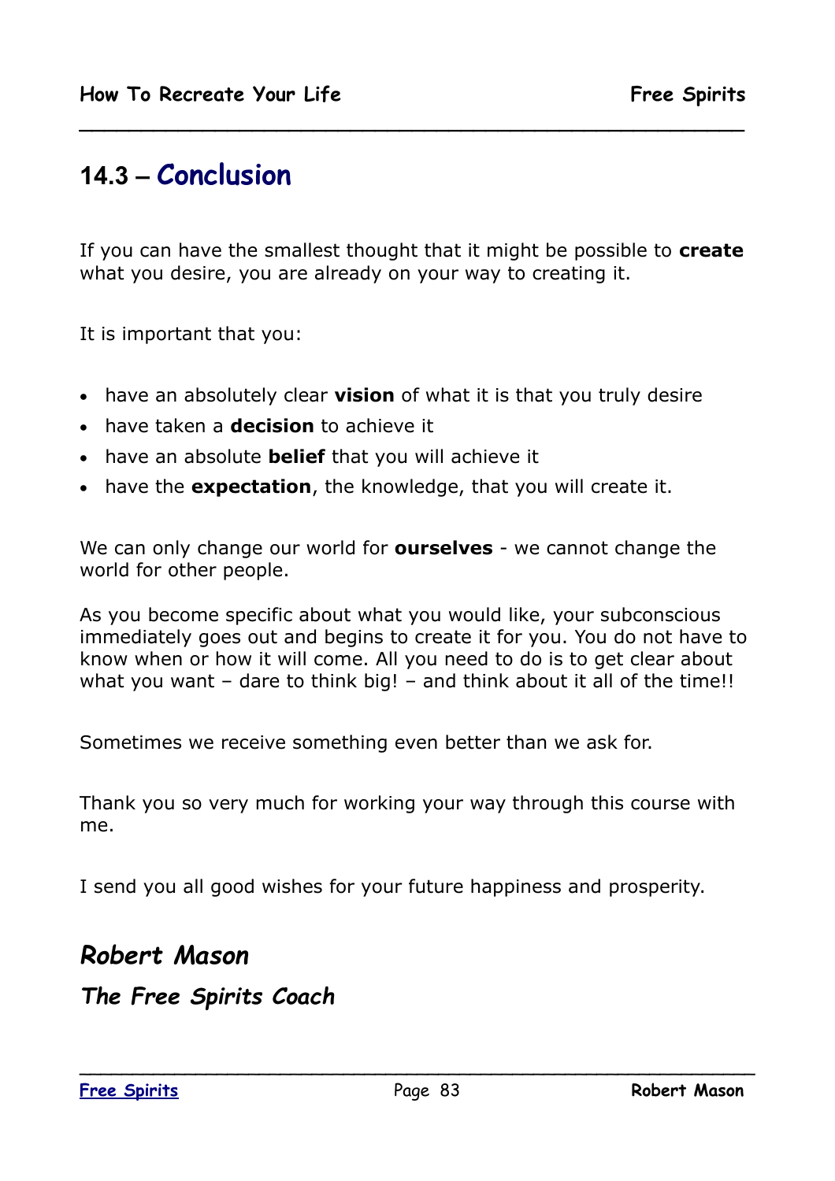## 14.3 – Conclusion

If you can have the smallest thought that it might be possible to **create** what you desire, you are already on your way to creating it.

It is important that you:

- have an absolutely clear **vision** of what it is that you truly desire
- have taken a **decision** to achieve it
- have an absolute **belief** that you will achieve it
- have the **expectation**, the knowledge, that you will create it.

We can only change our world for **ourselves** - we cannot change the world for other people.

As you become specific about what you would like, your subconscious immediately goes out and begins to create it for you. You do not have to know when or how it will come. All you need to do is to get clear about what you want – dare to think big! – and think about it all of the time!!

Sometimes we receive something even better than we ask for.

Thank you so very much for working your way through this course with me.

I send you all good wishes for your future happiness and prosperity.

***Robert Mason***

***The Free Spirits Coach***